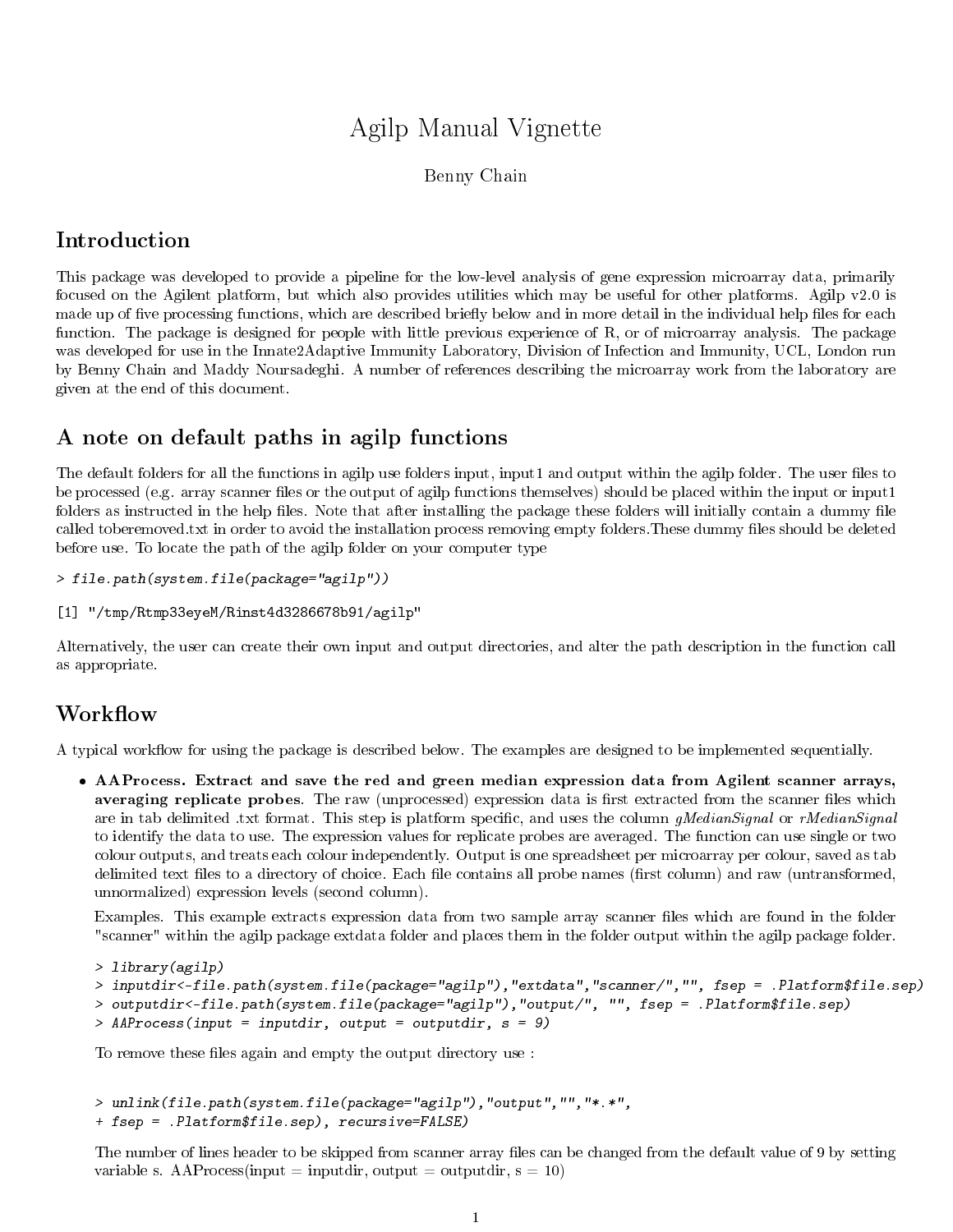# Agilp Manual Vignette

Benny Chain

## Introduction

This package was developed to provide a pipeline for the low-level analysis of gene expression microarray data, primarily focused on the Agilent platform, but which also provides utilities which may be useful for other platforms. Agilp v2.0 is made up of five processing functions, which are described briefly below and in more detail in the individual help files for each function. The package is designed for people with little previous experience of R, or of microarray analysis. The package was developed for use in the Innate2Adaptive Immunity Laboratory, Division of Infection and Immunity, UCL, London run by Benny Chain and Maddy Noursadeghi. A number of references describing the microarray work from the laboratory are given at the end of this document.

## A note on default paths in agilp functions

The default folders for all the functions in agilp use folders input, input1 and output within the agilp folder. The user files to be processed (e.g. array scanner files or the output of agilp functions themselves) should be placed within the input or input1 folders as instructed in the help files. Note that after installing the package these folders will initially contain a dummy file called toberemoved.txt in order to avoid the installation process removing empty folders.These dummy files should be deleted before use. To locate the path of the agilp folder on your computer type

```
> file.path(system.file(package="agilp"))
```

```
[1] "/tmp/Rtmp33eyeM/Rinst4d3286678b91/agilp"
```

Alternatively, the user can create their own input and output directories, and alter the path description in the function call as appropriate.

## Workflow

A typical workflow for using the package is described below. The examples are designed to be implemented sequentially.

- **AAProcess. Extract and save the red and green median expression data from Agilent scanner arrays, averaging replicate probes**. The raw (unprocessed) expression data is first extracted from the scanner files which are in tab delimited .txt format. This step is platform specific, and uses the column *gMedianSignal* or *rMedianSignal* to identify the data to use. The expression values for replicate probes are averaged. The function can use single or two colour outputs, and treats each colour independently. Output is one spreadsheet per microarray per colour, saved as tab delimited text files to a directory of choice. Each file contains all probe names (first column) and raw (untransformed, unnormalized) expression levels (second column).

  Examples. This example extracts expression data from two sample array scanner files which are found in the folder "scanner" within the agilp package extdata folder and places them in the folder output within the agilp package folder.

  ```
  > library(agilp)
  > inputdir<-file.path(system.file(package="agilp"),"extdata","scanner/","", fsep = .Platform$file.sep)
  > outputdir<-file.path(system.file(package="agilp"),"output/", "", fsep = .Platform$file.sep)
  > AAProcess(input = inputdir, output = outputdir, s = 9)
  ```

  To remove these files again and empty the output directory use :

  ```
  > unlink(file.path(system.file(package="agilp"),"output","","*.*",
  + fsep = .Platform$file.sep), recursive=FALSE)
  ```

  The number of lines header to be skipped from scanner array files can be changed from the default value of 9 by setting variable s. AAProcess(input = inputdir, output = outputdir, s = 10)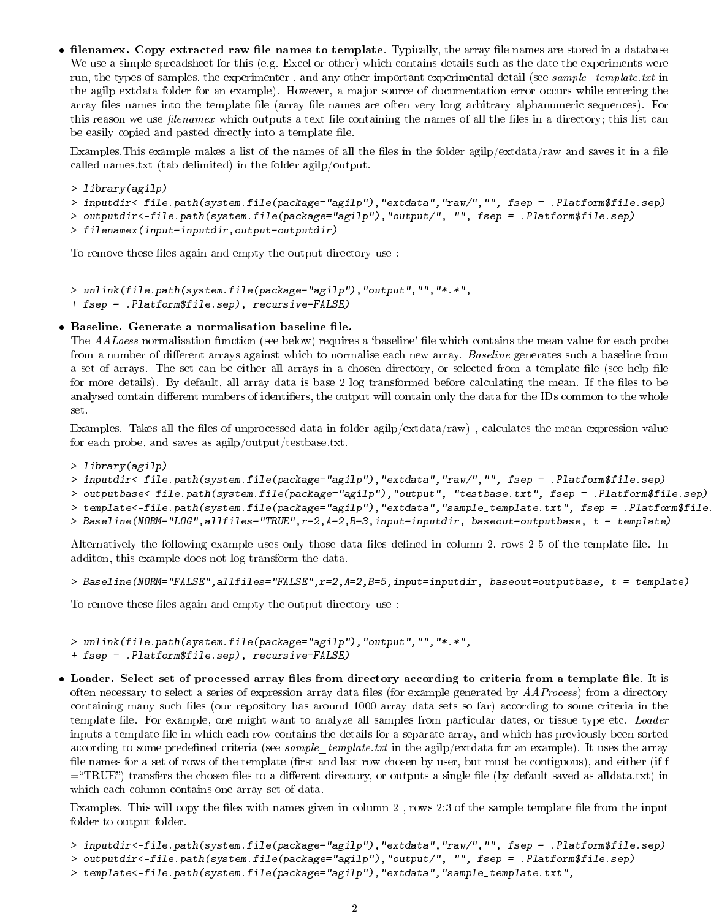- **filenamex. Copy extracted raw file names to template**. Typically, the array file names are stored in a database We use a simple spreadsheet for this (e.g. Excel or other) which contains details such as the date the experiments were run, the types of samples, the experimenter , and any other important experimental detail (see *sample_template.txt* in the agilp extdata folder for an example). However, a major source of documentation error occurs while entering the array files names into the template file (array file names are often very long arbitrary alphanumeric sequences). For this reason we use *filenamex* which outputs a text file containing the names of all the files in a directory; this list can be easily copied and pasted directly into a template file.

  Examples.This example makes a list of the names of all the files in the folder agilp/extdata/raw and saves it in a file called names.txt (tab delimited) in the folder agilp/output.

  ```
  > library(agilp)
  > inputdir<-file.path(system.file(package="agilp"),"extdata","raw/","", fsep = .Platform$file.sep)
  > outputdir<-file.path(system.file(package="agilp"),"output/", "", fsep = .Platform$file.sep)
  > filenamex(input=inputdir,output=outputdir)
  ```

  To remove these files again and empty the output directory use :

  ```
  > unlink(file.path(system.file(package="agilp"),"output","","*.*",
  + fsep = .Platform$file.sep), recursive=FALSE)
  ```

- **Baseline. Generate a normalisation baseline file.**
  The *AALoess* normalisation function (see below) requires a 'baseline' file which contains the mean value for each probe from a number of different arrays against which to normalise each new array. *Baseline* generates such a baseline from a set of arrays. The set can be either all arrays in a chosen directory, or selected from a template file (see help file for more details). By default, all array data is base 2 log transformed before calculating the mean. If the files to be analysed contain different numbers of identifiers, the output will contain only the data for the IDs common to the whole set.

  Examples. Takes all the files of unprocessed data in folder agilp/extdata/raw) , calculates the mean expression value for each probe, and saves as agilp/output/testbase.txt.

  ```
  > library(agilp)
  > inputdir<-file.path(system.file(package="agilp"),"extdata","raw/","", fsep = .Platform$file.sep)
  > outputbase<-file.path(system.file(package="agilp"),"output", "testbase.txt", fsep = .Platform$file.sep)
  > template<-file.path(system.file(package="agilp"),"extdata","sample_template.txt", fsep = .Platform$file.
  > Baseline(NORM="LOG",allfiles="TRUE",r=2,A=2,B=3,input=inputdir, baseout=outputbase, t = template)
  ```

  Alternatively the following example uses only those data files defined in column 2, rows 2-5 of the template file. In additon, this example does not log transform the data.

  ```
  > Baseline(NORM="FALSE",allfiles="FALSE",r=2,A=2,B=5,input=inputdir, baseout=outputbase, t = template)
  ```

  To remove these files again and empty the output directory use :

  ```
  > unlink(file.path(system.file(package="agilp"),"output","","*.*",
  + fsep = .Platform$file.sep), recursive=FALSE)
  ```

- **Loader. Select set of processed array files from directory according to criteria from a template file**. It is often necessary to select a series of expression array data files (for example generated by *AAProcess*) from a directory containing many such files (our repository has around 1000 array data sets so far) according to some criteria in the template file. For example, one might want to analyze all samples from particular dates, or tissue type etc. *Loader* inputs a template file in which each row contains the details for a separate array, and which has previously been sorted according to some predefined criteria (see *sample_template.txt* in the agilp/extdata for an example). It uses the array file names for a set of rows of the template (first and last row chosen by user, but must be contiguous), and either (if f ="TRUE") transfers the chosen files to a different directory, or outputs a single file (by default saved as alldata.txt) in which each column contains one array set of data.

  Examples. This will copy the files with names given in column 2 , rows 2:3 of the sample template file from the input folder to output folder.

  ```
  > inputdir<-file.path(system.file(package="agilp"),"extdata","raw/","", fsep = .Platform$file.sep)
  > outputdir<-file.path(system.file(package="agilp"),"output/", "", fsep = .Platform$file.sep)
  > template<-file.path(system.file(package="agilp"),"extdata","sample_template.txt",
  ```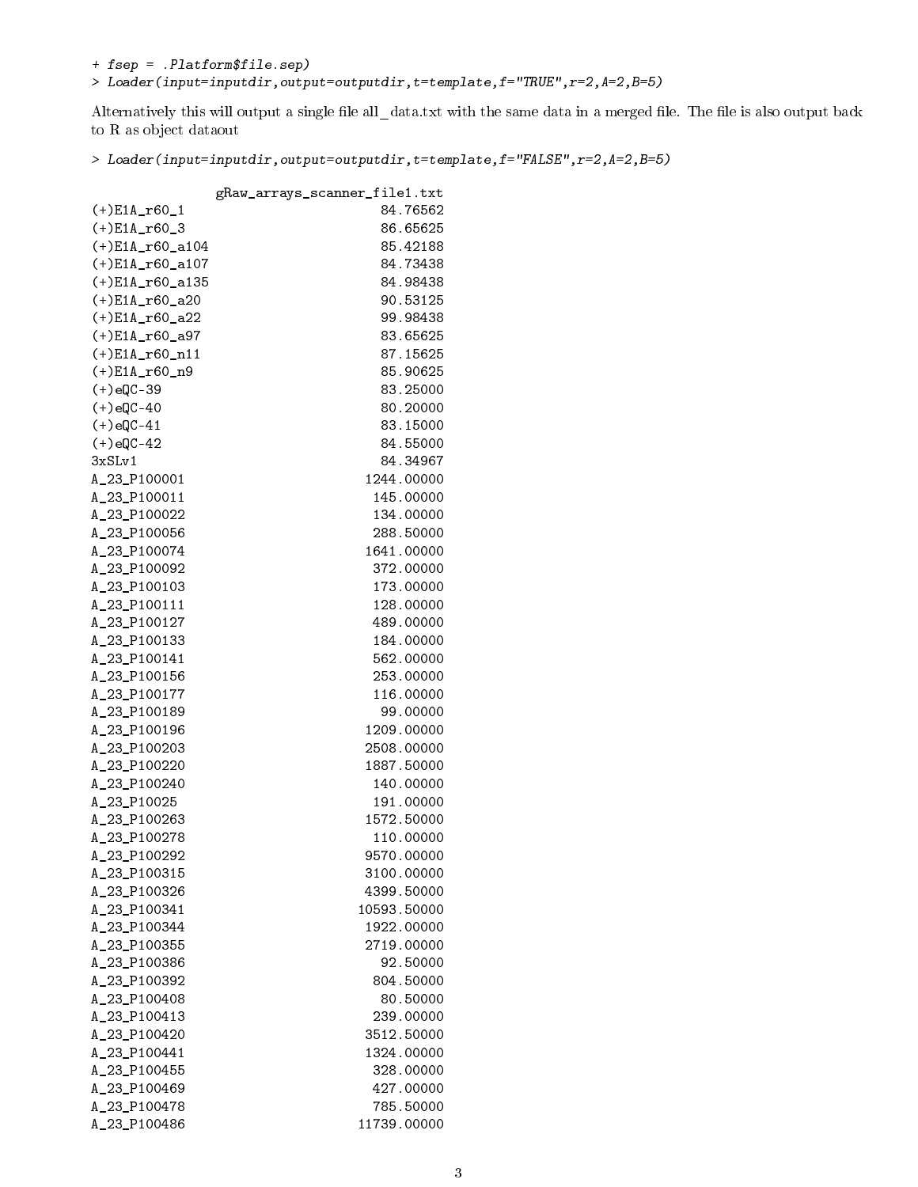```
+ fsep = .Platform$file.sep)
> Loader(input=inputdir,output=outputdir,t=template,f="TRUE",r=2,A=2,B=5)
```

Alternatively this will output a single file all_data.txt with the same data in a merged file. The file is also output back to R as object dataout

```
> Loader(input=inputdir,output=outputdir,t=template,f="FALSE",r=2,A=2,B=5)

                 gRaw_arrays_scanner_file1.txt
(+)E1A_r60_1                        84.76562
(+)E1A_r60_3                        86.65625
(+)E1A_r60_a104                     85.42188
(+)E1A_r60_a107                     84.73438
(+)E1A_r60_a135                     84.98438
(+)E1A_r60_a20                      90.53125
(+)E1A_r60_a22                      99.98438
(+)E1A_r60_a97                      83.65625
(+)E1A_r60_n11                      87.15625
(+)E1A_r60_n9                       85.90625
(+)eQC-39                           83.25000
(+)eQC-40                           80.20000
(+)eQC-41                           83.15000
(+)eQC-42                           84.55000
3xSLv1                              84.34967
A_23_P100001                      1244.00000
A_23_P100011                       145.00000
A_23_P100022                       134.00000
A_23_P100056                       288.50000
A_23_P100074                      1641.00000
A_23_P100092                       372.00000
A_23_P100103                       173.00000
A_23_P100111                       128.00000
A_23_P100127                       489.00000
A_23_P100133                       184.00000
A_23_P100141                       562.00000
A_23_P100156                       253.00000
A_23_P100177                       116.00000
A_23_P100189                        99.00000
A_23_P100196                      1209.00000
A_23_P100203                      2508.00000
A_23_P100220                      1887.50000
A_23_P100240                       140.00000
A_23_P10025                        191.00000
A_23_P100263                      1572.50000
A_23_P100278                       110.00000
A_23_P100292                      9570.00000
A_23_P100315                      3100.00000
A_23_P100326                      4399.50000
A_23_P100341                     10593.50000
A_23_P100344                      1922.00000
A_23_P100355                      2719.00000
A_23_P100386                        92.50000
A_23_P100392                       804.50000
A_23_P100408                        80.50000
A_23_P100413                       239.00000
A_23_P100420                      3512.50000
A_23_P100441                      1324.00000
A_23_P100455                       328.00000
A_23_P100469                       427.00000
A_23_P100478                       785.50000
A_23_P100486                     11739.00000
```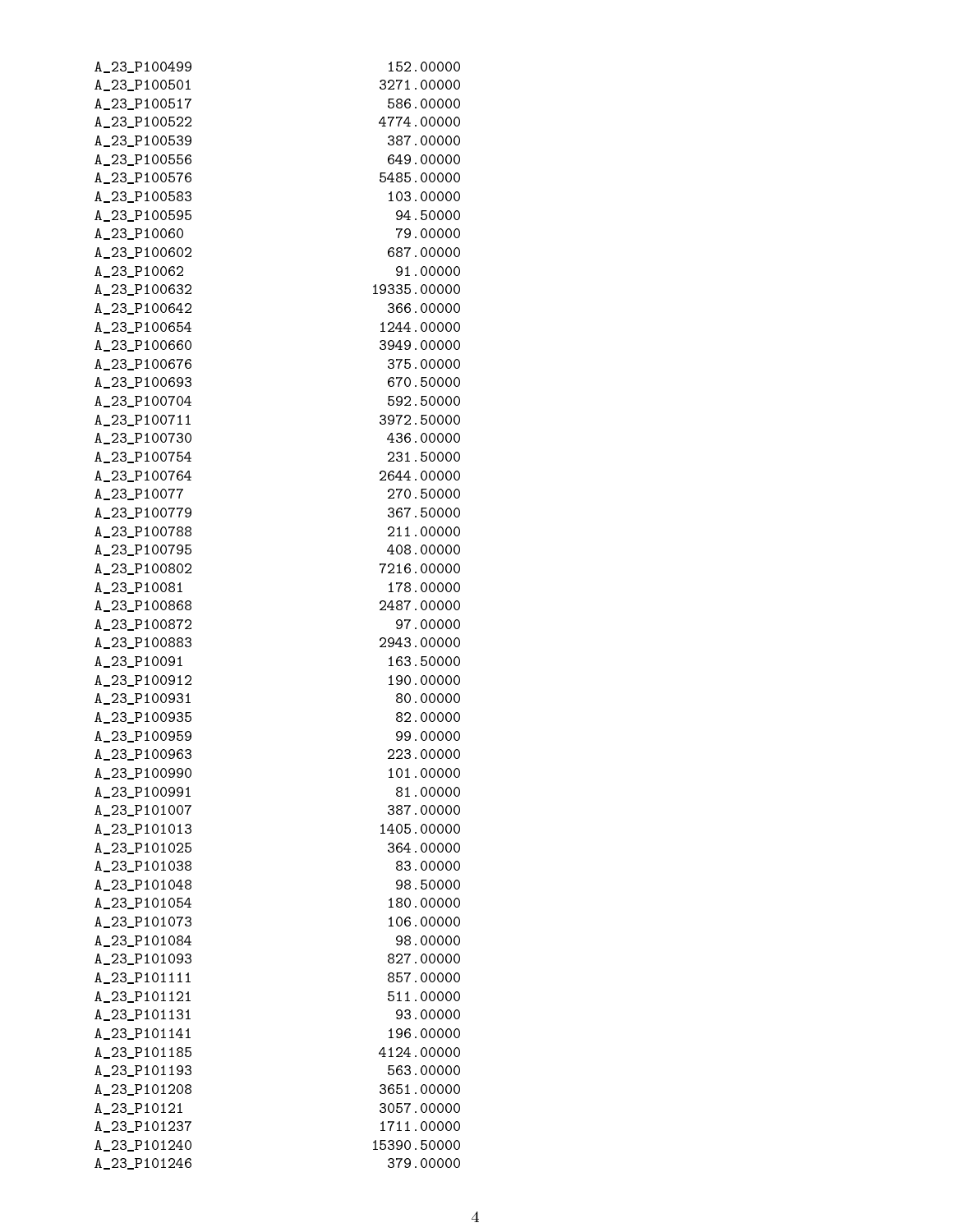| | |
|---|---|
| A_23_P100499 | 152.00000 |
| A_23_P100501 | 3271.00000 |
| A_23_P100517 | 586.00000 |
| A_23_P100522 | 4774.00000 |
| A_23_P100539 | 387.00000 |
| A_23_P100556 | 649.00000 |
| A_23_P100576 | 5485.00000 |
| A_23_P100583 | 103.00000 |
| A_23_P100595 | 94.50000 |
| A_23_P10060 | 79.00000 |
| A_23_P100602 | 687.00000 |
| A_23_P10062 | 91.00000 |
| A_23_P100632 | 19335.00000 |
| A_23_P100642 | 366.00000 |
| A_23_P100654 | 1244.00000 |
| A_23_P100660 | 3949.00000 |
| A_23_P100676 | 375.00000 |
| A_23_P100693 | 670.50000 |
| A_23_P100704 | 592.50000 |
| A_23_P100711 | 3972.50000 |
| A_23_P100730 | 436.00000 |
| A_23_P100754 | 231.50000 |
| A_23_P100764 | 2644.00000 |
| A_23_P10077 | 270.50000 |
| A_23_P100779 | 367.50000 |
| A_23_P100788 | 211.00000 |
| A_23_P100795 | 408.00000 |
| A_23_P100802 | 7216.00000 |
| A_23_P10081 | 178.00000 |
| A_23_P100868 | 2487.00000 |
| A_23_P100872 | 97.00000 |
| A_23_P100883 | 2943.00000 |
| A_23_P10091 | 163.50000 |
| A_23_P100912 | 190.00000 |
| A_23_P100931 | 80.00000 |
| A_23_P100935 | 82.00000 |
| A_23_P100959 | 99.00000 |
| A_23_P100963 | 223.00000 |
| A_23_P100990 | 101.00000 |
| A_23_P100991 | 81.00000 |
| A_23_P101007 | 387.00000 |
| A_23_P101013 | 1405.00000 |
| A_23_P101025 | 364.00000 |
| A_23_P101038 | 83.00000 |
| A_23_P101048 | 98.50000 |
| A_23_P101054 | 180.00000 |
| A_23_P101073 | 106.00000 |
| A_23_P101084 | 98.00000 |
| A_23_P101093 | 827.00000 |
| A_23_P101111 | 857.00000 |
| A_23_P101121 | 511.00000 |
| A_23_P101131 | 93.00000 |
| A_23_P101141 | 196.00000 |
| A_23_P101185 | 4124.00000 |
| A_23_P101193 | 563.00000 |
| A_23_P101208 | 3651.00000 |
| A_23_P10121 | 3057.00000 |
| A_23_P101237 | 1711.00000 |
| A_23_P101240 | 15390.50000 |
| A_23_P101246 | 379.00000 |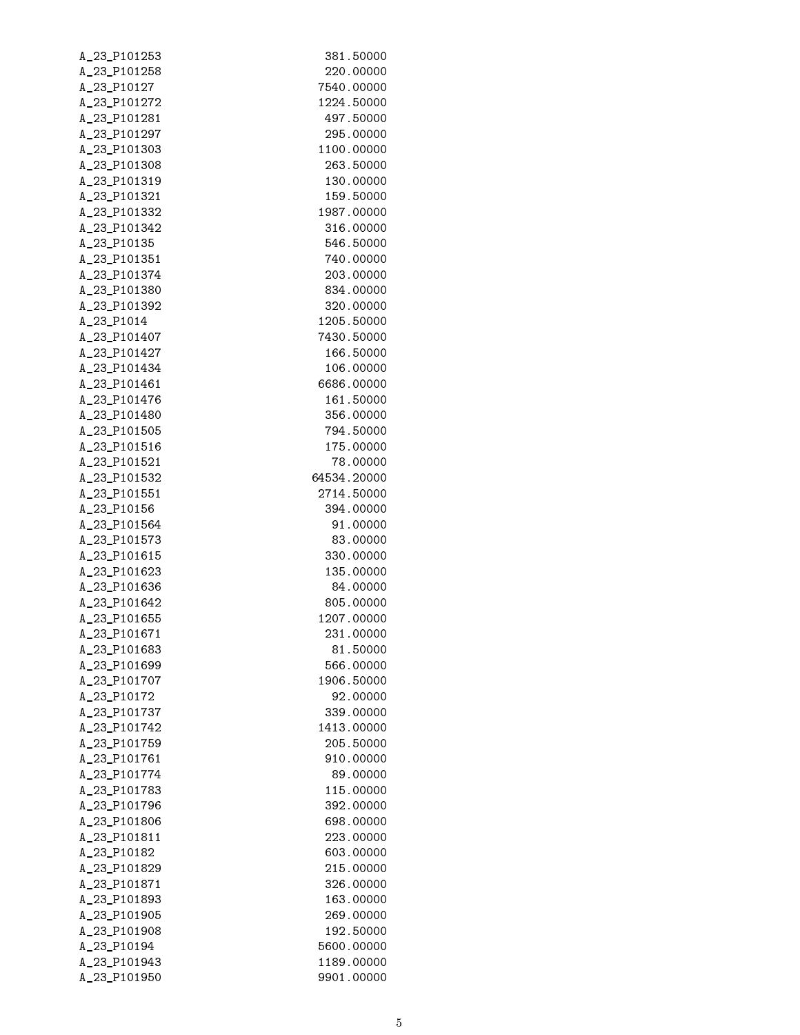| | |
|---|---|
| A_23_P101253 | 381.50000 |
| A_23_P101258 | 220.00000 |
| A_23_P10127 | 7540.00000 |
| A_23_P101272 | 1224.50000 |
| A_23_P101281 | 497.50000 |
| A_23_P101297 | 295.00000 |
| A_23_P101303 | 1100.00000 |
| A_23_P101308 | 263.50000 |
| A_23_P101319 | 130.00000 |
| A_23_P101321 | 159.50000 |
| A_23_P101332 | 1987.00000 |
| A_23_P101342 | 316.00000 |
| A_23_P10135 | 546.50000 |
| A_23_P101351 | 740.00000 |
| A_23_P101374 | 203.00000 |
| A_23_P101380 | 834.00000 |
| A_23_P101392 | 320.00000 |
| A_23_P1014 | 1205.50000 |
| A_23_P101407 | 7430.50000 |
| A_23_P101427 | 166.50000 |
| A_23_P101434 | 106.00000 |
| A_23_P101461 | 6686.00000 |
| A_23_P101476 | 161.50000 |
| A_23_P101480 | 356.00000 |
| A_23_P101505 | 794.50000 |
| A_23_P101516 | 175.00000 |
| A_23_P101521 | 78.00000 |
| A_23_P101532 | 64534.20000 |
| A_23_P101551 | 2714.50000 |
| A_23_P10156 | 394.00000 |
| A_23_P101564 | 91.00000 |
| A_23_P101573 | 83.00000 |
| A_23_P101615 | 330.00000 |
| A_23_P101623 | 135.00000 |
| A_23_P101636 | 84.00000 |
| A_23_P101642 | 805.00000 |
| A_23_P101655 | 1207.00000 |
| A_23_P101671 | 231.00000 |
| A_23_P101683 | 81.50000 |
| A_23_P101699 | 566.00000 |
| A_23_P101707 | 1906.50000 |
| A_23_P10172 | 92.00000 |
| A_23_P101737 | 339.00000 |
| A_23_P101742 | 1413.00000 |
| A_23_P101759 | 205.50000 |
| A_23_P101761 | 910.00000 |
| A_23_P101774 | 89.00000 |
| A_23_P101783 | 115.00000 |
| A_23_P101796 | 392.00000 |
| A_23_P101806 | 698.00000 |
| A_23_P101811 | 223.00000 |
| A_23_P10182 | 603.00000 |
| A_23_P101829 | 215.00000 |
| A_23_P101871 | 326.00000 |
| A_23_P101893 | 163.00000 |
| A_23_P101905 | 269.00000 |
| A_23_P101908 | 192.50000 |
| A_23_P10194 | 5600.00000 |
| A_23_P101943 | 1189.00000 |
| A_23_P101950 | 9901.00000 |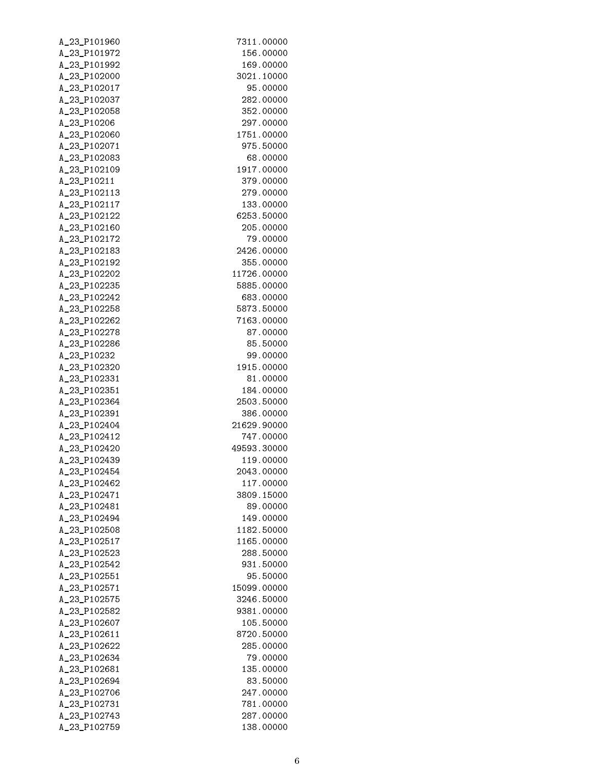```
A_23_P101960                    7311.00000
A_23_P101972                     156.00000
A_23_P101992                     169.00000
A_23_P102000                    3021.10000
A_23_P102017                      95.00000
A_23_P102037                     282.00000
A_23_P102058                     352.00000
A_23_P10206                      297.00000
A_23_P102060                    1751.00000
A_23_P102071                     975.50000
A_23_P102083                      68.00000
A_23_P102109                    1917.00000
A_23_P10211                      379.00000
A_23_P102113                     279.00000
A_23_P102117                     133.00000
A_23_P102122                    6253.50000
A_23_P102160                     205.00000
A_23_P102172                      79.00000
A_23_P102183                    2426.00000
A_23_P102192                     355.00000
A_23_P102202                   11726.00000
A_23_P102235                    5885.00000
A_23_P102242                     683.00000
A_23_P102258                    5873.50000
A_23_P102262                    7163.00000
A_23_P102278                      87.00000
A_23_P102286                      85.50000
A_23_P10232                       99.00000
A_23_P102320                    1915.00000
A_23_P102331                      81.00000
A_23_P102351                     184.00000
A_23_P102364                    2503.50000
A_23_P102391                     386.00000
A_23_P102404                   21629.90000
A_23_P102412                     747.00000
A_23_P102420                   49593.30000
A_23_P102439                     119.00000
A_23_P102454                    2043.00000
A_23_P102462                     117.00000
A_23_P102471                    3809.15000
A_23_P102481                      89.00000
A_23_P102494                     149.00000
A_23_P102508                    1182.50000
A_23_P102517                    1165.00000
A_23_P102523                     288.50000
A_23_P102542                     931.50000
A_23_P102551                      95.50000
A_23_P102571                   15099.00000
A_23_P102575                    3246.50000
A_23_P102582                    9381.00000
A_23_P102607                     105.50000
A_23_P102611                    8720.50000
A_23_P102622                     285.00000
A_23_P102634                      79.00000
A_23_P102681                     135.00000
A_23_P102694                      83.50000
A_23_P102706                     247.00000
A_23_P102731                     781.00000
A_23_P102743                     287.00000
A_23_P102759                     138.00000
```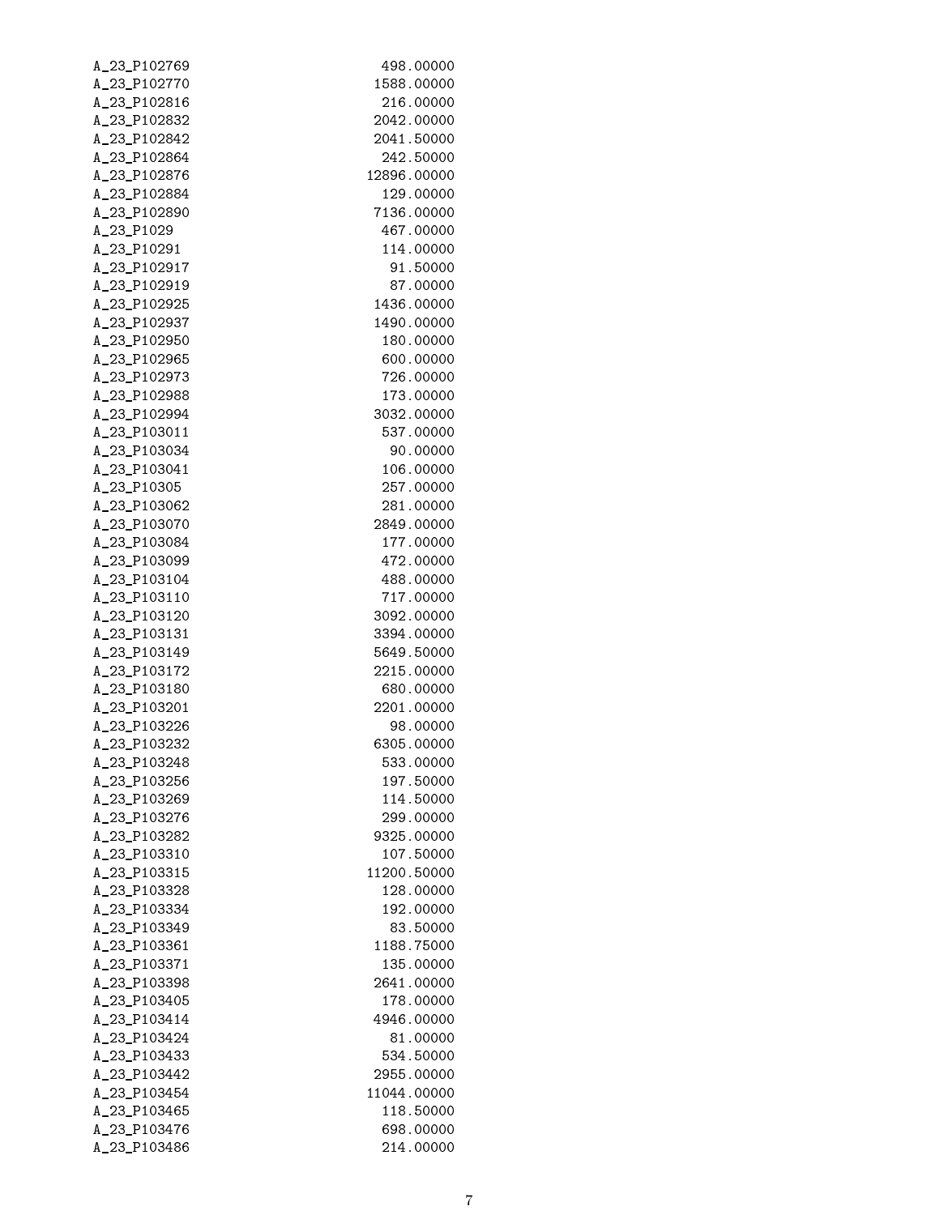```
A_23_P102769        498.00000
A_23_P102770       1588.00000
A_23_P102816        216.00000
A_23_P102832       2042.00000
A_23_P102842       2041.50000
A_23_P102864        242.50000
A_23_P102876      12896.00000
A_23_P102884        129.00000
A_23_P102890       7136.00000
A_23_P1029          467.00000
A_23_P10291         114.00000
A_23_P102917         91.50000
A_23_P102919         87.00000
A_23_P102925       1436.00000
A_23_P102937       1490.00000
A_23_P102950        180.00000
A_23_P102965        600.00000
A_23_P102973        726.00000
A_23_P102988        173.00000
A_23_P102994       3032.00000
A_23_P103011        537.00000
A_23_P103034         90.00000
A_23_P103041        106.00000
A_23_P10305         257.00000
A_23_P103062        281.00000
A_23_P103070       2849.00000
A_23_P103084        177.00000
A_23_P103099        472.00000
A_23_P103104        488.00000
A_23_P103110        717.00000
A_23_P103120       3092.00000
A_23_P103131       3394.00000
A_23_P103149       5649.50000
A_23_P103172       2215.00000
A_23_P103180        680.00000
A_23_P103201       2201.00000
A_23_P103226         98.00000
A_23_P103232       6305.00000
A_23_P103248        533.00000
A_23_P103256        197.50000
A_23_P103269        114.50000
A_23_P103276        299.00000
A_23_P103282       9325.00000
A_23_P103310        107.50000
A_23_P103315      11200.50000
A_23_P103328        128.00000
A_23_P103334        192.00000
A_23_P103349         83.50000
A_23_P103361       1188.75000
A_23_P103371        135.00000
A_23_P103398       2641.00000
A_23_P103405        178.00000
A_23_P103414       4946.00000
A_23_P103424         81.00000
A_23_P103433        534.50000
A_23_P103442       2955.00000
A_23_P103454      11044.00000
A_23_P103465        118.50000
A_23_P103476        698.00000
A_23_P103486        214.00000
```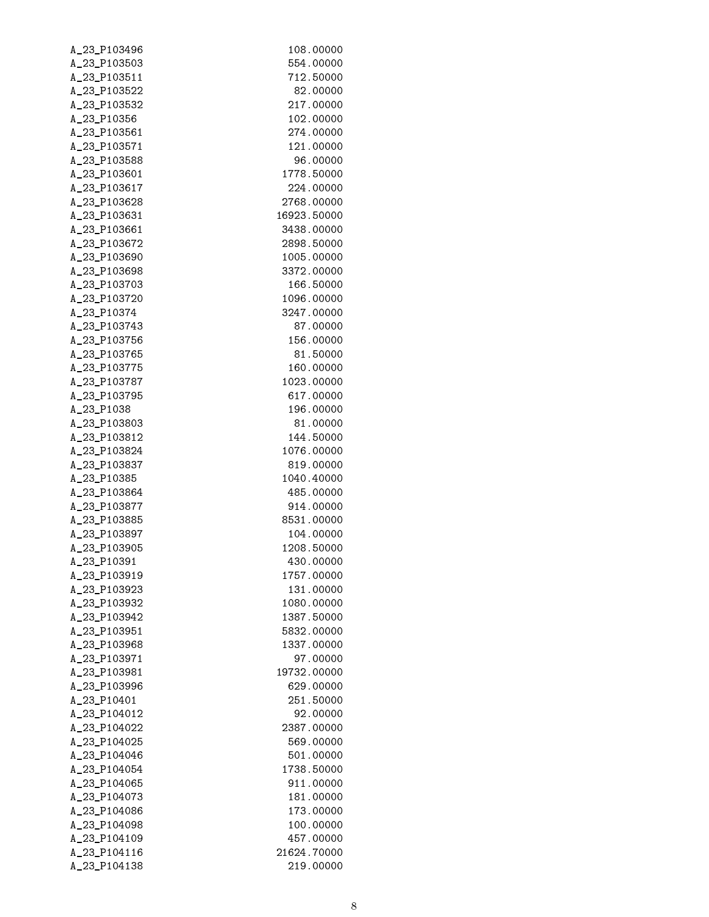```
A_23_P103496         108.00000
A_23_P103503         554.00000
A_23_P103511         712.50000
A_23_P103522          82.00000
A_23_P103532         217.00000
A_23_P10356          102.00000
A_23_P103561         274.00000
A_23_P103571         121.00000
A_23_P103588          96.00000
A_23_P103601        1778.50000
A_23_P103617         224.00000
A_23_P103628        2768.00000
A_23_P103631       16923.50000
A_23_P103661        3438.00000
A_23_P103672        2898.50000
A_23_P103690        1005.00000
A_23_P103698        3372.00000
A_23_P103703         166.50000
A_23_P103720        1096.00000
A_23_P10374         3247.00000
A_23_P103743          87.00000
A_23_P103756         156.00000
A_23_P103765          81.50000
A_23_P103775         160.00000
A_23_P103787        1023.00000
A_23_P103795         617.00000
A_23_P1038           196.00000
A_23_P103803          81.00000
A_23_P103812         144.50000
A_23_P103824        1076.00000
A_23_P103837         819.00000
A_23_P10385         1040.40000
A_23_P103864         485.00000
A_23_P103877         914.00000
A_23_P103885        8531.00000
A_23_P103897         104.00000
A_23_P103905        1208.50000
A_23_P10391          430.00000
A_23_P103919        1757.00000
A_23_P103923         131.00000
A_23_P103932        1080.00000
A_23_P103942        1387.50000
A_23_P103951        5832.00000
A_23_P103968        1337.00000
A_23_P103971          97.00000
A_23_P103981       19732.00000
A_23_P103996         629.00000
A_23_P10401          251.50000
A_23_P104012          92.00000
A_23_P104022        2387.00000
A_23_P104025         569.00000
A_23_P104046         501.00000
A_23_P104054        1738.50000
A_23_P104065         911.00000
A_23_P104073         181.00000
A_23_P104086         173.00000
A_23_P104098         100.00000
A_23_P104109         457.00000
A_23_P104116       21624.70000
A_23_P104138         219.00000
```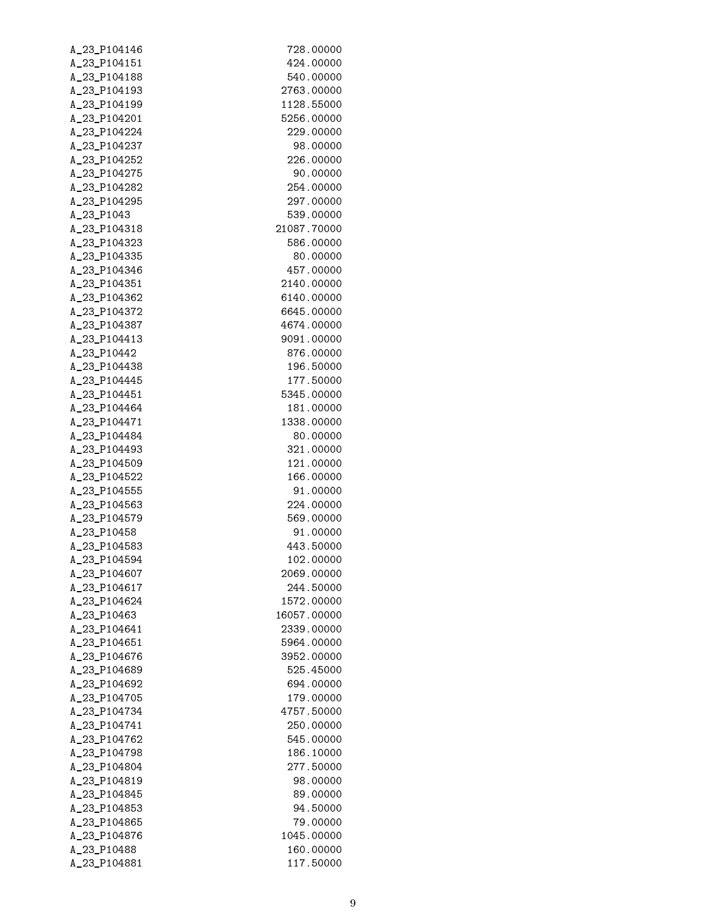| | |
|---|---|
| A_23_P104146 | 728.00000 |
| A_23_P104151 | 424.00000 |
| A_23_P104188 | 540.00000 |
| A_23_P104193 | 2763.00000 |
| A_23_P104199 | 1128.55000 |
| A_23_P104201 | 5256.00000 |
| A_23_P104224 | 229.00000 |
| A_23_P104237 | 98.00000 |
| A_23_P104252 | 226.00000 |
| A_23_P104275 | 90.00000 |
| A_23_P104282 | 254.00000 |
| A_23_P104295 | 297.00000 |
| A_23_P1043 | 539.00000 |
| A_23_P104318 | 21087.70000 |
| A_23_P104323 | 586.00000 |
| A_23_P104335 | 80.00000 |
| A_23_P104346 | 457.00000 |
| A_23_P104351 | 2140.00000 |
| A_23_P104362 | 6140.00000 |
| A_23_P104372 | 6645.00000 |
| A_23_P104387 | 4674.00000 |
| A_23_P104413 | 9091.00000 |
| A_23_P10442 | 876.00000 |
| A_23_P104438 | 196.50000 |
| A_23_P104445 | 177.50000 |
| A_23_P104451 | 5345.00000 |
| A_23_P104464 | 181.00000 |
| A_23_P104471 | 1338.00000 |
| A_23_P104484 | 80.00000 |
| A_23_P104493 | 321.00000 |
| A_23_P104509 | 121.00000 |
| A_23_P104522 | 166.00000 |
| A_23_P104555 | 91.00000 |
| A_23_P104563 | 224.00000 |
| A_23_P104579 | 569.00000 |
| A_23_P10458 | 91.00000 |
| A_23_P104583 | 443.50000 |
| A_23_P104594 | 102.00000 |
| A_23_P104607 | 2069.00000 |
| A_23_P104617 | 244.50000 |
| A_23_P104624 | 1572.00000 |
| A_23_P10463 | 16057.00000 |
| A_23_P104641 | 2339.00000 |
| A_23_P104651 | 5964.00000 |
| A_23_P104676 | 3952.00000 |
| A_23_P104689 | 525.45000 |
| A_23_P104692 | 694.00000 |
| A_23_P104705 | 179.00000 |
| A_23_P104734 | 4757.50000 |
| A_23_P104741 | 250.00000 |
| A_23_P104762 | 545.00000 |
| A_23_P104798 | 186.10000 |
| A_23_P104804 | 277.50000 |
| A_23_P104819 | 98.00000 |
| A_23_P104845 | 89.00000 |
| A_23_P104853 | 94.50000 |
| A_23_P104865 | 79.00000 |
| A_23_P104876 | 1045.00000 |
| A_23_P10488 | 160.00000 |
| A_23_P104881 | 117.50000 |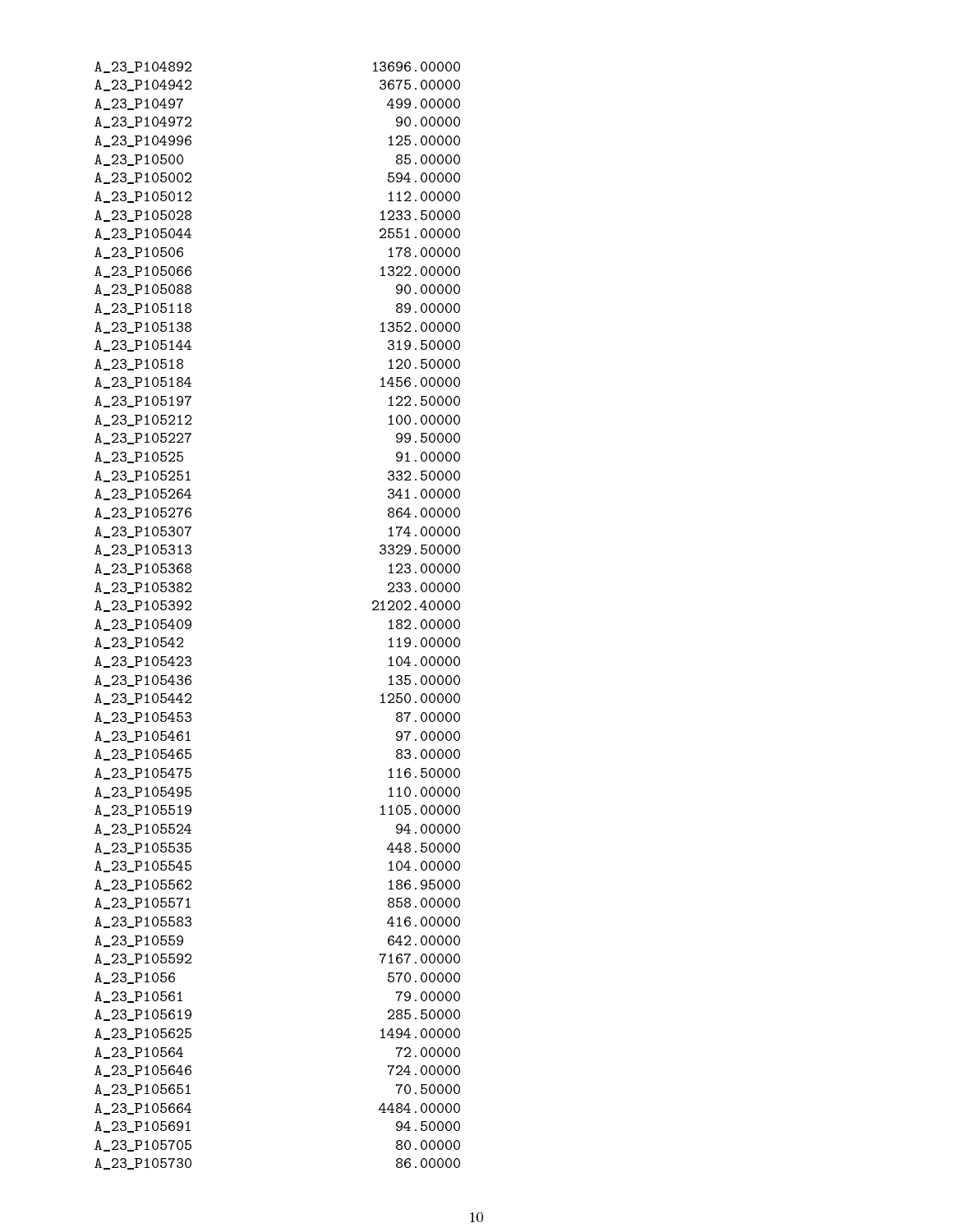| | |
|---|---|
| A_23_P104892 | 13696.00000 |
| A_23_P104942 | 3675.00000 |
| A_23_P10497 | 499.00000 |
| A_23_P104972 | 90.00000 |
| A_23_P104996 | 125.00000 |
| A_23_P10500 | 85.00000 |
| A_23_P105002 | 594.00000 |
| A_23_P105012 | 112.00000 |
| A_23_P105028 | 1233.50000 |
| A_23_P105044 | 2551.00000 |
| A_23_P10506 | 178.00000 |
| A_23_P105066 | 1322.00000 |
| A_23_P105088 | 90.00000 |
| A_23_P105118 | 89.00000 |
| A_23_P105138 | 1352.00000 |
| A_23_P105144 | 319.50000 |
| A_23_P10518 | 120.50000 |
| A_23_P105184 | 1456.00000 |
| A_23_P105197 | 122.50000 |
| A_23_P105212 | 100.00000 |
| A_23_P105227 | 99.50000 |
| A_23_P10525 | 91.00000 |
| A_23_P105251 | 332.50000 |
| A_23_P105264 | 341.00000 |
| A_23_P105276 | 864.00000 |
| A_23_P105307 | 174.00000 |
| A_23_P105313 | 3329.50000 |
| A_23_P105368 | 123.00000 |
| A_23_P105382 | 233.00000 |
| A_23_P105392 | 21202.40000 |
| A_23_P105409 | 182.00000 |
| A_23_P10542 | 119.00000 |
| A_23_P105423 | 104.00000 |
| A_23_P105436 | 135.00000 |
| A_23_P105442 | 1250.00000 |
| A_23_P105453 | 87.00000 |
| A_23_P105461 | 97.00000 |
| A_23_P105465 | 83.00000 |
| A_23_P105475 | 116.50000 |
| A_23_P105495 | 110.00000 |
| A_23_P105519 | 1105.00000 |
| A_23_P105524 | 94.00000 |
| A_23_P105535 | 448.50000 |
| A_23_P105545 | 104.00000 |
| A_23_P105562 | 186.95000 |
| A_23_P105571 | 858.00000 |
| A_23_P105583 | 416.00000 |
| A_23_P10559 | 642.00000 |
| A_23_P105592 | 7167.00000 |
| A_23_P1056 | 570.00000 |
| A_23_P10561 | 79.00000 |
| A_23_P105619 | 285.50000 |
| A_23_P105625 | 1494.00000 |
| A_23_P10564 | 72.00000 |
| A_23_P105646 | 724.00000 |
| A_23_P105651 | 70.50000 |
| A_23_P105664 | 4484.00000 |
| A_23_P105691 | 94.50000 |
| A_23_P105705 | 80.00000 |
| A_23_P105730 | 86.00000 |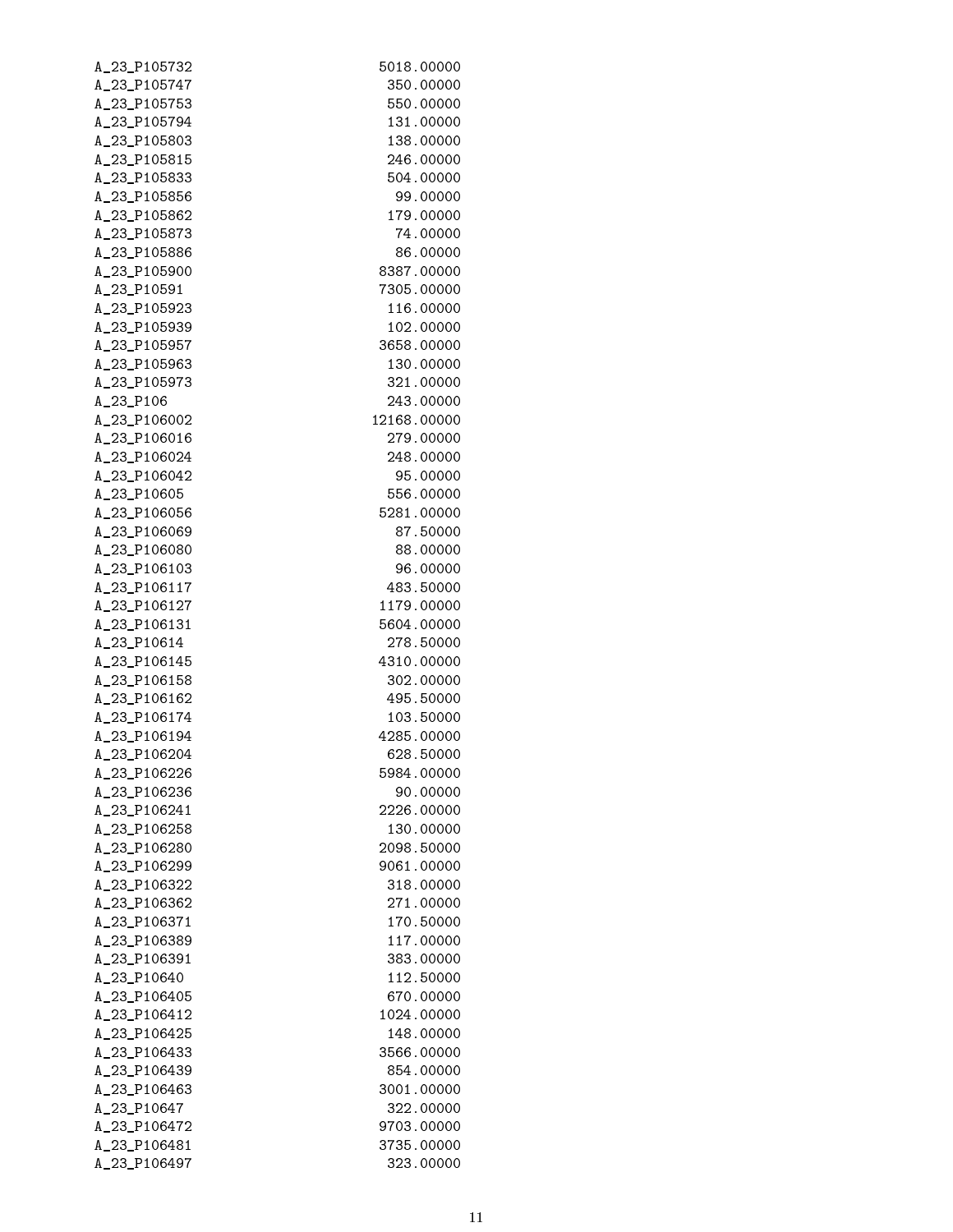| | |
|---|---|
| A_23_P105732 | 5018.00000 |
| A_23_P105747 | 350.00000 |
| A_23_P105753 | 550.00000 |
| A_23_P105794 | 131.00000 |
| A_23_P105803 | 138.00000 |
| A_23_P105815 | 246.00000 |
| A_23_P105833 | 504.00000 |
| A_23_P105856 | 99.00000 |
| A_23_P105862 | 179.00000 |
| A_23_P105873 | 74.00000 |
| A_23_P105886 | 86.00000 |
| A_23_P105900 | 8387.00000 |
| A_23_P10591 | 7305.00000 |
| A_23_P105923 | 116.00000 |
| A_23_P105939 | 102.00000 |
| A_23_P105957 | 3658.00000 |
| A_23_P105963 | 130.00000 |
| A_23_P105973 | 321.00000 |
| A_23_P106 | 243.00000 |
| A_23_P106002 | 12168.00000 |
| A_23_P106016 | 279.00000 |
| A_23_P106024 | 248.00000 |
| A_23_P106042 | 95.00000 |
| A_23_P10605 | 556.00000 |
| A_23_P106056 | 5281.00000 |
| A_23_P106069 | 87.50000 |
| A_23_P106080 | 88.00000 |
| A_23_P106103 | 96.00000 |
| A_23_P106117 | 483.50000 |
| A_23_P106127 | 1179.00000 |
| A_23_P106131 | 5604.00000 |
| A_23_P10614 | 278.50000 |
| A_23_P106145 | 4310.00000 |
| A_23_P106158 | 302.00000 |
| A_23_P106162 | 495.50000 |
| A_23_P106174 | 103.50000 |
| A_23_P106194 | 4285.00000 |
| A_23_P106204 | 628.50000 |
| A_23_P106226 | 5984.00000 |
| A_23_P106236 | 90.00000 |
| A_23_P106241 | 2226.00000 |
| A_23_P106258 | 130.00000 |
| A_23_P106280 | 2098.50000 |
| A_23_P106299 | 9061.00000 |
| A_23_P106322 | 318.00000 |
| A_23_P106362 | 271.00000 |
| A_23_P106371 | 170.50000 |
| A_23_P106389 | 117.00000 |
| A_23_P106391 | 383.00000 |
| A_23_P10640 | 112.50000 |
| A_23_P106405 | 670.00000 |
| A_23_P106412 | 1024.00000 |
| A_23_P106425 | 148.00000 |
| A_23_P106433 | 3566.00000 |
| A_23_P106439 | 854.00000 |
| A_23_P106463 | 3001.00000 |
| A_23_P10647 | 322.00000 |
| A_23_P106472 | 9703.00000 |
| A_23_P106481 | 3735.00000 |
| A_23_P106497 | 323.00000 |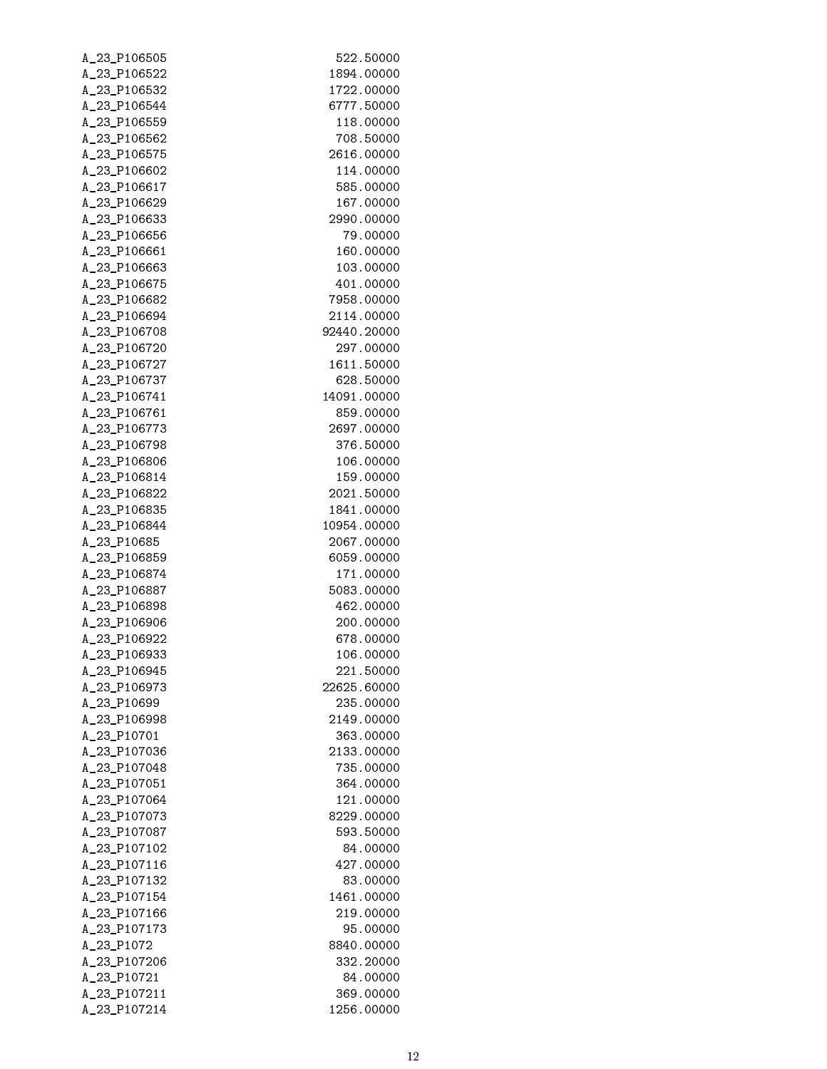| | |
|---|---|
| A_23_P106505 | 522.50000 |
| A_23_P106522 | 1894.00000 |
| A_23_P106532 | 1722.00000 |
| A_23_P106544 | 6777.50000 |
| A_23_P106559 | 118.00000 |
| A_23_P106562 | 708.50000 |
| A_23_P106575 | 2616.00000 |
| A_23_P106602 | 114.00000 |
| A_23_P106617 | 585.00000 |
| A_23_P106629 | 167.00000 |
| A_23_P106633 | 2990.00000 |
| A_23_P106656 | 79.00000 |
| A_23_P106661 | 160.00000 |
| A_23_P106663 | 103.00000 |
| A_23_P106675 | 401.00000 |
| A_23_P106682 | 7958.00000 |
| A_23_P106694 | 2114.00000 |
| A_23_P106708 | 92440.20000 |
| A_23_P106720 | 297.00000 |
| A_23_P106727 | 1611.50000 |
| A_23_P106737 | 628.50000 |
| A_23_P106741 | 14091.00000 |
| A_23_P106761 | 859.00000 |
| A_23_P106773 | 2697.00000 |
| A_23_P106798 | 376.50000 |
| A_23_P106806 | 106.00000 |
| A_23_P106814 | 159.00000 |
| A_23_P106822 | 2021.50000 |
| A_23_P106835 | 1841.00000 |
| A_23_P106844 | 10954.00000 |
| A_23_P10685 | 2067.00000 |
| A_23_P106859 | 6059.00000 |
| A_23_P106874 | 171.00000 |
| A_23_P106887 | 5083.00000 |
| A_23_P106898 | 462.00000 |
| A_23_P106906 | 200.00000 |
| A_23_P106922 | 678.00000 |
| A_23_P106933 | 106.00000 |
| A_23_P106945 | 221.50000 |
| A_23_P106973 | 22625.60000 |
| A_23_P10699 | 235.00000 |
| A_23_P106998 | 2149.00000 |
| A_23_P10701 | 363.00000 |
| A_23_P107036 | 2133.00000 |
| A_23_P107048 | 735.00000 |
| A_23_P107051 | 364.00000 |
| A_23_P107064 | 121.00000 |
| A_23_P107073 | 8229.00000 |
| A_23_P107087 | 593.50000 |
| A_23_P107102 | 84.00000 |
| A_23_P107116 | 427.00000 |
| A_23_P107132 | 83.00000 |
| A_23_P107154 | 1461.00000 |
| A_23_P107166 | 219.00000 |
| A_23_P107173 | 95.00000 |
| A_23_P1072 | 8840.00000 |
| A_23_P107206 | 332.20000 |
| A_23_P10721 | 84.00000 |
| A_23_P107211 | 369.00000 |
| A_23_P107214 | 1256.00000 |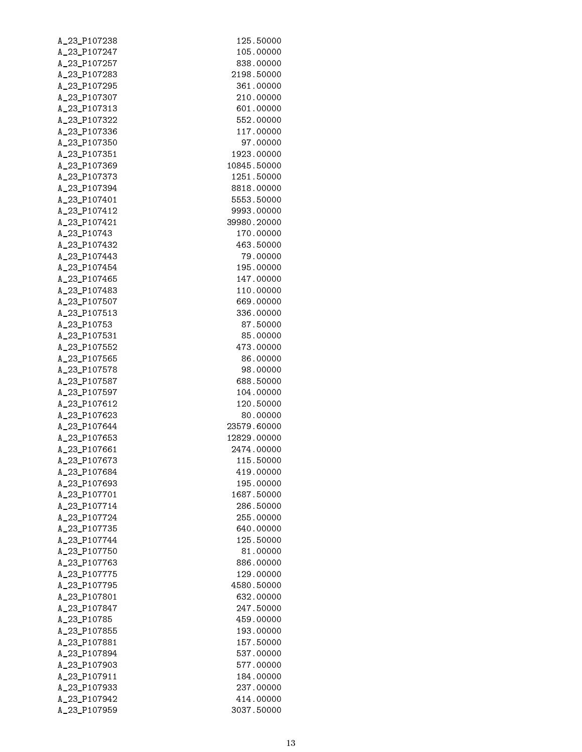```
A_23_P107238        125.50000
A_23_P107247        105.00000
A_23_P107257        838.00000
A_23_P107283       2198.50000
A_23_P107295        361.00000
A_23_P107307        210.00000
A_23_P107313        601.00000
A_23_P107322        552.00000
A_23_P107336        117.00000
A_23_P107350         97.00000
A_23_P107351       1923.00000
A_23_P107369      10845.50000
A_23_P107373       1251.50000
A_23_P107394       8818.00000
A_23_P107401       5553.50000
A_23_P107412       9993.00000
A_23_P107421      39980.20000
A_23_P10743         170.00000
A_23_P107432        463.50000
A_23_P107443         79.00000
A_23_P107454        195.00000
A_23_P107465        147.00000
A_23_P107483        110.00000
A_23_P107507        669.00000
A_23_P107513        336.00000
A_23_P10753          87.50000
A_23_P107531         85.00000
A_23_P107552        473.00000
A_23_P107565         86.00000
A_23_P107578         98.00000
A_23_P107587        688.50000
A_23_P107597        104.00000
A_23_P107612        120.50000
A_23_P107623         80.00000
A_23_P107644      23579.60000
A_23_P107653      12829.00000
A_23_P107661       2474.00000
A_23_P107673        115.50000
A_23_P107684        419.00000
A_23_P107693        195.00000
A_23_P107701       1687.50000
A_23_P107714        286.50000
A_23_P107724        255.00000
A_23_P107735        640.00000
A_23_P107744        125.50000
A_23_P107750         81.00000
A_23_P107763        886.00000
A_23_P107775        129.00000
A_23_P107795       4580.50000
A_23_P107801        632.00000
A_23_P107847        247.50000
A_23_P10785         459.00000
A_23_P107855        193.00000
A_23_P107881        157.50000
A_23_P107894        537.00000
A_23_P107903        577.00000
A_23_P107911        184.00000
A_23_P107933        237.00000
A_23_P107942        414.00000
A_23_P107959       3037.50000
```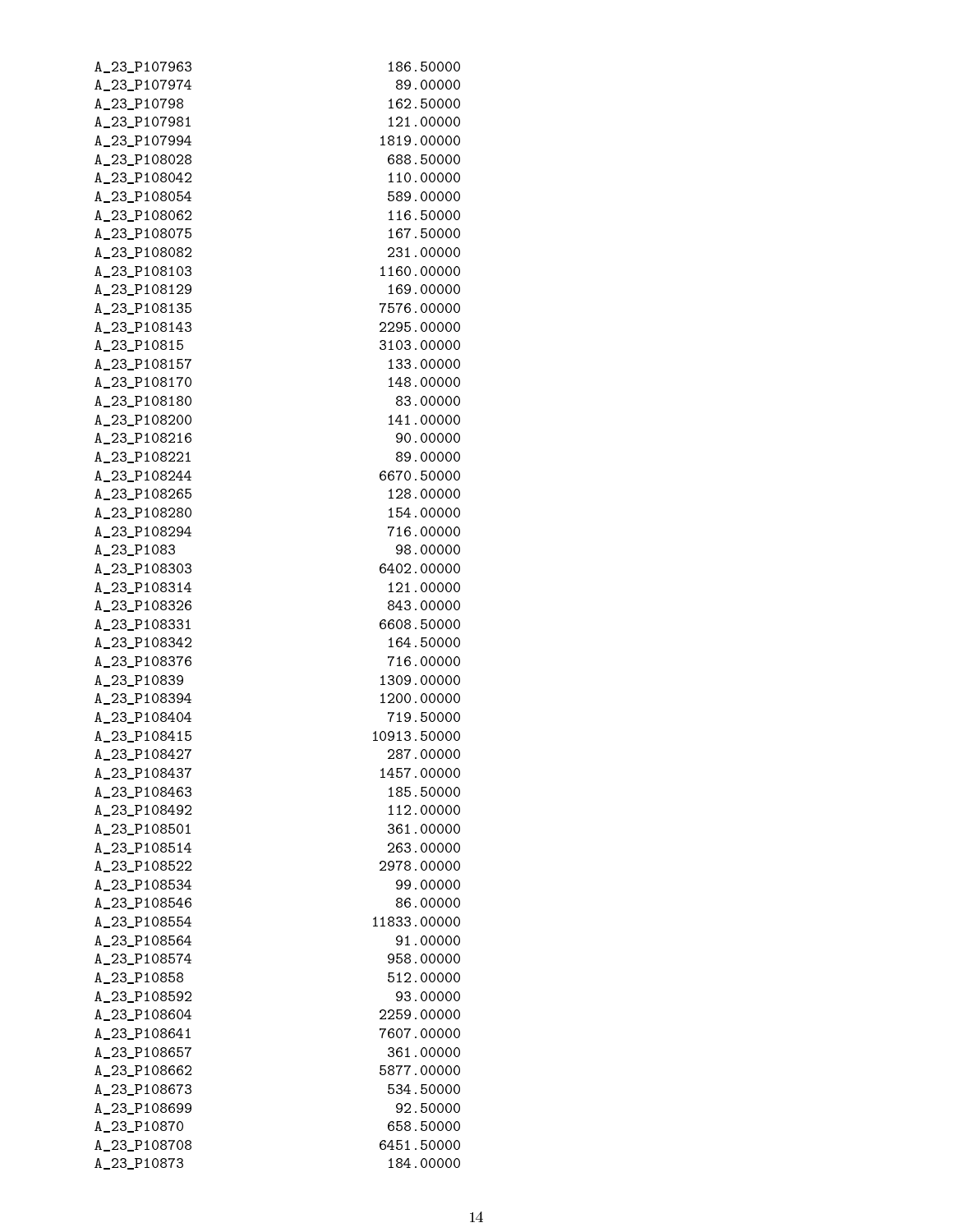| | |
|---|---|
| A_23_P107963 | 186.50000 |
| A_23_P107974 | 89.00000 |
| A_23_P10798 | 162.50000 |
| A_23_P107981 | 121.00000 |
| A_23_P107994 | 1819.00000 |
| A_23_P108028 | 688.50000 |
| A_23_P108042 | 110.00000 |
| A_23_P108054 | 589.00000 |
| A_23_P108062 | 116.50000 |
| A_23_P108075 | 167.50000 |
| A_23_P108082 | 231.00000 |
| A_23_P108103 | 1160.00000 |
| A_23_P108129 | 169.00000 |
| A_23_P108135 | 7576.00000 |
| A_23_P108143 | 2295.00000 |
| A_23_P10815 | 3103.00000 |
| A_23_P108157 | 133.00000 |
| A_23_P108170 | 148.00000 |
| A_23_P108180 | 83.00000 |
| A_23_P108200 | 141.00000 |
| A_23_P108216 | 90.00000 |
| A_23_P108221 | 89.00000 |
| A_23_P108244 | 6670.50000 |
| A_23_P108265 | 128.00000 |
| A_23_P108280 | 154.00000 |
| A_23_P108294 | 716.00000 |
| A_23_P1083 | 98.00000 |
| A_23_P108303 | 6402.00000 |
| A_23_P108314 | 121.00000 |
| A_23_P108326 | 843.00000 |
| A_23_P108331 | 6608.50000 |
| A_23_P108342 | 164.50000 |
| A_23_P108376 | 716.00000 |
| A_23_P10839 | 1309.00000 |
| A_23_P108394 | 1200.00000 |
| A_23_P108404 | 719.50000 |
| A_23_P108415 | 10913.50000 |
| A_23_P108427 | 287.00000 |
| A_23_P108437 | 1457.00000 |
| A_23_P108463 | 185.50000 |
| A_23_P108492 | 112.00000 |
| A_23_P108501 | 361.00000 |
| A_23_P108514 | 263.00000 |
| A_23_P108522 | 2978.00000 |
| A_23_P108534 | 99.00000 |
| A_23_P108546 | 86.00000 |
| A_23_P108554 | 11833.00000 |
| A_23_P108564 | 91.00000 |
| A_23_P108574 | 958.00000 |
| A_23_P10858 | 512.00000 |
| A_23_P108592 | 93.00000 |
| A_23_P108604 | 2259.00000 |
| A_23_P108641 | 7607.00000 |
| A_23_P108657 | 361.00000 |
| A_23_P108662 | 5877.00000 |
| A_23_P108673 | 534.50000 |
| A_23_P108699 | 92.50000 |
| A_23_P10870 | 658.50000 |
| A_23_P108708 | 6451.50000 |
| A_23_P10873 | 184.00000 |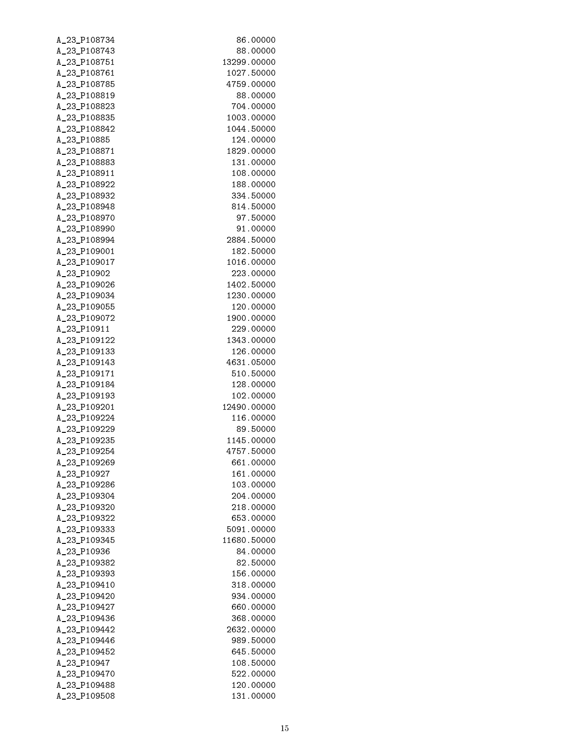| | |
|---|---|
| A_23_P108734 | 86.00000 |
| A_23_P108743 | 88.00000 |
| A_23_P108751 | 13299.00000 |
| A_23_P108761 | 1027.50000 |
| A_23_P108785 | 4759.00000 |
| A_23_P108819 | 88.00000 |
| A_23_P108823 | 704.00000 |
| A_23_P108835 | 1003.00000 |
| A_23_P108842 | 1044.50000 |
| A_23_P10885 | 124.00000 |
| A_23_P108871 | 1829.00000 |
| A_23_P108883 | 131.00000 |
| A_23_P108911 | 108.00000 |
| A_23_P108922 | 188.00000 |
| A_23_P108932 | 334.50000 |
| A_23_P108948 | 814.50000 |
| A_23_P108970 | 97.50000 |
| A_23_P108990 | 91.00000 |
| A_23_P108994 | 2884.50000 |
| A_23_P109001 | 182.50000 |
| A_23_P109017 | 1016.00000 |
| A_23_P10902 | 223.00000 |
| A_23_P109026 | 1402.50000 |
| A_23_P109034 | 1230.00000 |
| A_23_P109055 | 120.00000 |
| A_23_P109072 | 1900.00000 |
| A_23_P10911 | 229.00000 |
| A_23_P109122 | 1343.00000 |
| A_23_P109133 | 126.00000 |
| A_23_P109143 | 4631.05000 |
| A_23_P109171 | 510.50000 |
| A_23_P109184 | 128.00000 |
| A_23_P109193 | 102.00000 |
| A_23_P109201 | 12490.00000 |
| A_23_P109224 | 116.00000 |
| A_23_P109229 | 89.50000 |
| A_23_P109235 | 1145.00000 |
| A_23_P109254 | 4757.50000 |
| A_23_P109269 | 661.00000 |
| A_23_P10927 | 161.00000 |
| A_23_P109286 | 103.00000 |
| A_23_P109304 | 204.00000 |
| A_23_P109320 | 218.00000 |
| A_23_P109322 | 653.00000 |
| A_23_P109333 | 5091.00000 |
| A_23_P109345 | 11680.50000 |
| A_23_P10936 | 84.00000 |
| A_23_P109382 | 82.50000 |
| A_23_P109393 | 156.00000 |
| A_23_P109410 | 318.00000 |
| A_23_P109420 | 934.00000 |
| A_23_P109427 | 660.00000 |
| A_23_P109436 | 368.00000 |
| A_23_P109442 | 2632.00000 |
| A_23_P109446 | 989.50000 |
| A_23_P109452 | 645.50000 |
| A_23_P10947 | 108.50000 |
| A_23_P109470 | 522.00000 |
| A_23_P109488 | 120.00000 |
| A_23_P109508 | 131.00000 |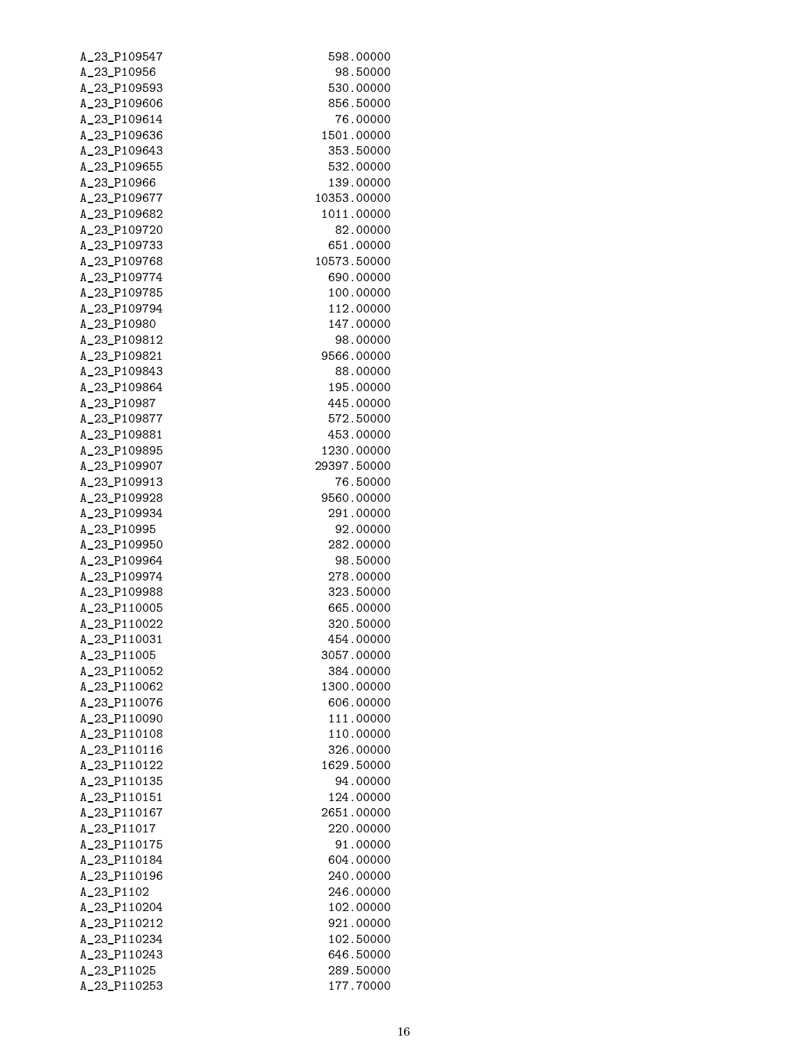| | |
|---|---|
| A_23_P109547 | 598.00000 |
| A_23_P10956 | 98.50000 |
| A_23_P109593 | 530.00000 |
| A_23_P109606 | 856.50000 |
| A_23_P109614 | 76.00000 |
| A_23_P109636 | 1501.00000 |
| A_23_P109643 | 353.50000 |
| A_23_P109655 | 532.00000 |
| A_23_P10966 | 139.00000 |
| A_23_P109677 | 10353.00000 |
| A_23_P109682 | 1011.00000 |
| A_23_P109720 | 82.00000 |
| A_23_P109733 | 651.00000 |
| A_23_P109768 | 10573.50000 |
| A_23_P109774 | 690.00000 |
| A_23_P109785 | 100.00000 |
| A_23_P109794 | 112.00000 |
| A_23_P10980 | 147.00000 |
| A_23_P109812 | 98.00000 |
| A_23_P109821 | 9566.00000 |
| A_23_P109843 | 88.00000 |
| A_23_P109864 | 195.00000 |
| A_23_P10987 | 445.00000 |
| A_23_P109877 | 572.50000 |
| A_23_P109881 | 453.00000 |
| A_23_P109895 | 1230.00000 |
| A_23_P109907 | 29397.50000 |
| A_23_P109913 | 76.50000 |
| A_23_P109928 | 9560.00000 |
| A_23_P109934 | 291.00000 |
| A_23_P10995 | 92.00000 |
| A_23_P109950 | 282.00000 |
| A_23_P109964 | 98.50000 |
| A_23_P109974 | 278.00000 |
| A_23_P109988 | 323.50000 |
| A_23_P110005 | 665.00000 |
| A_23_P110022 | 320.50000 |
| A_23_P110031 | 454.00000 |
| A_23_P11005 | 3057.00000 |
| A_23_P110052 | 384.00000 |
| A_23_P110062 | 1300.00000 |
| A_23_P110076 | 606.00000 |
| A_23_P110090 | 111.00000 |
| A_23_P110108 | 110.00000 |
| A_23_P110116 | 326.00000 |
| A_23_P110122 | 1629.50000 |
| A_23_P110135 | 94.00000 |
| A_23_P110151 | 124.00000 |
| A_23_P110167 | 2651.00000 |
| A_23_P11017 | 220.00000 |
| A_23_P110175 | 91.00000 |
| A_23_P110184 | 604.00000 |
| A_23_P110196 | 240.00000 |
| A_23_P1102 | 246.00000 |
| A_23_P110204 | 102.00000 |
| A_23_P110212 | 921.00000 |
| A_23_P110234 | 102.50000 |
| A_23_P110243 | 646.50000 |
| A_23_P11025 | 289.50000 |
| A_23_P110253 | 177.70000 |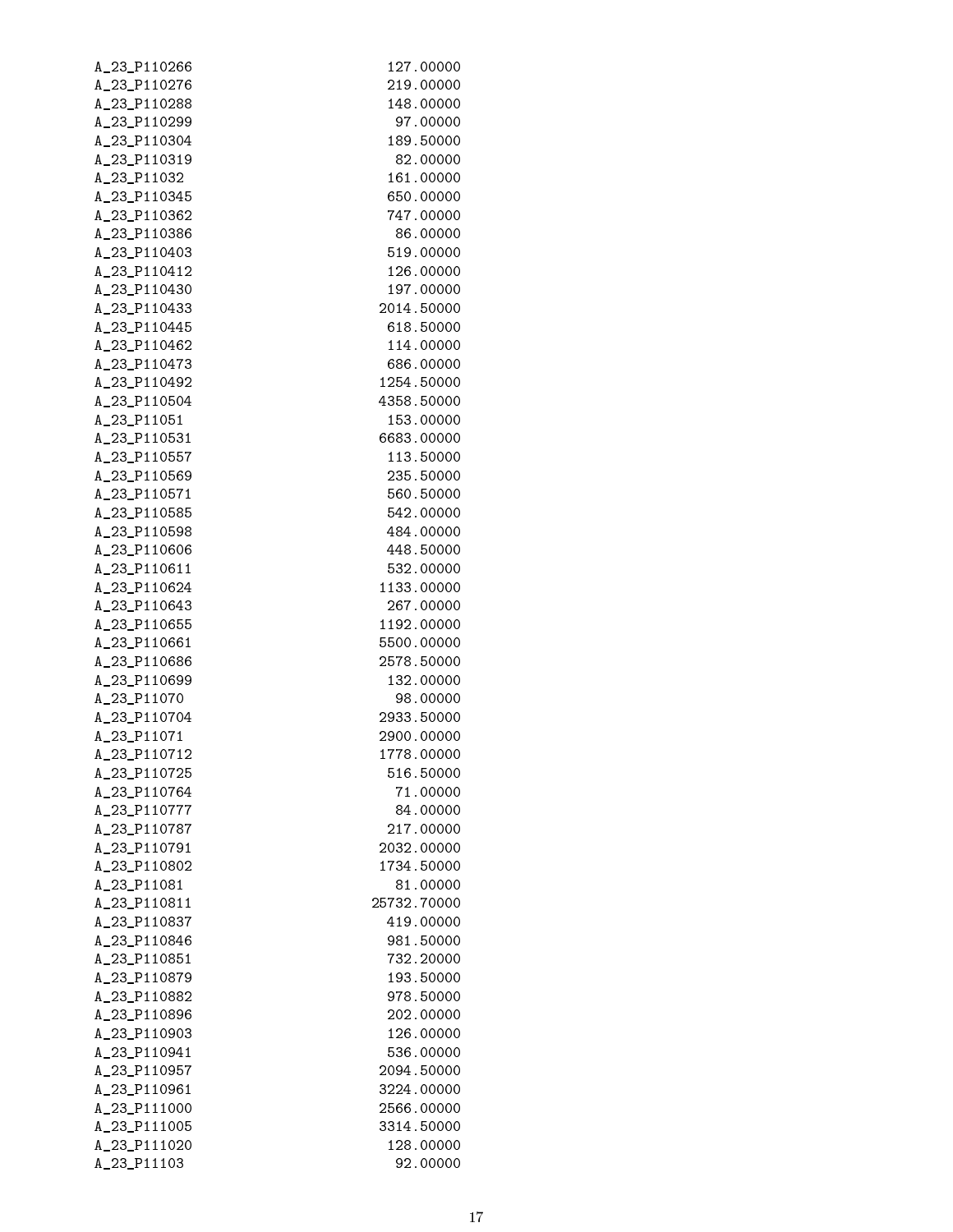```
A_23_P110266                127.00000
A_23_P110276                219.00000
A_23_P110288                148.00000
A_23_P110299                 97.00000
A_23_P110304                189.50000
A_23_P110319                 82.00000
A_23_P11032                 161.00000
A_23_P110345                650.00000
A_23_P110362                747.00000
A_23_P110386                 86.00000
A_23_P110403                519.00000
A_23_P110412                126.00000
A_23_P110430                197.00000
A_23_P110433               2014.50000
A_23_P110445                618.50000
A_23_P110462                114.00000
A_23_P110473                686.00000
A_23_P110492               1254.50000
A_23_P110504               4358.50000
A_23_P11051                 153.00000
A_23_P110531               6683.00000
A_23_P110557                113.50000
A_23_P110569                235.50000
A_23_P110571                560.50000
A_23_P110585                542.00000
A_23_P110598                484.00000
A_23_P110606                448.50000
A_23_P110611                532.00000
A_23_P110624               1133.00000
A_23_P110643                267.00000
A_23_P110655               1192.00000
A_23_P110661               5500.00000
A_23_P110686               2578.50000
A_23_P110699                132.00000
A_23_P11070                  98.00000
A_23_P110704               2933.50000
A_23_P11071                2900.00000
A_23_P110712               1778.00000
A_23_P110725                516.50000
A_23_P110764                 71.00000
A_23_P110777                 84.00000
A_23_P110787                217.00000
A_23_P110791               2032.00000
A_23_P110802               1734.50000
A_23_P11081                  81.00000
A_23_P110811              25732.70000
A_23_P110837                419.00000
A_23_P110846                981.50000
A_23_P110851                732.20000
A_23_P110879                193.50000
A_23_P110882                978.50000
A_23_P110896                202.00000
A_23_P110903                126.00000
A_23_P110941                536.00000
A_23_P110957               2094.50000
A_23_P110961               3224.00000
A_23_P111000               2566.00000
A_23_P111005               3314.50000
A_23_P111020                128.00000
A_23_P11103                  92.00000
```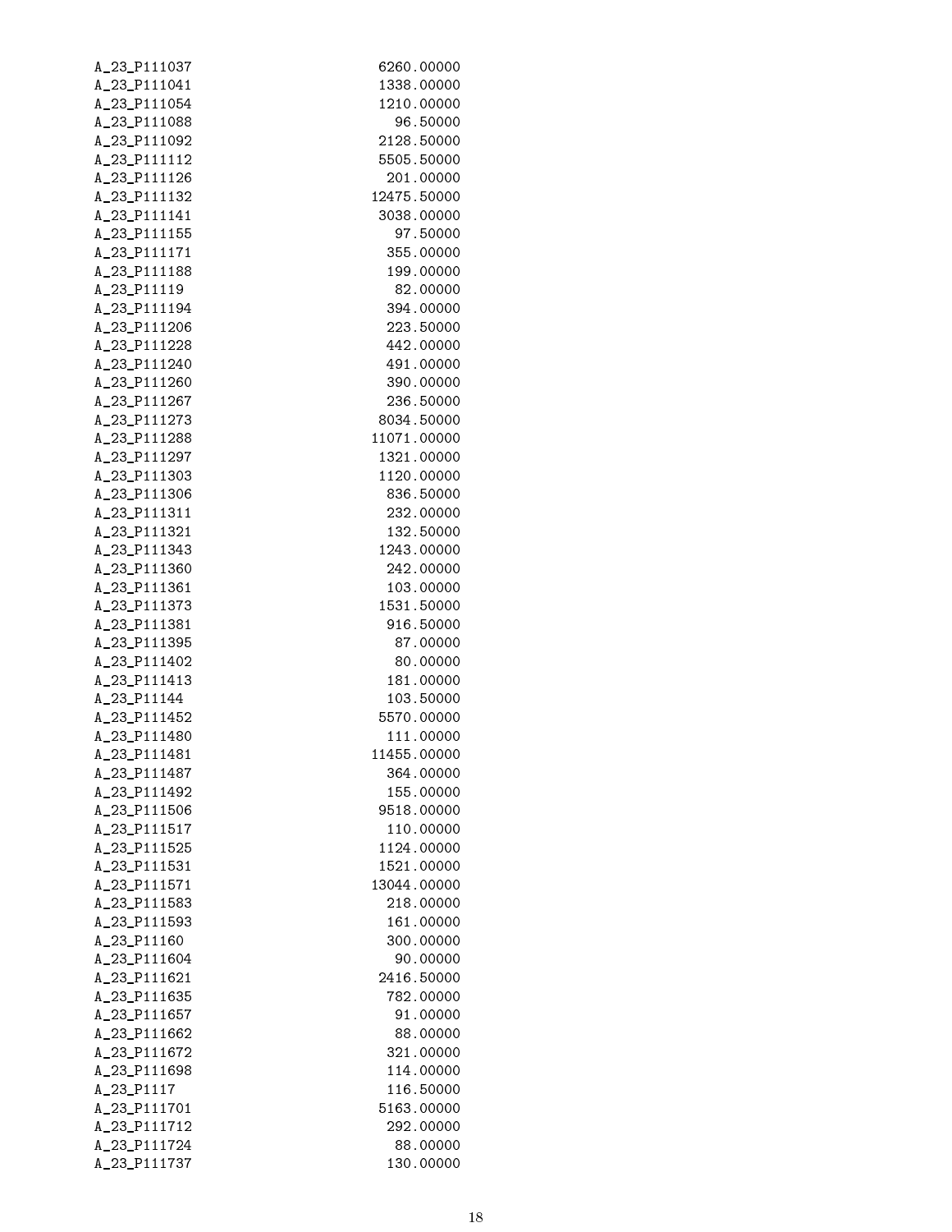| | |
|---|---|
| A_23_P111037 | 6260.00000 |
| A_23_P111041 | 1338.00000 |
| A_23_P111054 | 1210.00000 |
| A_23_P111088 | 96.50000 |
| A_23_P111092 | 2128.50000 |
| A_23_P111112 | 5505.50000 |
| A_23_P111126 | 201.00000 |
| A_23_P111132 | 12475.50000 |
| A_23_P111141 | 3038.00000 |
| A_23_P111155 | 97.50000 |
| A_23_P111171 | 355.00000 |
| A_23_P111188 | 199.00000 |
| A_23_P11119 | 82.00000 |
| A_23_P111194 | 394.00000 |
| A_23_P111206 | 223.50000 |
| A_23_P111228 | 442.00000 |
| A_23_P111240 | 491.00000 |
| A_23_P111260 | 390.00000 |
| A_23_P111267 | 236.50000 |
| A_23_P111273 | 8034.50000 |
| A_23_P111288 | 11071.00000 |
| A_23_P111297 | 1321.00000 |
| A_23_P111303 | 1120.00000 |
| A_23_P111306 | 836.50000 |
| A_23_P111311 | 232.00000 |
| A_23_P111321 | 132.50000 |
| A_23_P111343 | 1243.00000 |
| A_23_P111360 | 242.00000 |
| A_23_P111361 | 103.00000 |
| A_23_P111373 | 1531.50000 |
| A_23_P111381 | 916.50000 |
| A_23_P111395 | 87.00000 |
| A_23_P111402 | 80.00000 |
| A_23_P111413 | 181.00000 |
| A_23_P11144 | 103.50000 |
| A_23_P111452 | 5570.00000 |
| A_23_P111480 | 111.00000 |
| A_23_P111481 | 11455.00000 |
| A_23_P111487 | 364.00000 |
| A_23_P111492 | 155.00000 |
| A_23_P111506 | 9518.00000 |
| A_23_P111517 | 110.00000 |
| A_23_P111525 | 1124.00000 |
| A_23_P111531 | 1521.00000 |
| A_23_P111571 | 13044.00000 |
| A_23_P111583 | 218.00000 |
| A_23_P111593 | 161.00000 |
| A_23_P11160 | 300.00000 |
| A_23_P111604 | 90.00000 |
| A_23_P111621 | 2416.50000 |
| A_23_P111635 | 782.00000 |
| A_23_P111657 | 91.00000 |
| A_23_P111662 | 88.00000 |
| A_23_P111672 | 321.00000 |
| A_23_P111698 | 114.00000 |
| A_23_P1117 | 116.50000 |
| A_23_P111701 | 5163.00000 |
| A_23_P111712 | 292.00000 |
| A_23_P111724 | 88.00000 |
| A_23_P111737 | 130.00000 |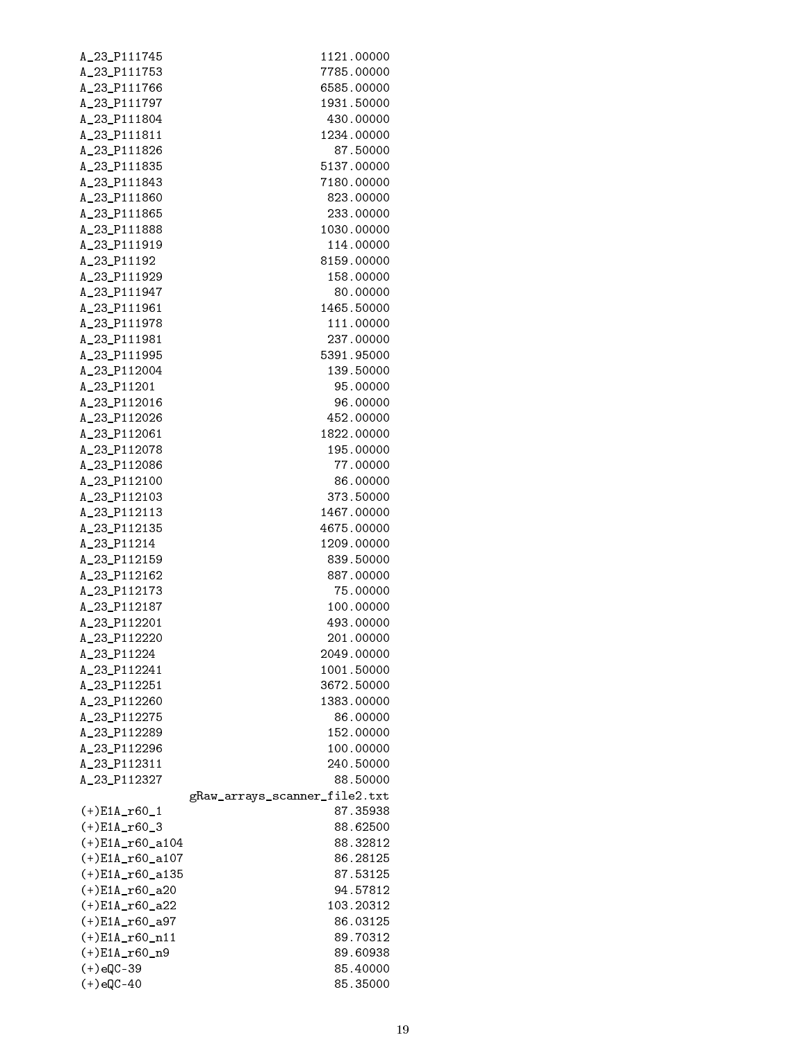```
A_23_P111745                      1121.00000
A_23_P111753                      7785.00000
A_23_P111766                      6585.00000
A_23_P111797                      1931.50000
A_23_P111804                       430.00000
A_23_P111811                      1234.00000
A_23_P111826                        87.50000
A_23_P111835                      5137.00000
A_23_P111843                      7180.00000
A_23_P111860                       823.00000
A_23_P111865                       233.00000
A_23_P111888                      1030.00000
A_23_P111919                       114.00000
A_23_P11192                       8159.00000
A_23_P111929                       158.00000
A_23_P111947                        80.00000
A_23_P111961                      1465.50000
A_23_P111978                       111.00000
A_23_P111981                       237.00000
A_23_P111995                      5391.95000
A_23_P112004                       139.50000
A_23_P11201                         95.00000
A_23_P112016                        96.00000
A_23_P112026                       452.00000
A_23_P112061                      1822.00000
A_23_P112078                       195.00000
A_23_P112086                        77.00000
A_23_P112100                        86.00000
A_23_P112103                       373.50000
A_23_P112113                      1467.00000
A_23_P112135                      4675.00000
A_23_P11214                       1209.00000
A_23_P112159                       839.50000
A_23_P112162                       887.00000
A_23_P112173                        75.00000
A_23_P112187                       100.00000
A_23_P112201                       493.00000
A_23_P112220                       201.00000
A_23_P11224                       2049.00000
A_23_P112241                      1001.50000
A_23_P112251                      3672.50000
A_23_P112260                      1383.00000
A_23_P112275                        86.00000
A_23_P112289                       152.00000
A_23_P112296                       100.00000
A_23_P112311                       240.50000
A_23_P112327                        88.50000
                gRaw_arrays_scanner_file2.txt
(+)E1A_r60_1                        87.35938
(+)E1A_r60_3                        88.62500
(+)E1A_r60_a104                     88.32812
(+)E1A_r60_a107                     86.28125
(+)E1A_r60_a135                     87.53125
(+)E1A_r60_a20                      94.57812
(+)E1A_r60_a22                     103.20312
(+)E1A_r60_a97                      86.03125
(+)E1A_r60_n11                      89.70312
(+)E1A_r60_n9                       89.60938
(+)eQC-39                           85.40000
(+)eQC-40                           85.35000
```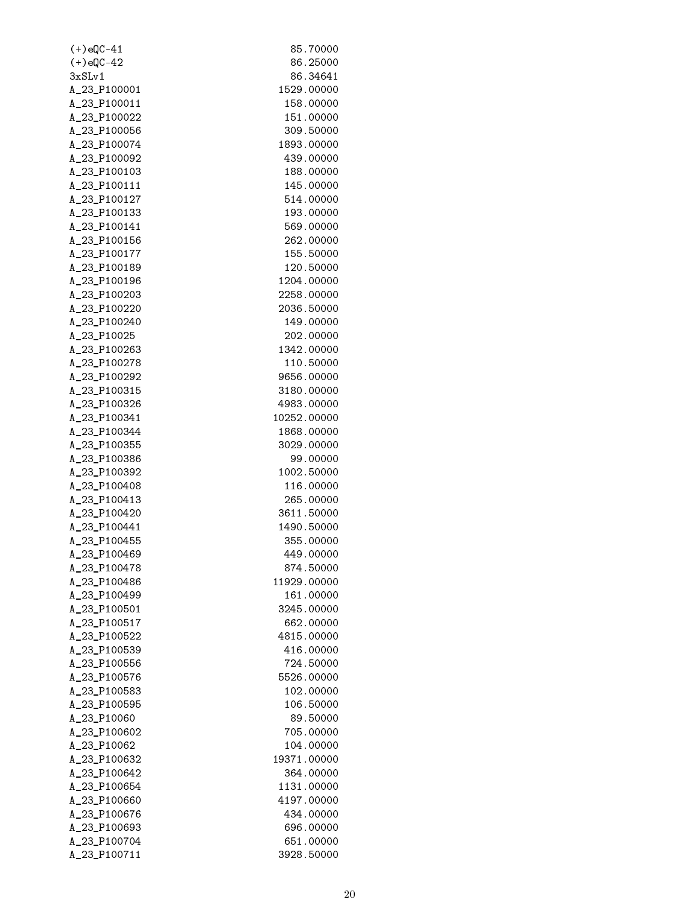| | |
|---|---|
| (+)eQC-41 | 85.70000 |
| (+)eQC-42 | 86.25000 |
| 3xSLv1 | 86.34641 |
| A_23_P100001 | 1529.00000 |
| A_23_P100011 | 158.00000 |
| A_23_P100022 | 151.00000 |
| A_23_P100056 | 309.50000 |
| A_23_P100074 | 1893.00000 |
| A_23_P100092 | 439.00000 |
| A_23_P100103 | 188.00000 |
| A_23_P100111 | 145.00000 |
| A_23_P100127 | 514.00000 |
| A_23_P100133 | 193.00000 |
| A_23_P100141 | 569.00000 |
| A_23_P100156 | 262.00000 |
| A_23_P100177 | 155.50000 |
| A_23_P100189 | 120.50000 |
| A_23_P100196 | 1204.00000 |
| A_23_P100203 | 2258.00000 |
| A_23_P100220 | 2036.50000 |
| A_23_P100240 | 149.00000 |
| A_23_P10025 | 202.00000 |
| A_23_P100263 | 1342.00000 |
| A_23_P100278 | 110.50000 |
| A_23_P100292 | 9656.00000 |
| A_23_P100315 | 3180.00000 |
| A_23_P100326 | 4983.00000 |
| A_23_P100341 | 10252.00000 |
| A_23_P100344 | 1868.00000 |
| A_23_P100355 | 3029.00000 |
| A_23_P100386 | 99.00000 |
| A_23_P100392 | 1002.50000 |
| A_23_P100408 | 116.00000 |
| A_23_P100413 | 265.00000 |
| A_23_P100420 | 3611.50000 |
| A_23_P100441 | 1490.50000 |
| A_23_P100455 | 355.00000 |
| A_23_P100469 | 449.00000 |
| A_23_P100478 | 874.50000 |
| A_23_P100486 | 11929.00000 |
| A_23_P100499 | 161.00000 |
| A_23_P100501 | 3245.00000 |
| A_23_P100517 | 662.00000 |
| A_23_P100522 | 4815.00000 |
| A_23_P100539 | 416.00000 |
| A_23_P100556 | 724.50000 |
| A_23_P100576 | 5526.00000 |
| A_23_P100583 | 102.00000 |
| A_23_P100595 | 106.50000 |
| A_23_P10060 | 89.50000 |
| A_23_P100602 | 705.00000 |
| A_23_P10062 | 104.00000 |
| A_23_P100632 | 19371.00000 |
| A_23_P100642 | 364.00000 |
| A_23_P100654 | 1131.00000 |
| A_23_P100660 | 4197.00000 |
| A_23_P100676 | 434.00000 |
| A_23_P100693 | 696.00000 |
| A_23_P100704 | 651.00000 |
| A_23_P100711 | 3928.50000 |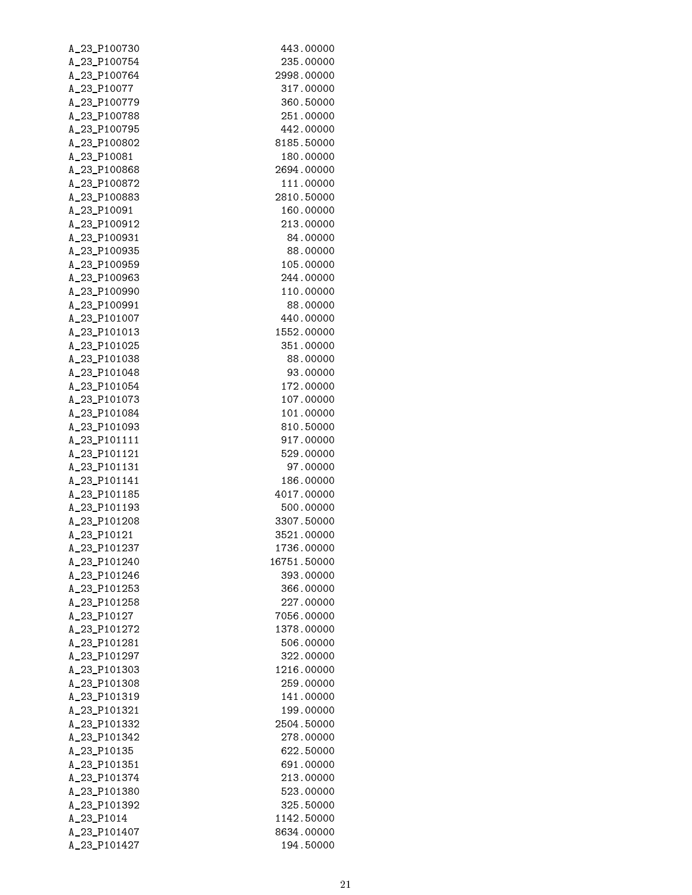| | |
|---|---|
| A_23_P100730 | 443.00000 |
| A_23_P100754 | 235.00000 |
| A_23_P100764 | 2998.00000 |
| A_23_P10077 | 317.00000 |
| A_23_P100779 | 360.50000 |
| A_23_P100788 | 251.00000 |
| A_23_P100795 | 442.00000 |
| A_23_P100802 | 8185.50000 |
| A_23_P10081 | 180.00000 |
| A_23_P100868 | 2694.00000 |
| A_23_P100872 | 111.00000 |
| A_23_P100883 | 2810.50000 |
| A_23_P10091 | 160.00000 |
| A_23_P100912 | 213.00000 |
| A_23_P100931 | 84.00000 |
| A_23_P100935 | 88.00000 |
| A_23_P100959 | 105.00000 |
| A_23_P100963 | 244.00000 |
| A_23_P100990 | 110.00000 |
| A_23_P100991 | 88.00000 |
| A_23_P101007 | 440.00000 |
| A_23_P101013 | 1552.00000 |
| A_23_P101025 | 351.00000 |
| A_23_P101038 | 88.00000 |
| A_23_P101048 | 93.00000 |
| A_23_P101054 | 172.00000 |
| A_23_P101073 | 107.00000 |
| A_23_P101084 | 101.00000 |
| A_23_P101093 | 810.50000 |
| A_23_P101111 | 917.00000 |
| A_23_P101121 | 529.00000 |
| A_23_P101131 | 97.00000 |
| A_23_P101141 | 186.00000 |
| A_23_P101185 | 4017.00000 |
| A_23_P101193 | 500.00000 |
| A_23_P101208 | 3307.50000 |
| A_23_P10121 | 3521.00000 |
| A_23_P101237 | 1736.00000 |
| A_23_P101240 | 16751.50000 |
| A_23_P101246 | 393.00000 |
| A_23_P101253 | 366.00000 |
| A_23_P101258 | 227.00000 |
| A_23_P10127 | 7056.00000 |
| A_23_P101272 | 1378.00000 |
| A_23_P101281 | 506.00000 |
| A_23_P101297 | 322.00000 |
| A_23_P101303 | 1216.00000 |
| A_23_P101308 | 259.00000 |
| A_23_P101319 | 141.00000 |
| A_23_P101321 | 199.00000 |
| A_23_P101332 | 2504.50000 |
| A_23_P101342 | 278.00000 |
| A_23_P10135 | 622.50000 |
| A_23_P101351 | 691.00000 |
| A_23_P101374 | 213.00000 |
| A_23_P101380 | 523.00000 |
| A_23_P101392 | 325.50000 |
| A_23_P1014 | 1142.50000 |
| A_23_P101407 | 8634.00000 |
| A_23_P101427 | 194.50000 |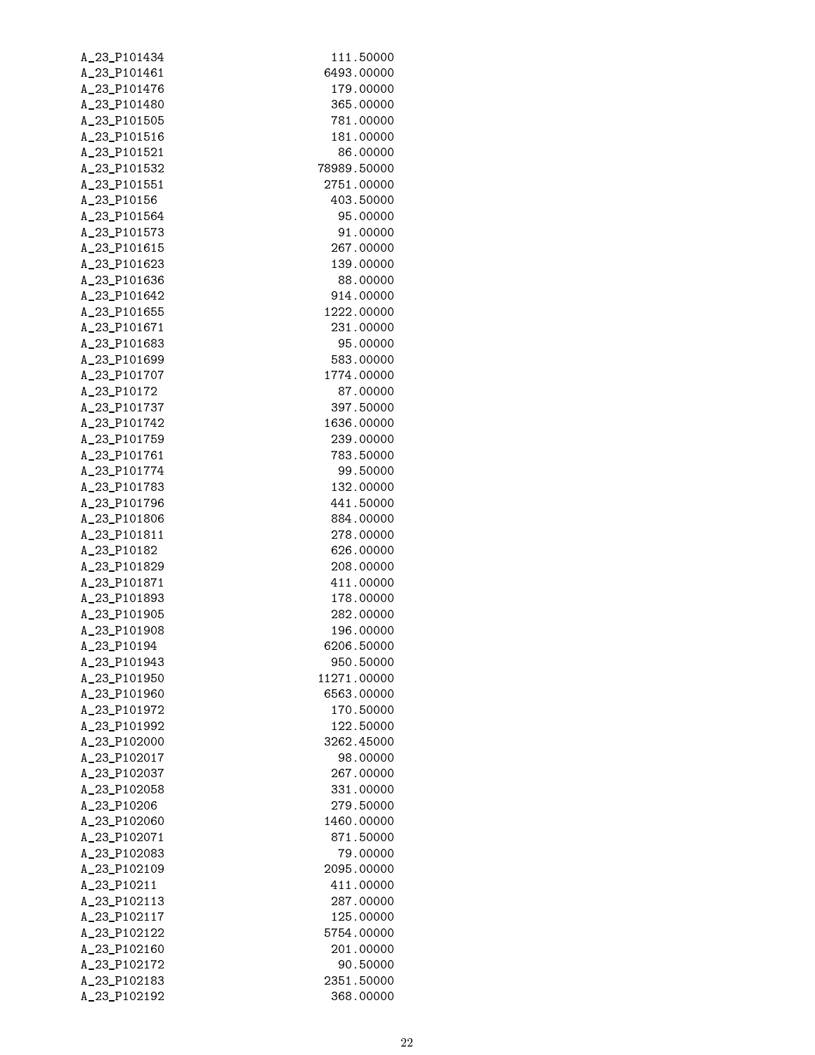```
A_23_P101434        111.50000
A_23_P101461       6493.00000
A_23_P101476        179.00000
A_23_P101480        365.00000
A_23_P101505        781.00000
A_23_P101516        181.00000
A_23_P101521         86.00000
A_23_P101532      78989.50000
A_23_P101551       2751.00000
A_23_P10156         403.50000
A_23_P101564         95.00000
A_23_P101573         91.00000
A_23_P101615        267.00000
A_23_P101623        139.00000
A_23_P101636         88.00000
A_23_P101642        914.00000
A_23_P101655       1222.00000
A_23_P101671        231.00000
A_23_P101683         95.00000
A_23_P101699        583.00000
A_23_P101707       1774.00000
A_23_P10172          87.00000
A_23_P101737        397.50000
A_23_P101742       1636.00000
A_23_P101759        239.00000
A_23_P101761        783.50000
A_23_P101774         99.50000
A_23_P101783        132.00000
A_23_P101796        441.50000
A_23_P101806        884.00000
A_23_P101811        278.00000
A_23_P10182         626.00000
A_23_P101829        208.00000
A_23_P101871        411.00000
A_23_P101893        178.00000
A_23_P101905        282.00000
A_23_P101908        196.00000
A_23_P10194        6206.50000
A_23_P101943        950.50000
A_23_P101950      11271.00000
A_23_P101960       6563.00000
A_23_P101972        170.50000
A_23_P101992        122.50000
A_23_P102000       3262.45000
A_23_P102017         98.00000
A_23_P102037        267.00000
A_23_P102058        331.00000
A_23_P10206         279.50000
A_23_P102060       1460.00000
A_23_P102071        871.50000
A_23_P102083         79.00000
A_23_P102109       2095.00000
A_23_P10211         411.00000
A_23_P102113        287.00000
A_23_P102117        125.00000
A_23_P102122       5754.00000
A_23_P102160        201.00000
A_23_P102172         90.50000
A_23_P102183       2351.50000
A_23_P102192        368.00000
```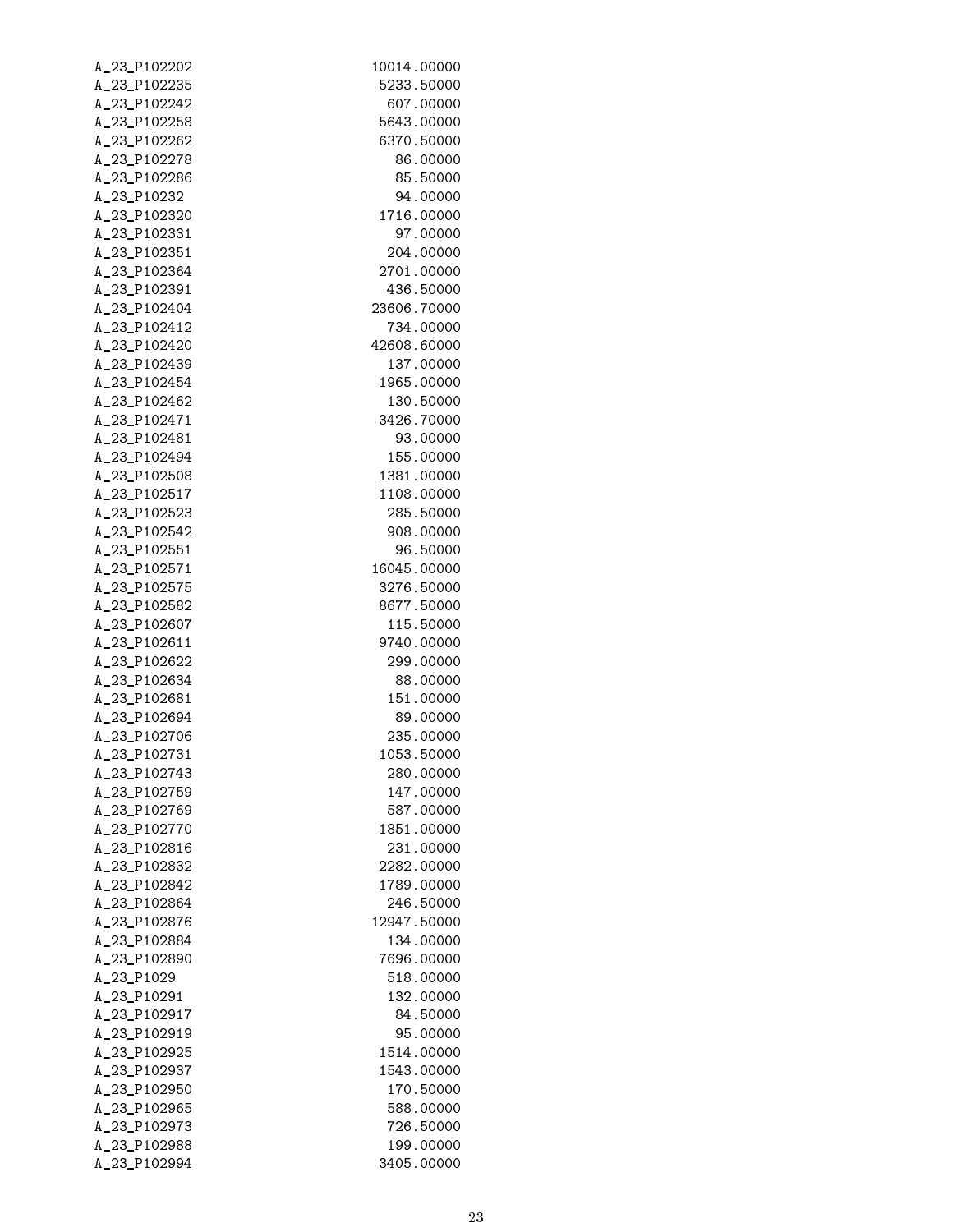| | |
|---|---|
| A_23_P102202 | 10014.00000 |
| A_23_P102235 | 5233.50000 |
| A_23_P102242 | 607.00000 |
| A_23_P102258 | 5643.00000 |
| A_23_P102262 | 6370.50000 |
| A_23_P102278 | 86.00000 |
| A_23_P102286 | 85.50000 |
| A_23_P10232 | 94.00000 |
| A_23_P102320 | 1716.00000 |
| A_23_P102331 | 97.00000 |
| A_23_P102351 | 204.00000 |
| A_23_P102364 | 2701.00000 |
| A_23_P102391 | 436.50000 |
| A_23_P102404 | 23606.70000 |
| A_23_P102412 | 734.00000 |
| A_23_P102420 | 42608.60000 |
| A_23_P102439 | 137.00000 |
| A_23_P102454 | 1965.00000 |
| A_23_P102462 | 130.50000 |
| A_23_P102471 | 3426.70000 |
| A_23_P102481 | 93.00000 |
| A_23_P102494 | 155.00000 |
| A_23_P102508 | 1381.00000 |
| A_23_P102517 | 1108.00000 |
| A_23_P102523 | 285.50000 |
| A_23_P102542 | 908.00000 |
| A_23_P102551 | 96.50000 |
| A_23_P102571 | 16045.00000 |
| A_23_P102575 | 3276.50000 |
| A_23_P102582 | 8677.50000 |
| A_23_P102607 | 115.50000 |
| A_23_P102611 | 9740.00000 |
| A_23_P102622 | 299.00000 |
| A_23_P102634 | 88.00000 |
| A_23_P102681 | 151.00000 |
| A_23_P102694 | 89.00000 |
| A_23_P102706 | 235.00000 |
| A_23_P102731 | 1053.50000 |
| A_23_P102743 | 280.00000 |
| A_23_P102759 | 147.00000 |
| A_23_P102769 | 587.00000 |
| A_23_P102770 | 1851.00000 |
| A_23_P102816 | 231.00000 |
| A_23_P102832 | 2282.00000 |
| A_23_P102842 | 1789.00000 |
| A_23_P102864 | 246.50000 |
| A_23_P102876 | 12947.50000 |
| A_23_P102884 | 134.00000 |
| A_23_P102890 | 7696.00000 |
| A_23_P1029 | 518.00000 |
| A_23_P10291 | 132.00000 |
| A_23_P102917 | 84.50000 |
| A_23_P102919 | 95.00000 |
| A_23_P102925 | 1514.00000 |
| A_23_P102937 | 1543.00000 |
| A_23_P102950 | 170.50000 |
| A_23_P102965 | 588.00000 |
| A_23_P102973 | 726.50000 |
| A_23_P102988 | 199.00000 |
| A_23_P102994 | 3405.00000 |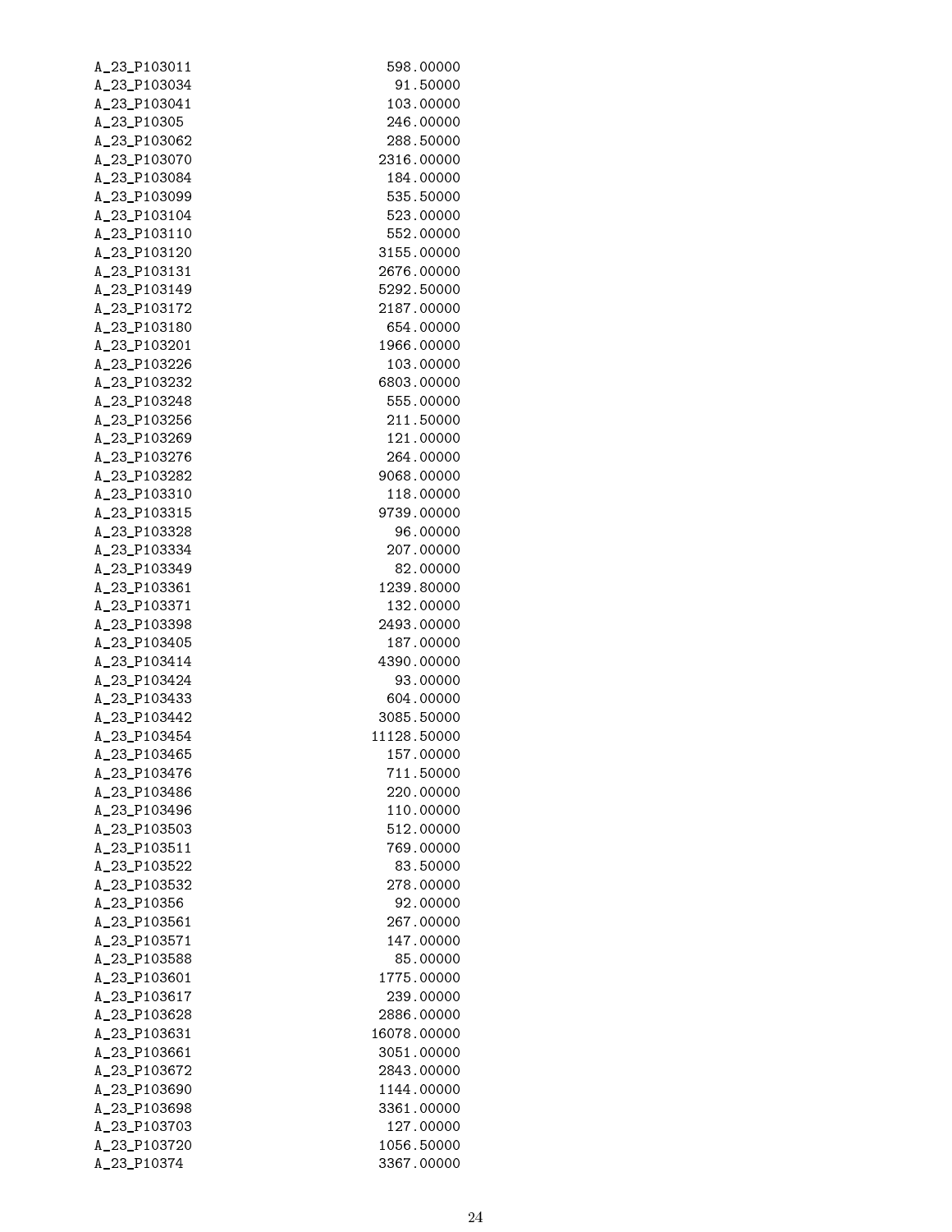```
A_23_P103011     598.00000
A_23_P103034      91.50000
A_23_P103041     103.00000
A_23_P10305      246.00000
A_23_P103062     288.50000
A_23_P103070    2316.00000
A_23_P103084     184.00000
A_23_P103099     535.50000
A_23_P103104     523.00000
A_23_P103110     552.00000
A_23_P103120    3155.00000
A_23_P103131    2676.00000
A_23_P103149    5292.50000
A_23_P103172    2187.00000
A_23_P103180     654.00000
A_23_P103201    1966.00000
A_23_P103226     103.00000
A_23_P103232    6803.00000
A_23_P103248     555.00000
A_23_P103256     211.50000
A_23_P103269     121.00000
A_23_P103276     264.00000
A_23_P103282    9068.00000
A_23_P103310     118.00000
A_23_P103315    9739.00000
A_23_P103328      96.00000
A_23_P103334     207.00000
A_23_P103349      82.00000
A_23_P103361    1239.80000
A_23_P103371     132.00000
A_23_P103398    2493.00000
A_23_P103405     187.00000
A_23_P103414    4390.00000
A_23_P103424      93.00000
A_23_P103433     604.00000
A_23_P103442    3085.50000
A_23_P103454   11128.50000
A_23_P103465     157.00000
A_23_P103476     711.50000
A_23_P103486     220.00000
A_23_P103496     110.00000
A_23_P103503     512.00000
A_23_P103511     769.00000
A_23_P103522      83.50000
A_23_P103532     278.00000
A_23_P10356       92.00000
A_23_P103561     267.00000
A_23_P103571     147.00000
A_23_P103588      85.00000
A_23_P103601    1775.00000
A_23_P103617     239.00000
A_23_P103628    2886.00000
A_23_P103631   16078.00000
A_23_P103661    3051.00000
A_23_P103672    2843.00000
A_23_P103690    1144.00000
A_23_P103698    3361.00000
A_23_P103703     127.00000
A_23_P103720    1056.50000
A_23_P10374     3367.00000
```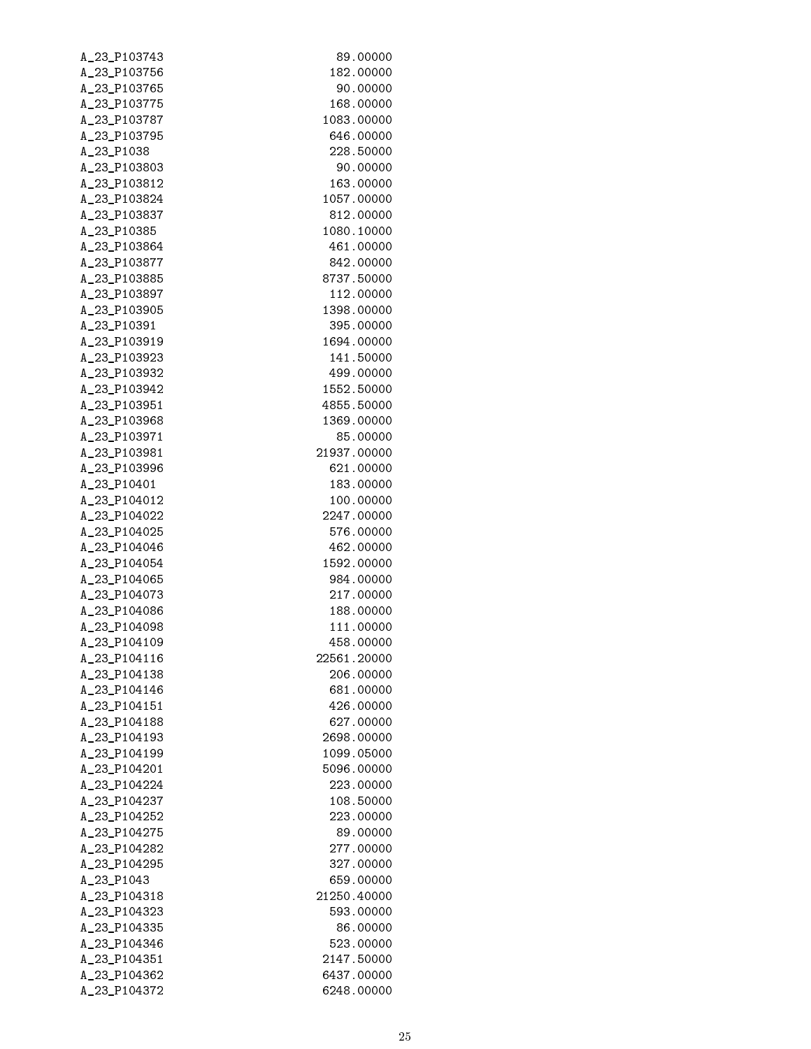| | |
|---|---|
| A_23_P103743 | 89.00000 |
| A_23_P103756 | 182.00000 |
| A_23_P103765 | 90.00000 |
| A_23_P103775 | 168.00000 |
| A_23_P103787 | 1083.00000 |
| A_23_P103795 | 646.00000 |
| A_23_P1038 | 228.50000 |
| A_23_P103803 | 90.00000 |
| A_23_P103812 | 163.00000 |
| A_23_P103824 | 1057.00000 |
| A_23_P103837 | 812.00000 |
| A_23_P10385 | 1080.10000 |
| A_23_P103864 | 461.00000 |
| A_23_P103877 | 842.00000 |
| A_23_P103885 | 8737.50000 |
| A_23_P103897 | 112.00000 |
| A_23_P103905 | 1398.00000 |
| A_23_P10391 | 395.00000 |
| A_23_P103919 | 1694.00000 |
| A_23_P103923 | 141.50000 |
| A_23_P103932 | 499.00000 |
| A_23_P103942 | 1552.50000 |
| A_23_P103951 | 4855.50000 |
| A_23_P103968 | 1369.00000 |
| A_23_P103971 | 85.00000 |
| A_23_P103981 | 21937.00000 |
| A_23_P103996 | 621.00000 |
| A_23_P10401 | 183.00000 |
| A_23_P104012 | 100.00000 |
| A_23_P104022 | 2247.00000 |
| A_23_P104025 | 576.00000 |
| A_23_P104046 | 462.00000 |
| A_23_P104054 | 1592.00000 |
| A_23_P104065 | 984.00000 |
| A_23_P104073 | 217.00000 |
| A_23_P104086 | 188.00000 |
| A_23_P104098 | 111.00000 |
| A_23_P104109 | 458.00000 |
| A_23_P104116 | 22561.20000 |
| A_23_P104138 | 206.00000 |
| A_23_P104146 | 681.00000 |
| A_23_P104151 | 426.00000 |
| A_23_P104188 | 627.00000 |
| A_23_P104193 | 2698.00000 |
| A_23_P104199 | 1099.05000 |
| A_23_P104201 | 5096.00000 |
| A_23_P104224 | 223.00000 |
| A_23_P104237 | 108.50000 |
| A_23_P104252 | 223.00000 |
| A_23_P104275 | 89.00000 |
| A_23_P104282 | 277.00000 |
| A_23_P104295 | 327.00000 |
| A_23_P1043 | 659.00000 |
| A_23_P104318 | 21250.40000 |
| A_23_P104323 | 593.00000 |
| A_23_P104335 | 86.00000 |
| A_23_P104346 | 523.00000 |
| A_23_P104351 | 2147.50000 |
| A_23_P104362 | 6437.00000 |
| A_23_P104372 | 6248.00000 |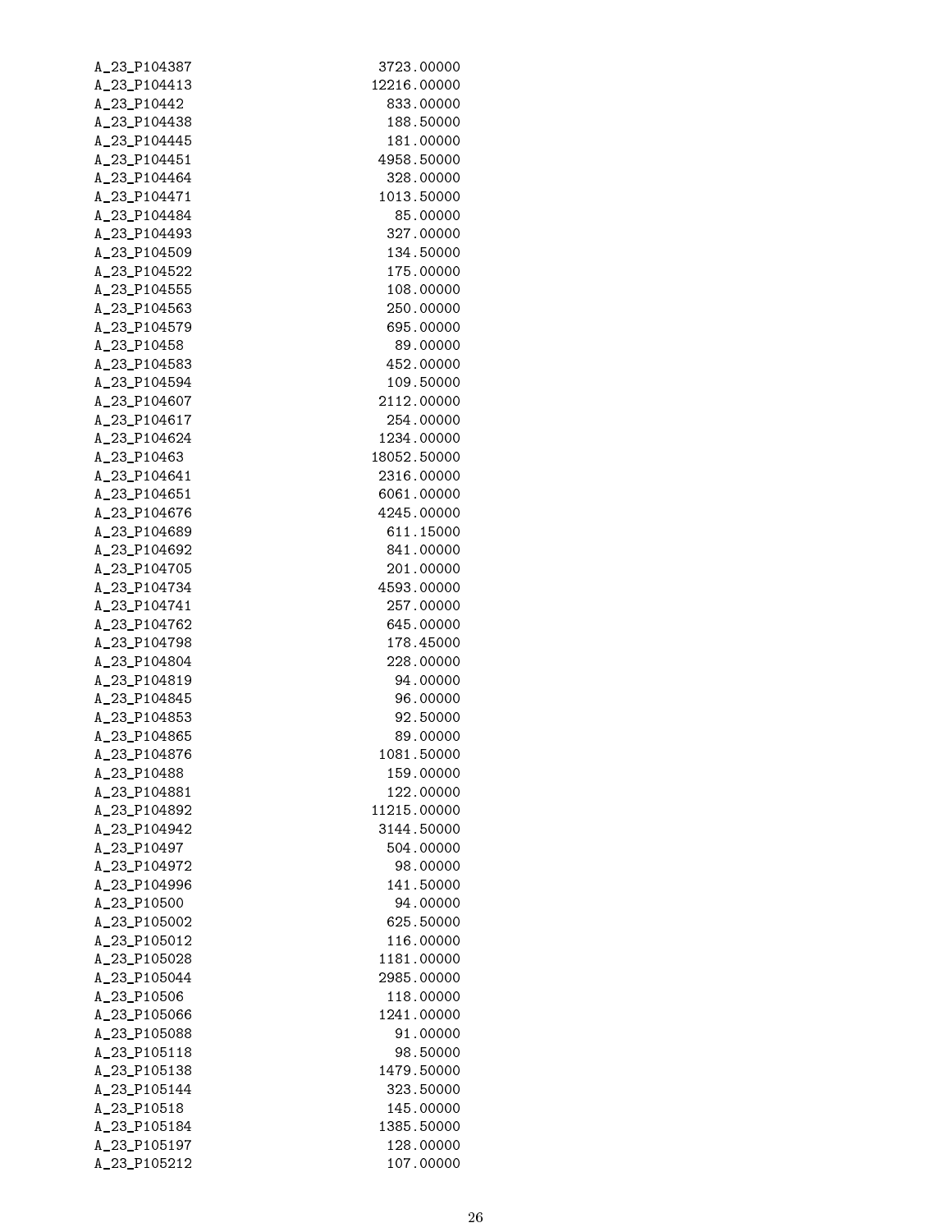```
A_23_P104387        3723.00000
A_23_P104413       12216.00000
A_23_P10442          833.00000
A_23_P104438         188.50000
A_23_P104445         181.00000
A_23_P104451        4958.50000
A_23_P104464         328.00000
A_23_P104471        1013.50000
A_23_P104484          85.00000
A_23_P104493         327.00000
A_23_P104509         134.50000
A_23_P104522         175.00000
A_23_P104555         108.00000
A_23_P104563         250.00000
A_23_P104579         695.00000
A_23_P10458           89.00000
A_23_P104583         452.00000
A_23_P104594         109.50000
A_23_P104607        2112.00000
A_23_P104617         254.00000
A_23_P104624        1234.00000
A_23_P10463        18052.50000
A_23_P104641        2316.00000
A_23_P104651        6061.00000
A_23_P104676        4245.00000
A_23_P104689         611.15000
A_23_P104692         841.00000
A_23_P104705         201.00000
A_23_P104734        4593.00000
A_23_P104741         257.00000
A_23_P104762         645.00000
A_23_P104798         178.45000
A_23_P104804         228.00000
A_23_P104819          94.00000
A_23_P104845          96.00000
A_23_P104853          92.50000
A_23_P104865          89.00000
A_23_P104876        1081.50000
A_23_P10488          159.00000
A_23_P104881         122.00000
A_23_P104892       11215.00000
A_23_P104942        3144.50000
A_23_P10497          504.00000
A_23_P104972          98.00000
A_23_P104996         141.50000
A_23_P10500           94.00000
A_23_P105002         625.50000
A_23_P105012         116.00000
A_23_P105028        1181.00000
A_23_P105044        2985.00000
A_23_P10506          118.00000
A_23_P105066        1241.00000
A_23_P105088          91.00000
A_23_P105118          98.50000
A_23_P105138        1479.50000
A_23_P105144         323.50000
A_23_P10518          145.00000
A_23_P105184        1385.50000
A_23_P105197         128.00000
A_23_P105212         107.00000
```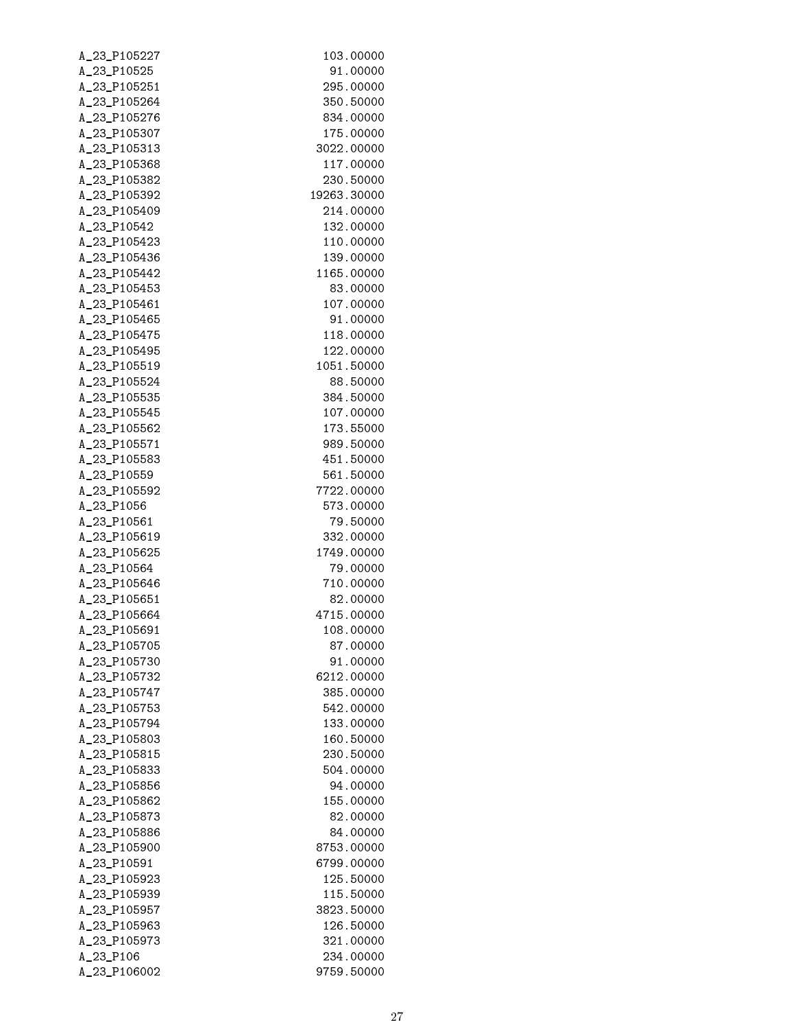```
A_23_P105227                    103.00000
A_23_P10525                      91.00000
A_23_P105251                    295.00000
A_23_P105264                    350.50000
A_23_P105276                    834.00000
A_23_P105307                    175.00000
A_23_P105313                   3022.00000
A_23_P105368                    117.00000
A_23_P105382                    230.50000
A_23_P105392                  19263.30000
A_23_P105409                    214.00000
A_23_P10542                     132.00000
A_23_P105423                    110.00000
A_23_P105436                    139.00000
A_23_P105442                   1165.00000
A_23_P105453                     83.00000
A_23_P105461                    107.00000
A_23_P105465                     91.00000
A_23_P105475                    118.00000
A_23_P105495                    122.00000
A_23_P105519                   1051.50000
A_23_P105524                     88.50000
A_23_P105535                    384.50000
A_23_P105545                    107.00000
A_23_P105562                    173.55000
A_23_P105571                    989.50000
A_23_P105583                    451.50000
A_23_P10559                     561.50000
A_23_P105592                   7722.00000
A_23_P1056                      573.00000
A_23_P10561                      79.50000
A_23_P105619                    332.00000
A_23_P105625                   1749.00000
A_23_P10564                      79.00000
A_23_P105646                    710.00000
A_23_P105651                     82.00000
A_23_P105664                   4715.00000
A_23_P105691                    108.00000
A_23_P105705                     87.00000
A_23_P105730                     91.00000
A_23_P105732                   6212.00000
A_23_P105747                    385.00000
A_23_P105753                    542.00000
A_23_P105794                    133.00000
A_23_P105803                    160.50000
A_23_P105815                    230.50000
A_23_P105833                    504.00000
A_23_P105856                     94.00000
A_23_P105862                    155.00000
A_23_P105873                     82.00000
A_23_P105886                     84.00000
A_23_P105900                   8753.00000
A_23_P10591                    6799.00000
A_23_P105923                    125.50000
A_23_P105939                    115.50000
A_23_P105957                   3823.50000
A_23_P105963                    126.50000
A_23_P105973                    321.00000
A_23_P106                       234.00000
A_23_P106002                   9759.50000
```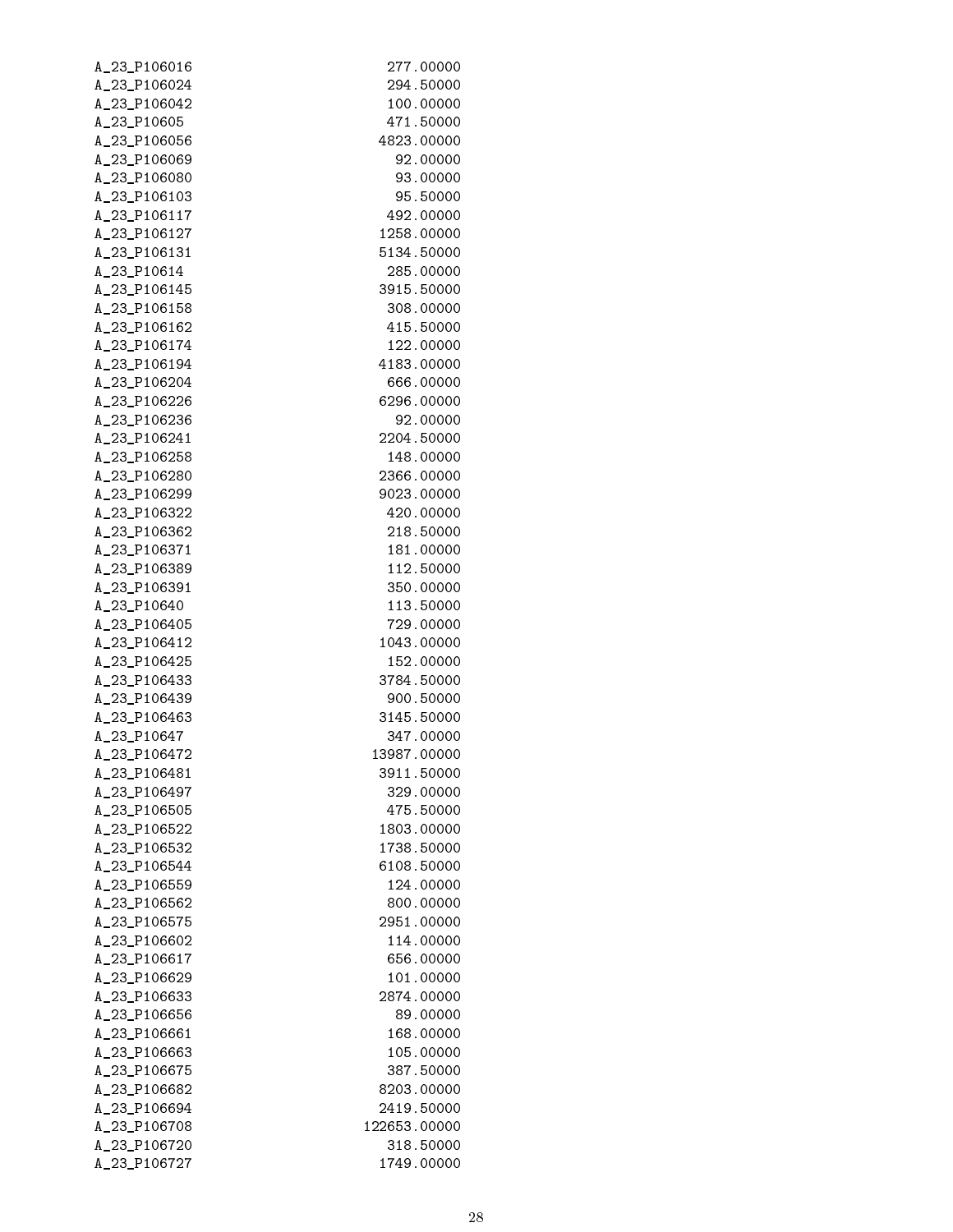```
A_23_P106016                 277.00000
A_23_P106024                 294.50000
A_23_P106042                 100.00000
A_23_P10605                  471.50000
A_23_P106056                4823.00000
A_23_P106069                  92.00000
A_23_P106080                  93.00000
A_23_P106103                  95.50000
A_23_P106117                 492.00000
A_23_P106127                1258.00000
A_23_P106131                5134.50000
A_23_P10614                  285.00000
A_23_P106145                3915.50000
A_23_P106158                 308.00000
A_23_P106162                 415.50000
A_23_P106174                 122.00000
A_23_P106194                4183.00000
A_23_P106204                 666.00000
A_23_P106226                6296.00000
A_23_P106236                  92.00000
A_23_P106241                2204.50000
A_23_P106258                 148.00000
A_23_P106280                2366.00000
A_23_P106299                9023.00000
A_23_P106322                 420.00000
A_23_P106362                 218.50000
A_23_P106371                 181.00000
A_23_P106389                 112.50000
A_23_P106391                 350.00000
A_23_P10640                  113.50000
A_23_P106405                 729.00000
A_23_P106412                1043.00000
A_23_P106425                 152.00000
A_23_P106433                3784.50000
A_23_P106439                 900.50000
A_23_P106463                3145.50000
A_23_P10647                  347.00000
A_23_P106472               13987.00000
A_23_P106481                3911.50000
A_23_P106497                 329.00000
A_23_P106505                 475.50000
A_23_P106522                1803.00000
A_23_P106532                1738.50000
A_23_P106544                6108.50000
A_23_P106559                 124.00000
A_23_P106562                 800.00000
A_23_P106575                2951.00000
A_23_P106602                 114.00000
A_23_P106617                 656.00000
A_23_P106629                 101.00000
A_23_P106633                2874.00000
A_23_P106656                  89.00000
A_23_P106661                 168.00000
A_23_P106663                 105.00000
A_23_P106675                 387.50000
A_23_P106682                8203.00000
A_23_P106694                2419.50000
A_23_P106708              122653.00000
A_23_P106720                 318.50000
A_23_P106727                1749.00000
```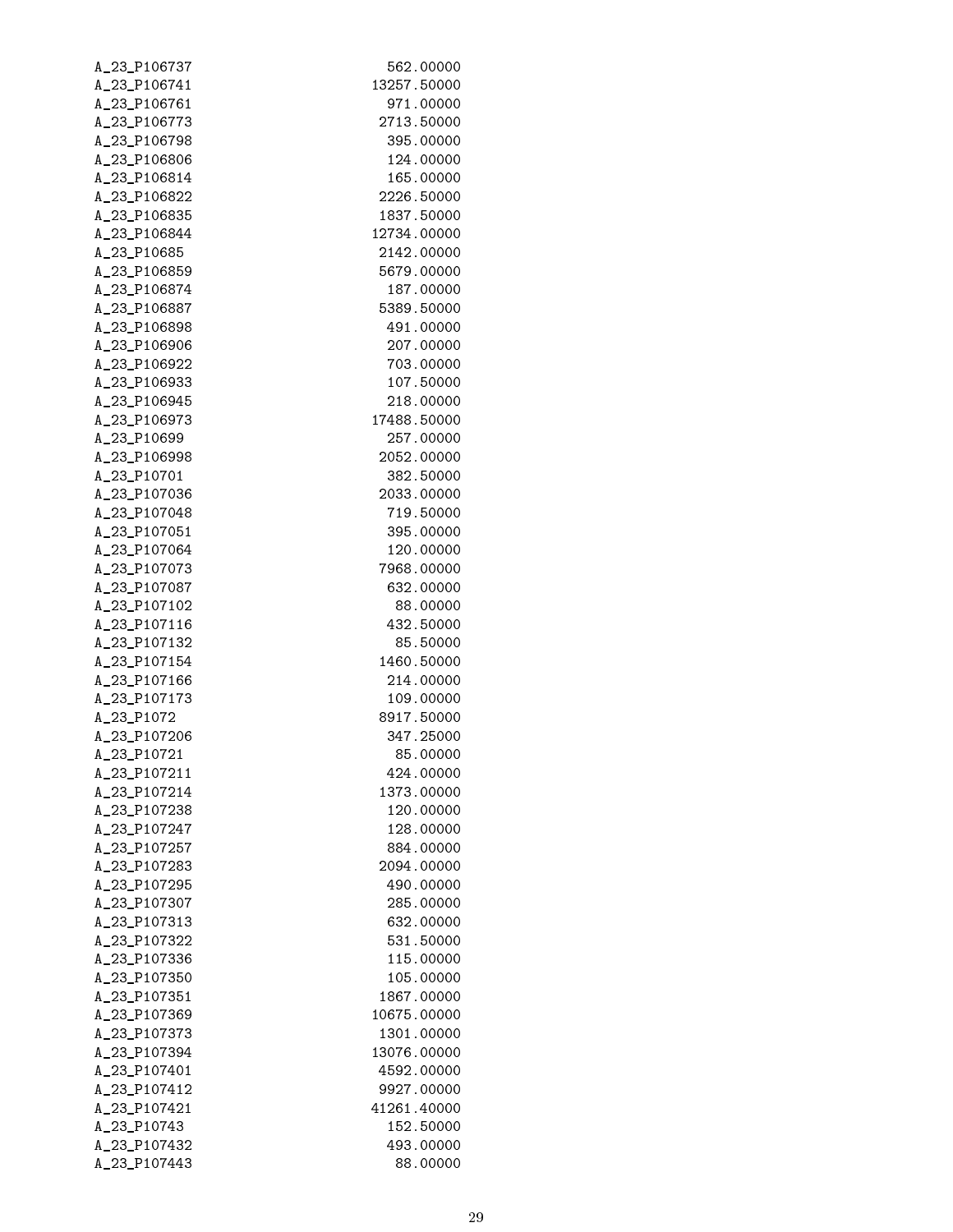| | |
|---|---|
| A_23_P106737 | 562.00000 |
| A_23_P106741 | 13257.50000 |
| A_23_P106761 | 971.00000 |
| A_23_P106773 | 2713.50000 |
| A_23_P106798 | 395.00000 |
| A_23_P106806 | 124.00000 |
| A_23_P106814 | 165.00000 |
| A_23_P106822 | 2226.50000 |
| A_23_P106835 | 1837.50000 |
| A_23_P106844 | 12734.00000 |
| A_23_P10685 | 2142.00000 |
| A_23_P106859 | 5679.00000 |
| A_23_P106874 | 187.00000 |
| A_23_P106887 | 5389.50000 |
| A_23_P106898 | 491.00000 |
| A_23_P106906 | 207.00000 |
| A_23_P106922 | 703.00000 |
| A_23_P106933 | 107.50000 |
| A_23_P106945 | 218.00000 |
| A_23_P106973 | 17488.50000 |
| A_23_P10699 | 257.00000 |
| A_23_P106998 | 2052.00000 |
| A_23_P10701 | 382.50000 |
| A_23_P107036 | 2033.00000 |
| A_23_P107048 | 719.50000 |
| A_23_P107051 | 395.00000 |
| A_23_P107064 | 120.00000 |
| A_23_P107073 | 7968.00000 |
| A_23_P107087 | 632.00000 |
| A_23_P107102 | 88.00000 |
| A_23_P107116 | 432.50000 |
| A_23_P107132 | 85.50000 |
| A_23_P107154 | 1460.50000 |
| A_23_P107166 | 214.00000 |
| A_23_P107173 | 109.00000 |
| A_23_P1072 | 8917.50000 |
| A_23_P107206 | 347.25000 |
| A_23_P10721 | 85.00000 |
| A_23_P107211 | 424.00000 |
| A_23_P107214 | 1373.00000 |
| A_23_P107238 | 120.00000 |
| A_23_P107247 | 128.00000 |
| A_23_P107257 | 884.00000 |
| A_23_P107283 | 2094.00000 |
| A_23_P107295 | 490.00000 |
| A_23_P107307 | 285.00000 |
| A_23_P107313 | 632.00000 |
| A_23_P107322 | 531.50000 |
| A_23_P107336 | 115.00000 |
| A_23_P107350 | 105.00000 |
| A_23_P107351 | 1867.00000 |
| A_23_P107369 | 10675.00000 |
| A_23_P107373 | 1301.00000 |
| A_23_P107394 | 13076.00000 |
| A_23_P107401 | 4592.00000 |
| A_23_P107412 | 9927.00000 |
| A_23_P107421 | 41261.40000 |
| A_23_P10743 | 152.50000 |
| A_23_P107432 | 493.00000 |
| A_23_P107443 | 88.00000 |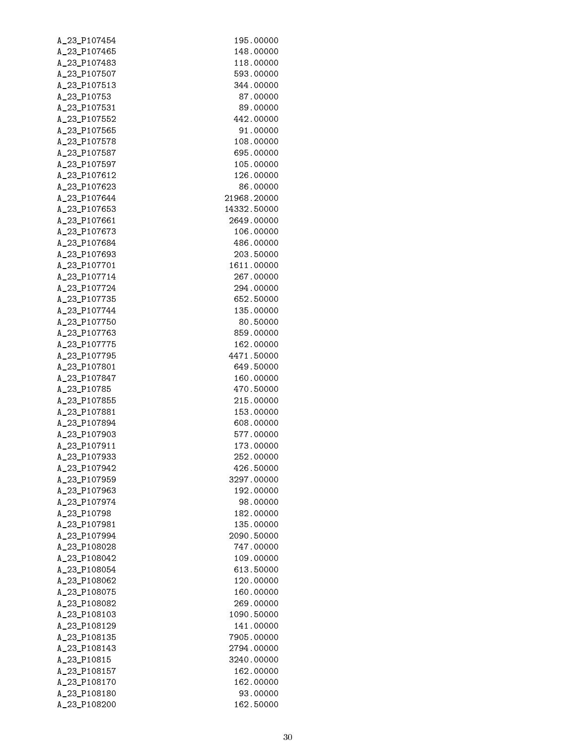| | |
|---|---|
| A_23_P107454 | 195.00000 |
| A_23_P107465 | 148.00000 |
| A_23_P107483 | 118.00000 |
| A_23_P107507 | 593.00000 |
| A_23_P107513 | 344.00000 |
| A_23_P10753 | 87.00000 |
| A_23_P107531 | 89.00000 |
| A_23_P107552 | 442.00000 |
| A_23_P107565 | 91.00000 |
| A_23_P107578 | 108.00000 |
| A_23_P107587 | 695.00000 |
| A_23_P107597 | 105.00000 |
| A_23_P107612 | 126.00000 |
| A_23_P107623 | 86.00000 |
| A_23_P107644 | 21968.20000 |
| A_23_P107653 | 14332.50000 |
| A_23_P107661 | 2649.00000 |
| A_23_P107673 | 106.00000 |
| A_23_P107684 | 486.00000 |
| A_23_P107693 | 203.50000 |
| A_23_P107701 | 1611.00000 |
| A_23_P107714 | 267.00000 |
| A_23_P107724 | 294.00000 |
| A_23_P107735 | 652.50000 |
| A_23_P107744 | 135.00000 |
| A_23_P107750 | 80.50000 |
| A_23_P107763 | 859.00000 |
| A_23_P107775 | 162.00000 |
| A_23_P107795 | 4471.50000 |
| A_23_P107801 | 649.50000 |
| A_23_P107847 | 160.00000 |
| A_23_P10785 | 470.50000 |
| A_23_P107855 | 215.00000 |
| A_23_P107881 | 153.00000 |
| A_23_P107894 | 608.00000 |
| A_23_P107903 | 577.00000 |
| A_23_P107911 | 173.00000 |
| A_23_P107933 | 252.00000 |
| A_23_P107942 | 426.50000 |
| A_23_P107959 | 3297.00000 |
| A_23_P107963 | 192.00000 |
| A_23_P107974 | 98.00000 |
| A_23_P10798 | 182.00000 |
| A_23_P107981 | 135.00000 |
| A_23_P107994 | 2090.50000 |
| A_23_P108028 | 747.00000 |
| A_23_P108042 | 109.00000 |
| A_23_P108054 | 613.50000 |
| A_23_P108062 | 120.00000 |
| A_23_P108075 | 160.00000 |
| A_23_P108082 | 269.00000 |
| A_23_P108103 | 1090.50000 |
| A_23_P108129 | 141.00000 |
| A_23_P108135 | 7905.00000 |
| A_23_P108143 | 2794.00000 |
| A_23_P10815 | 3240.00000 |
| A_23_P108157 | 162.00000 |
| A_23_P108170 | 162.00000 |
| A_23_P108180 | 93.00000 |
| A_23_P108200 | 162.50000 |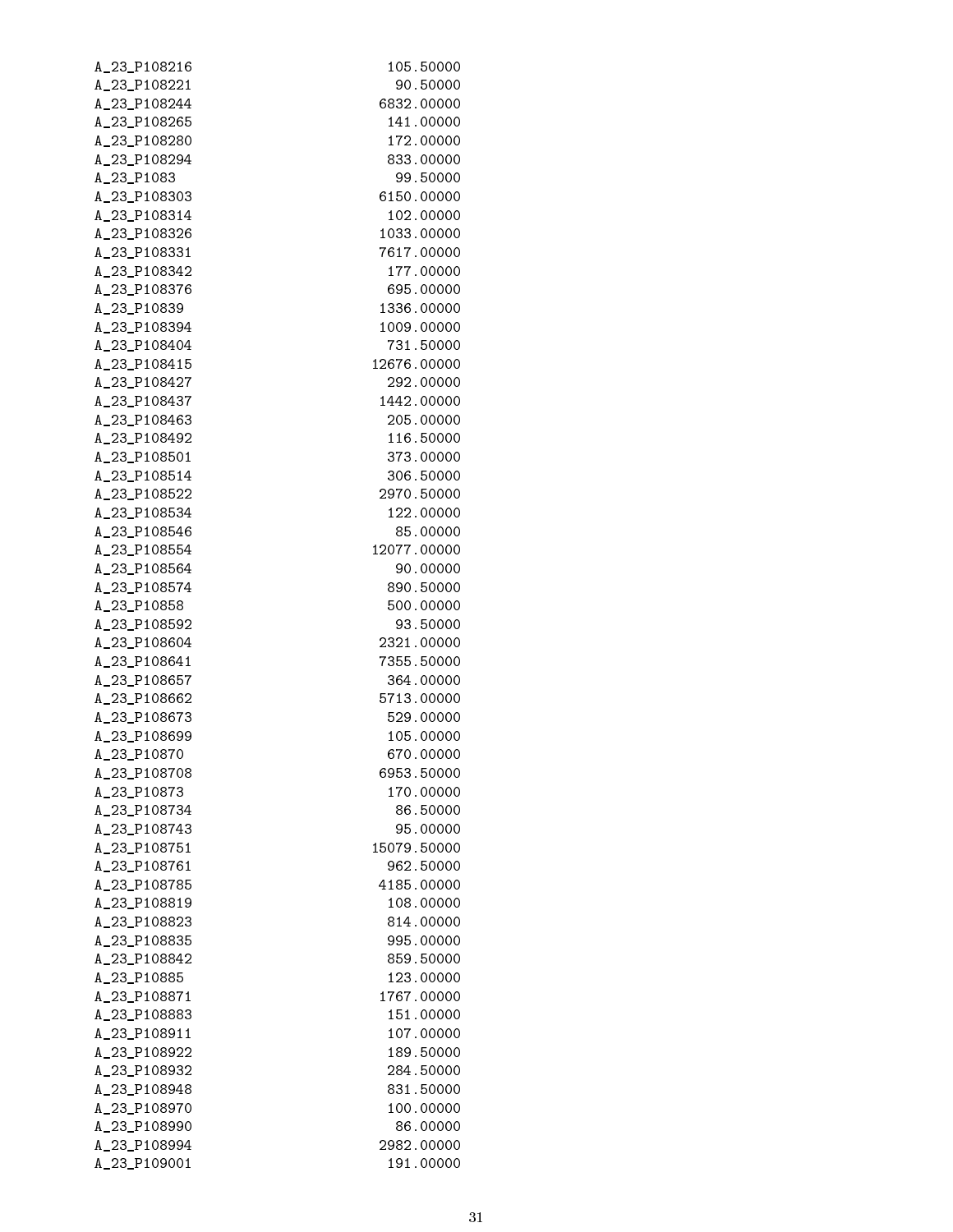```
A_23_P108216        105.50000
A_23_P108221         90.50000
A_23_P108244       6832.00000
A_23_P108265        141.00000
A_23_P108280        172.00000
A_23_P108294        833.00000
A_23_P1083           99.50000
A_23_P108303       6150.00000
A_23_P108314        102.00000
A_23_P108326       1033.00000
A_23_P108331       7617.00000
A_23_P108342        177.00000
A_23_P108376        695.00000
A_23_P10839        1336.00000
A_23_P108394       1009.00000
A_23_P108404        731.50000
A_23_P108415      12676.00000
A_23_P108427        292.00000
A_23_P108437       1442.00000
A_23_P108463        205.00000
A_23_P108492        116.50000
A_23_P108501        373.00000
A_23_P108514        306.50000
A_23_P108522       2970.50000
A_23_P108534        122.00000
A_23_P108546         85.00000
A_23_P108554      12077.00000
A_23_P108564         90.00000
A_23_P108574        890.50000
A_23_P10858         500.00000
A_23_P108592         93.50000
A_23_P108604       2321.00000
A_23_P108641       7355.50000
A_23_P108657        364.00000
A_23_P108662       5713.00000
A_23_P108673        529.00000
A_23_P108699        105.00000
A_23_P10870         670.00000
A_23_P108708       6953.50000
A_23_P10873         170.00000
A_23_P108734         86.50000
A_23_P108743         95.00000
A_23_P108751      15079.50000
A_23_P108761        962.50000
A_23_P108785       4185.00000
A_23_P108819        108.00000
A_23_P108823        814.00000
A_23_P108835        995.00000
A_23_P108842        859.50000
A_23_P10885         123.00000
A_23_P108871       1767.00000
A_23_P108883        151.00000
A_23_P108911        107.00000
A_23_P108922        189.50000
A_23_P108932        284.50000
A_23_P108948        831.50000
A_23_P108970        100.00000
A_23_P108990         86.00000
A_23_P108994       2982.00000
A_23_P109001        191.00000
```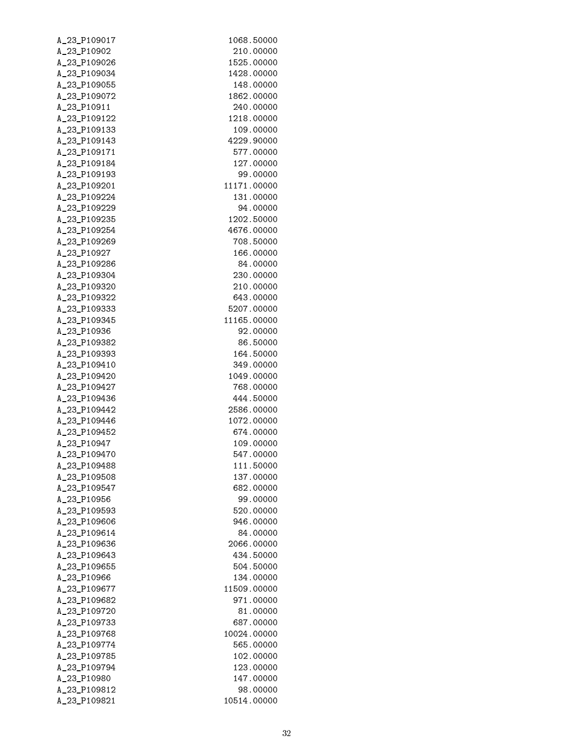```
A_23_P109017    1068.50000
A_23_P10902      210.00000
A_23_P109026    1525.00000
A_23_P109034    1428.00000
A_23_P109055     148.00000
A_23_P109072    1862.00000
A_23_P10911      240.00000
A_23_P109122    1218.00000
A_23_P109133     109.00000
A_23_P109143    4229.90000
A_23_P109171     577.00000
A_23_P109184     127.00000
A_23_P109193      99.00000
A_23_P109201   11171.00000
A_23_P109224     131.00000
A_23_P109229      94.00000
A_23_P109235    1202.50000
A_23_P109254    4676.00000
A_23_P109269     708.50000
A_23_P10927      166.00000
A_23_P109286      84.00000
A_23_P109304     230.00000
A_23_P109320     210.00000
A_23_P109322     643.00000
A_23_P109333    5207.00000
A_23_P109345   11165.00000
A_23_P10936       92.00000
A_23_P109382      86.50000
A_23_P109393     164.50000
A_23_P109410     349.00000
A_23_P109420    1049.00000
A_23_P109427     768.00000
A_23_P109436     444.50000
A_23_P109442    2586.00000
A_23_P109446    1072.00000
A_23_P109452     674.00000
A_23_P10947      109.00000
A_23_P109470     547.00000
A_23_P109488     111.50000
A_23_P109508     137.00000
A_23_P109547     682.00000
A_23_P10956       99.00000
A_23_P109593     520.00000
A_23_P109606     946.00000
A_23_P109614      84.00000
A_23_P109636    2066.00000
A_23_P109643     434.50000
A_23_P109655     504.50000
A_23_P10966      134.00000
A_23_P109677   11509.00000
A_23_P109682     971.00000
A_23_P109720      81.00000
A_23_P109733     687.00000
A_23_P109768   10024.00000
A_23_P109774     565.00000
A_23_P109785     102.00000
A_23_P109794     123.00000
A_23_P10980      147.00000
A_23_P109812      98.00000
A_23_P109821   10514.00000
```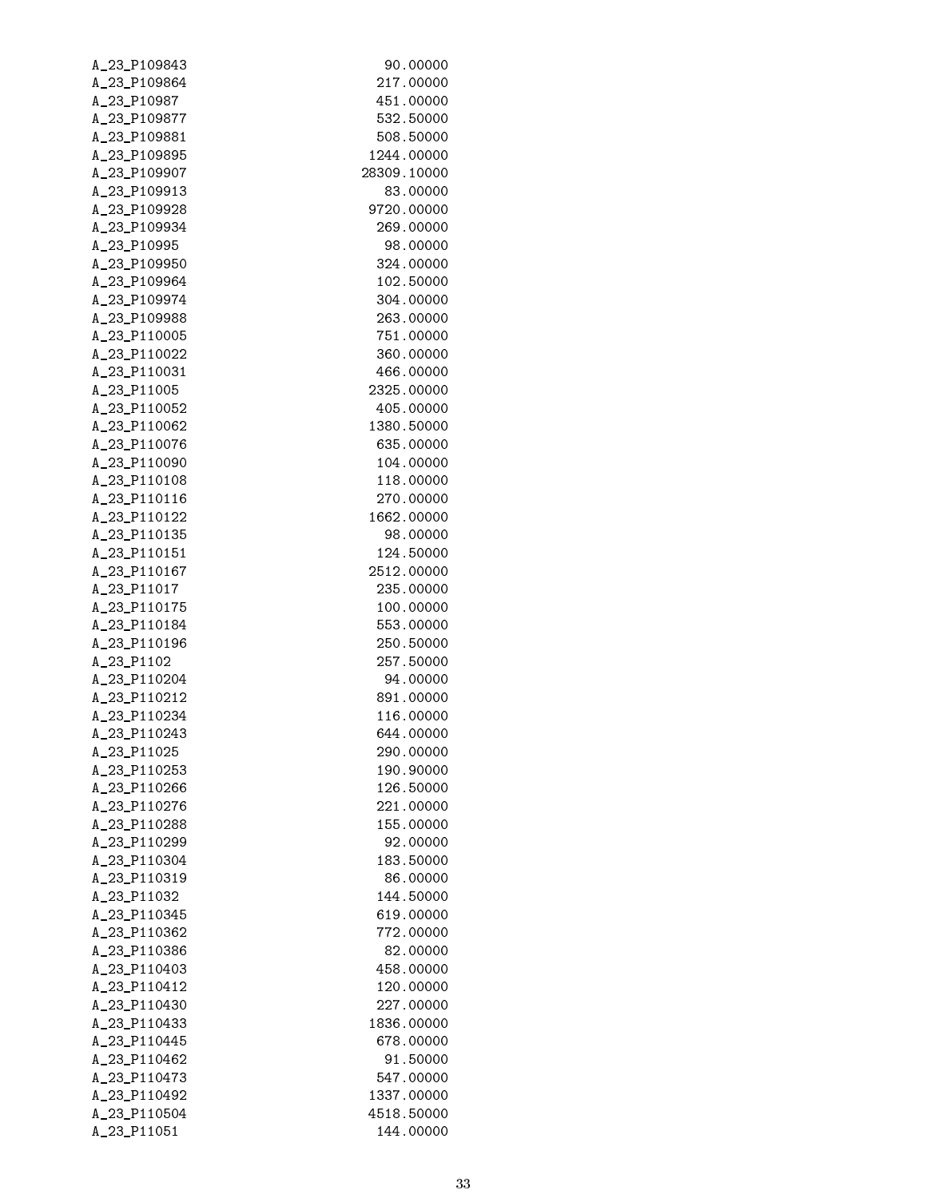```
A_23_P109843                90.00000
A_23_P109864               217.00000
A_23_P10987                451.00000
A_23_P109877               532.50000
A_23_P109881               508.50000
A_23_P109895              1244.00000
A_23_P109907             28309.10000
A_23_P109913                83.00000
A_23_P109928              9720.00000
A_23_P109934               269.00000
A_23_P10995                 98.00000
A_23_P109950               324.00000
A_23_P109964               102.50000
A_23_P109974               304.00000
A_23_P109988               263.00000
A_23_P110005               751.00000
A_23_P110022               360.00000
A_23_P110031               466.00000
A_23_P11005               2325.00000
A_23_P110052               405.00000
A_23_P110062              1380.50000
A_23_P110076               635.00000
A_23_P110090               104.00000
A_23_P110108               118.00000
A_23_P110116               270.00000
A_23_P110122              1662.00000
A_23_P110135                98.00000
A_23_P110151               124.50000
A_23_P110167              2512.00000
A_23_P11017                235.00000
A_23_P110175               100.00000
A_23_P110184               553.00000
A_23_P110196               250.50000
A_23_P1102                 257.50000
A_23_P110204                94.00000
A_23_P110212               891.00000
A_23_P110234               116.00000
A_23_P110243               644.00000
A_23_P11025                290.00000
A_23_P110253               190.90000
A_23_P110266               126.50000
A_23_P110276               221.00000
A_23_P110288               155.00000
A_23_P110299                92.00000
A_23_P110304               183.50000
A_23_P110319                86.00000
A_23_P11032                144.50000
A_23_P110345               619.00000
A_23_P110362               772.00000
A_23_P110386                82.00000
A_23_P110403               458.00000
A_23_P110412               120.00000
A_23_P110430               227.00000
A_23_P110433              1836.00000
A_23_P110445               678.00000
A_23_P110462                91.50000
A_23_P110473               547.00000
A_23_P110492              1337.00000
A_23_P110504              4518.50000
A_23_P11051                144.00000
```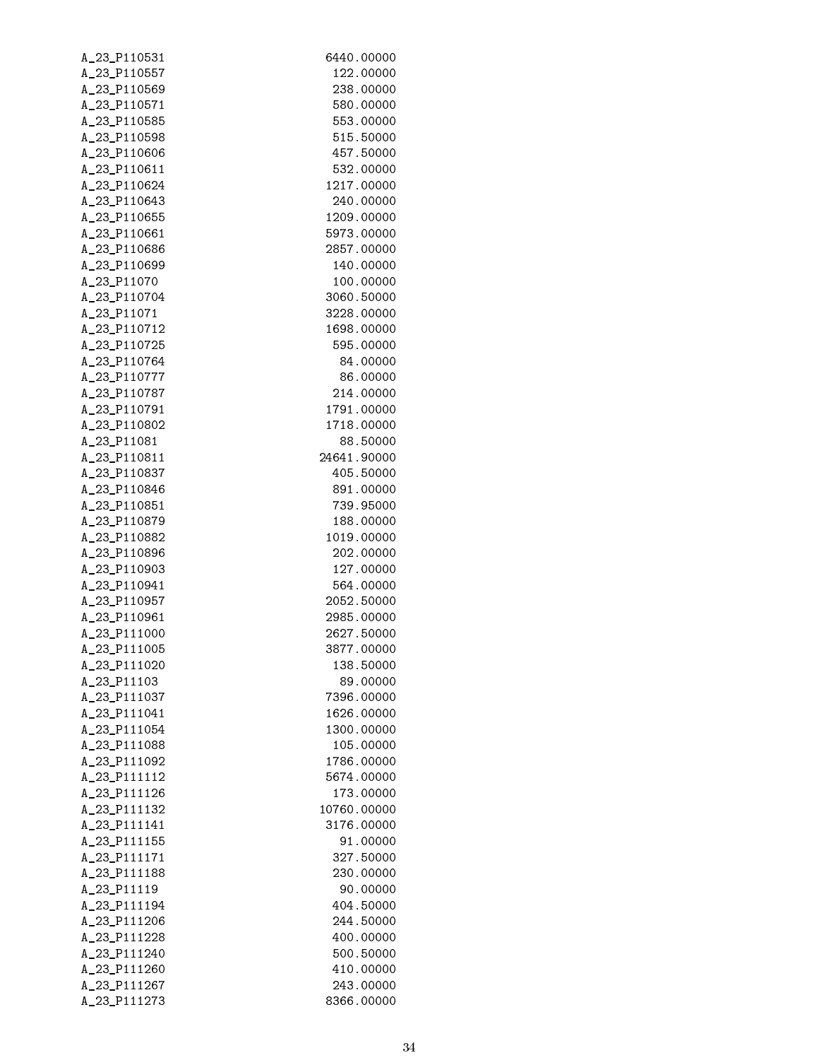```
A_23_P110531                    6440.00000
A_23_P110557                     122.00000
A_23_P110569                     238.00000
A_23_P110571                     580.00000
A_23_P110585                     553.00000
A_23_P110598                     515.50000
A_23_P110606                     457.50000
A_23_P110611                     532.00000
A_23_P110624                    1217.00000
A_23_P110643                     240.00000
A_23_P110655                    1209.00000
A_23_P110661                    5973.00000
A_23_P110686                    2857.00000
A_23_P110699                     140.00000
A_23_P11070                      100.00000
A_23_P110704                    3060.50000
A_23_P11071                     3228.00000
A_23_P110712                    1698.00000
A_23_P110725                     595.00000
A_23_P110764                      84.00000
A_23_P110777                      86.00000
A_23_P110787                     214.00000
A_23_P110791                    1791.00000
A_23_P110802                    1718.00000
A_23_P11081                       88.50000
A_23_P110811                   24641.90000
A_23_P110837                     405.50000
A_23_P110846                     891.00000
A_23_P110851                     739.95000
A_23_P110879                     188.00000
A_23_P110882                    1019.00000
A_23_P110896                     202.00000
A_23_P110903                     127.00000
A_23_P110941                     564.00000
A_23_P110957                    2052.50000
A_23_P110961                    2985.00000
A_23_P111000                    2627.50000
A_23_P111005                    3877.00000
A_23_P111020                     138.50000
A_23_P11103                       89.00000
A_23_P111037                    7396.00000
A_23_P111041                    1626.00000
A_23_P111054                    1300.00000
A_23_P111088                     105.00000
A_23_P111092                    1786.00000
A_23_P111112                    5674.00000
A_23_P111126                     173.00000
A_23_P111132                   10760.00000
A_23_P111141                    3176.00000
A_23_P111155                      91.00000
A_23_P111171                     327.50000
A_23_P111188                     230.00000
A_23_P11119                       90.00000
A_23_P111194                     404.50000
A_23_P111206                     244.50000
A_23_P111228                     400.00000
A_23_P111240                     500.50000
A_23_P111260                     410.00000
A_23_P111267                     243.00000
A_23_P111273                    8366.00000
```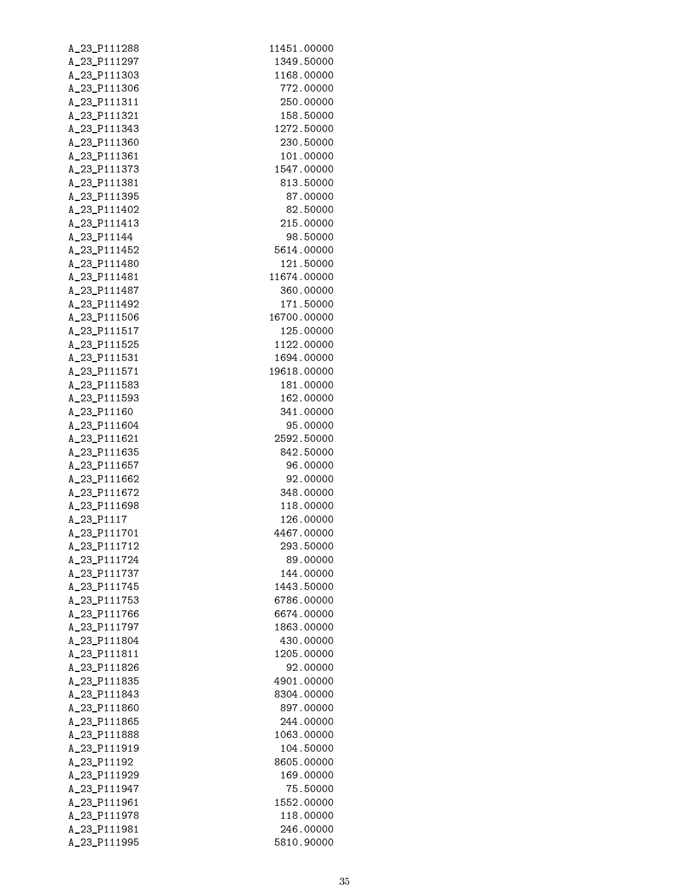| | |
|---|---|
| A_23_P111288 | 11451.00000 |
| A_23_P111297 | 1349.50000 |
| A_23_P111303 | 1168.00000 |
| A_23_P111306 | 772.00000 |
| A_23_P111311 | 250.00000 |
| A_23_P111321 | 158.50000 |
| A_23_P111343 | 1272.50000 |
| A_23_P111360 | 230.50000 |
| A_23_P111361 | 101.00000 |
| A_23_P111373 | 1547.00000 |
| A_23_P111381 | 813.50000 |
| A_23_P111395 | 87.00000 |
| A_23_P111402 | 82.50000 |
| A_23_P111413 | 215.00000 |
| A_23_P11144 | 98.50000 |
| A_23_P111452 | 5614.00000 |
| A_23_P111480 | 121.50000 |
| A_23_P111481 | 11674.00000 |
| A_23_P111487 | 360.00000 |
| A_23_P111492 | 171.50000 |
| A_23_P111506 | 16700.00000 |
| A_23_P111517 | 125.00000 |
| A_23_P111525 | 1122.00000 |
| A_23_P111531 | 1694.00000 |
| A_23_P111571 | 19618.00000 |
| A_23_P111583 | 181.00000 |
| A_23_P111593 | 162.00000 |
| A_23_P11160 | 341.00000 |
| A_23_P111604 | 95.00000 |
| A_23_P111621 | 2592.50000 |
| A_23_P111635 | 842.50000 |
| A_23_P111657 | 96.00000 |
| A_23_P111662 | 92.00000 |
| A_23_P111672 | 348.00000 |
| A_23_P111698 | 118.00000 |
| A_23_P1117 | 126.00000 |
| A_23_P111701 | 4467.00000 |
| A_23_P111712 | 293.50000 |
| A_23_P111724 | 89.00000 |
| A_23_P111737 | 144.00000 |
| A_23_P111745 | 1443.50000 |
| A_23_P111753 | 6786.00000 |
| A_23_P111766 | 6674.00000 |
| A_23_P111797 | 1863.00000 |
| A_23_P111804 | 430.00000 |
| A_23_P111811 | 1205.00000 |
| A_23_P111826 | 92.00000 |
| A_23_P111835 | 4901.00000 |
| A_23_P111843 | 8304.00000 |
| A_23_P111860 | 897.00000 |
| A_23_P111865 | 244.00000 |
| A_23_P111888 | 1063.00000 |
| A_23_P111919 | 104.50000 |
| A_23_P11192 | 8605.00000 |
| A_23_P111929 | 169.00000 |
| A_23_P111947 | 75.50000 |
| A_23_P111961 | 1552.00000 |
| A_23_P111978 | 118.00000 |
| A_23_P111981 | 246.00000 |
| A_23_P111995 | 5810.90000 |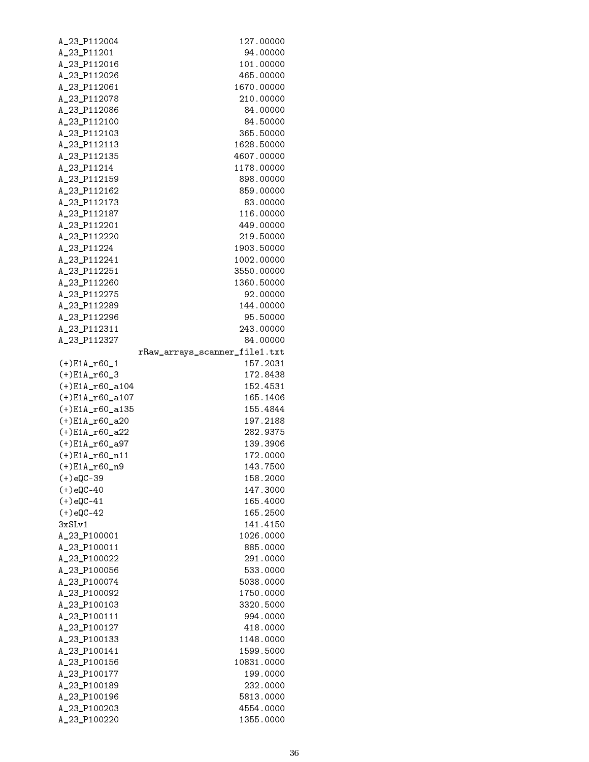```
A_23_P112004                       127.00000
A_23_P11201                         94.00000
A_23_P112016                       101.00000
A_23_P112026                       465.00000
A_23_P112061                      1670.00000
A_23_P112078                       210.00000
A_23_P112086                        84.00000
A_23_P112100                        84.50000
A_23_P112103                       365.50000
A_23_P112113                      1628.50000
A_23_P112135                      4607.00000
A_23_P11214                       1178.00000
A_23_P112159                       898.00000
A_23_P112162                       859.00000
A_23_P112173                        83.00000
A_23_P112187                       116.00000
A_23_P112201                       449.00000
A_23_P112220                       219.50000
A_23_P11224                       1903.50000
A_23_P112241                      1002.00000
A_23_P112251                      3550.00000
A_23_P112260                      1360.50000
A_23_P112275                        92.00000
A_23_P112289                       144.00000
A_23_P112296                        95.50000
A_23_P112311                       243.00000
A_23_P112327                        84.00000
                rRaw_arrays_scanner_file1.txt
(+)E1A_r60_1                        157.2031
(+)E1A_r60_3                        172.8438
(+)E1A_r60_a104                     152.4531
(+)E1A_r60_a107                     165.1406
(+)E1A_r60_a135                     155.4844
(+)E1A_r60_a20                      197.2188
(+)E1A_r60_a22                      282.9375
(+)E1A_r60_a97                      139.3906
(+)E1A_r60_n11                      172.0000
(+)E1A_r60_n9                       143.7500
(+)eQC-39                           158.2000
(+)eQC-40                           147.3000
(+)eQC-41                           165.4000
(+)eQC-42                           165.2500
3xSLv1                              141.4150
A_23_P100001                       1026.0000
A_23_P100011                        885.0000
A_23_P100022                        291.0000
A_23_P100056                        533.0000
A_23_P100074                       5038.0000
A_23_P100092                       1750.0000
A_23_P100103                       3320.5000
A_23_P100111                        994.0000
A_23_P100127                        418.0000
A_23_P100133                       1148.0000
A_23_P100141                       1599.5000
A_23_P100156                      10831.0000
A_23_P100177                        199.0000
A_23_P100189                        232.0000
A_23_P100196                       5813.0000
A_23_P100203                       4554.0000
A_23_P100220                       1355.0000
```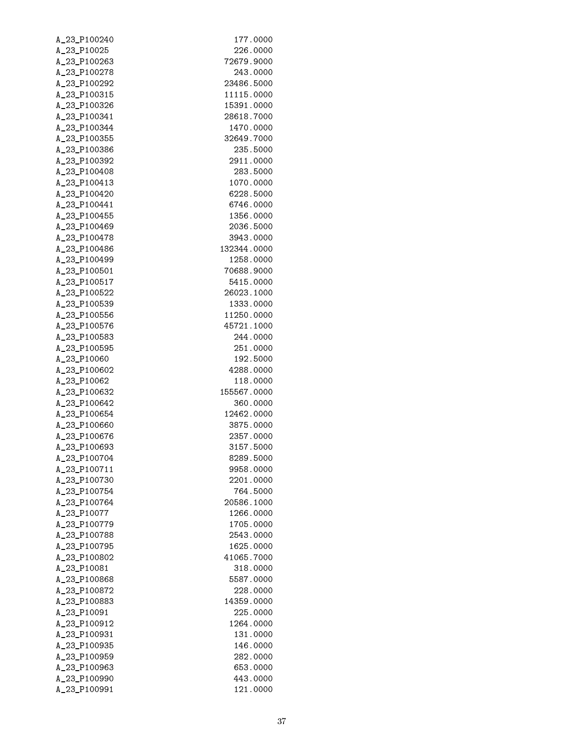```
A_23_P100240                    177.0000
A_23_P10025                     226.0000
A_23_P100263                  72679.9000
A_23_P100278                    243.0000
A_23_P100292                  23486.5000
A_23_P100315                  11115.0000
A_23_P100326                  15391.0000
A_23_P100341                  28618.7000
A_23_P100344                   1470.0000
A_23_P100355                  32649.7000
A_23_P100386                    235.5000
A_23_P100392                   2911.0000
A_23_P100408                    283.5000
A_23_P100413                   1070.0000
A_23_P100420                   6228.5000
A_23_P100441                   6746.0000
A_23_P100455                   1356.0000
A_23_P100469                   2036.5000
A_23_P100478                   3943.0000
A_23_P100486                 132344.0000
A_23_P100499                   1258.0000
A_23_P100501                  70688.9000
A_23_P100517                   5415.0000
A_23_P100522                  26023.1000
A_23_P100539                   1333.0000
A_23_P100556                  11250.0000
A_23_P100576                  45721.1000
A_23_P100583                    244.0000
A_23_P100595                    251.0000
A_23_P10060                     192.5000
A_23_P100602                   4288.0000
A_23_P10062                     118.0000
A_23_P100632                 155567.0000
A_23_P100642                    360.0000
A_23_P100654                  12462.0000
A_23_P100660                   3875.0000
A_23_P100676                   2357.0000
A_23_P100693                   3157.5000
A_23_P100704                   8289.5000
A_23_P100711                   9958.0000
A_23_P100730                   2201.0000
A_23_P100754                    764.5000
A_23_P100764                  20586.1000
A_23_P10077                    1266.0000
A_23_P100779                   1705.0000
A_23_P100788                   2543.0000
A_23_P100795                   1625.0000
A_23_P100802                  41065.7000
A_23_P10081                     318.0000
A_23_P100868                   5587.0000
A_23_P100872                    228.0000
A_23_P100883                  14359.0000
A_23_P10091                     225.0000
A_23_P100912                   1264.0000
A_23_P100931                    131.0000
A_23_P100935                    146.0000
A_23_P100959                    282.0000
A_23_P100963                    653.0000
A_23_P100990                    443.0000
A_23_P100991                    121.0000
```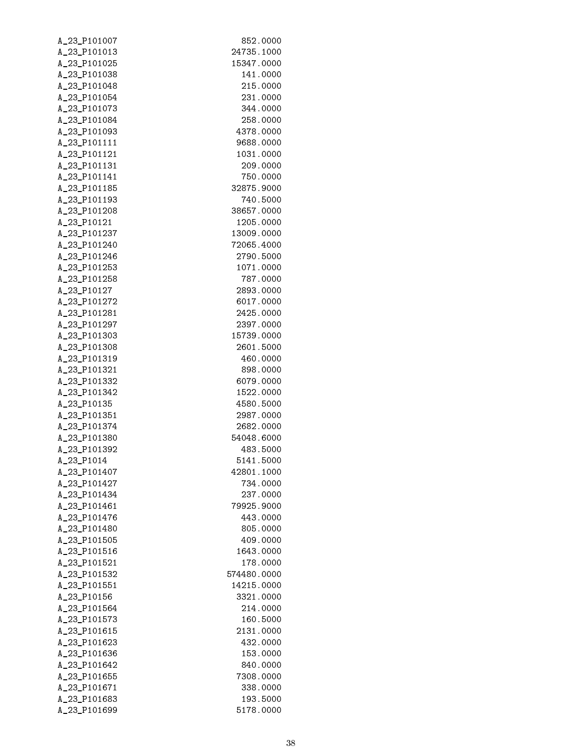| | |
|---|---|
| A_23_P101007 | 852.0000 |
| A_23_P101013 | 24735.1000 |
| A_23_P101025 | 15347.0000 |
| A_23_P101038 | 141.0000 |
| A_23_P101048 | 215.0000 |
| A_23_P101054 | 231.0000 |
| A_23_P101073 | 344.0000 |
| A_23_P101084 | 258.0000 |
| A_23_P101093 | 4378.0000 |
| A_23_P101111 | 9688.0000 |
| A_23_P101121 | 1031.0000 |
| A_23_P101131 | 209.0000 |
| A_23_P101141 | 750.0000 |
| A_23_P101185 | 32875.9000 |
| A_23_P101193 | 740.5000 |
| A_23_P101208 | 38657.0000 |
| A_23_P10121 | 1205.0000 |
| A_23_P101237 | 13009.0000 |
| A_23_P101240 | 72065.4000 |
| A_23_P101246 | 2790.5000 |
| A_23_P101253 | 1071.0000 |
| A_23_P101258 | 787.0000 |
| A_23_P10127 | 2893.0000 |
| A_23_P101272 | 6017.0000 |
| A_23_P101281 | 2425.0000 |
| A_23_P101297 | 2397.0000 |
| A_23_P101303 | 15739.0000 |
| A_23_P101308 | 2601.5000 |
| A_23_P101319 | 460.0000 |
| A_23_P101321 | 898.0000 |
| A_23_P101332 | 6079.0000 |
| A_23_P101342 | 1522.0000 |
| A_23_P10135 | 4580.5000 |
| A_23_P101351 | 2987.0000 |
| A_23_P101374 | 2682.0000 |
| A_23_P101380 | 54048.6000 |
| A_23_P101392 | 483.5000 |
| A_23_P1014 | 5141.5000 |
| A_23_P101407 | 42801.1000 |
| A_23_P101427 | 734.0000 |
| A_23_P101434 | 237.0000 |
| A_23_P101461 | 79925.9000 |
| A_23_P101476 | 443.0000 |
| A_23_P101480 | 805.0000 |
| A_23_P101505 | 409.0000 |
| A_23_P101516 | 1643.0000 |
| A_23_P101521 | 178.0000 |
| A_23_P101532 | 574480.0000 |
| A_23_P101551 | 14215.0000 |
| A_23_P10156 | 3321.0000 |
| A_23_P101564 | 214.0000 |
| A_23_P101573 | 160.5000 |
| A_23_P101615 | 2131.0000 |
| A_23_P101623 | 432.0000 |
| A_23_P101636 | 153.0000 |
| A_23_P101642 | 840.0000 |
| A_23_P101655 | 7308.0000 |
| A_23_P101671 | 338.0000 |
| A_23_P101683 | 193.5000 |
| A_23_P101699 | 5178.0000 |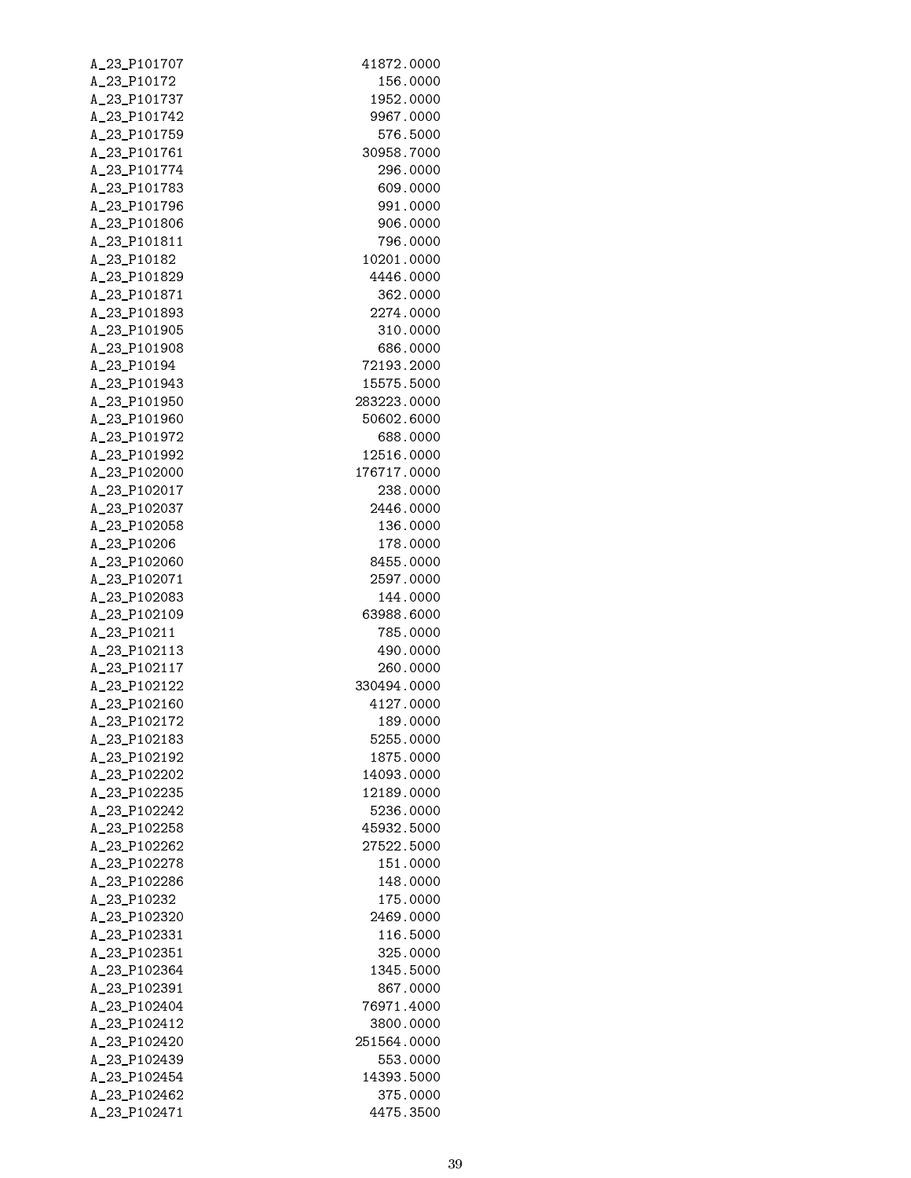```
A_23_P101707    41872.0000
A_23_P10172       156.0000
A_23_P101737     1952.0000
A_23_P101742     9967.0000
A_23_P101759      576.5000
A_23_P101761    30958.7000
A_23_P101774      296.0000
A_23_P101783      609.0000
A_23_P101796      991.0000
A_23_P101806      906.0000
A_23_P101811      796.0000
A_23_P10182     10201.0000
A_23_P101829     4446.0000
A_23_P101871      362.0000
A_23_P101893     2274.0000
A_23_P101905      310.0000
A_23_P101908      686.0000
A_23_P10194     72193.2000
A_23_P101943    15575.5000
A_23_P101950   283223.0000
A_23_P101960    50602.6000
A_23_P101972      688.0000
A_23_P101992    12516.0000
A_23_P102000   176717.0000
A_23_P102017      238.0000
A_23_P102037     2446.0000
A_23_P102058      136.0000
A_23_P10206       178.0000
A_23_P102060     8455.0000
A_23_P102071     2597.0000
A_23_P102083      144.0000
A_23_P102109    63988.6000
A_23_P10211       785.0000
A_23_P102113      490.0000
A_23_P102117      260.0000
A_23_P102122   330494.0000
A_23_P102160     4127.0000
A_23_P102172      189.0000
A_23_P102183     5255.0000
A_23_P102192     1875.0000
A_23_P102202    14093.0000
A_23_P102235    12189.0000
A_23_P102242     5236.0000
A_23_P102258    45932.5000
A_23_P102262    27522.5000
A_23_P102278      151.0000
A_23_P102286      148.0000
A_23_P10232       175.0000
A_23_P102320     2469.0000
A_23_P102331      116.5000
A_23_P102351      325.0000
A_23_P102364     1345.5000
A_23_P102391      867.0000
A_23_P102404    76971.4000
A_23_P102412     3800.0000
A_23_P102420   251564.0000
A_23_P102439      553.0000
A_23_P102454    14393.5000
A_23_P102462      375.0000
A_23_P102471     4475.3500
```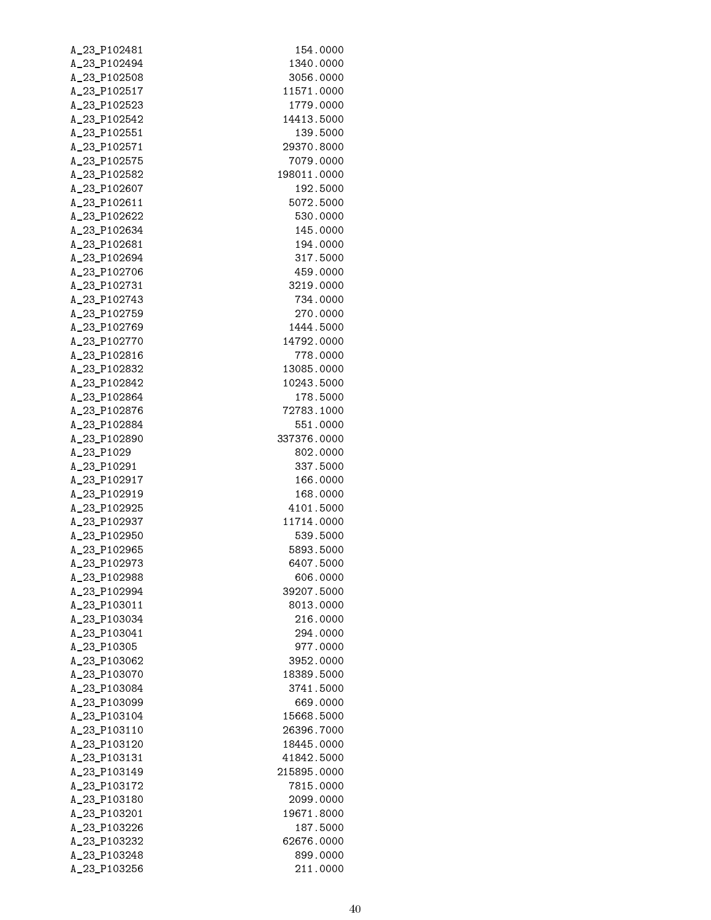| | |
|---|---|
| A_23_P102481 | 154.0000 |
| A_23_P102494 | 1340.0000 |
| A_23_P102508 | 3056.0000 |
| A_23_P102517 | 11571.0000 |
| A_23_P102523 | 1779.0000 |
| A_23_P102542 | 14413.5000 |
| A_23_P102551 | 139.5000 |
| A_23_P102571 | 29370.8000 |
| A_23_P102575 | 7079.0000 |
| A_23_P102582 | 198011.0000 |
| A_23_P102607 | 192.5000 |
| A_23_P102611 | 5072.5000 |
| A_23_P102622 | 530.0000 |
| A_23_P102634 | 145.0000 |
| A_23_P102681 | 194.0000 |
| A_23_P102694 | 317.5000 |
| A_23_P102706 | 459.0000 |
| A_23_P102731 | 3219.0000 |
| A_23_P102743 | 734.0000 |
| A_23_P102759 | 270.0000 |
| A_23_P102769 | 1444.5000 |
| A_23_P102770 | 14792.0000 |
| A_23_P102816 | 778.0000 |
| A_23_P102832 | 13085.0000 |
| A_23_P102842 | 10243.5000 |
| A_23_P102864 | 178.5000 |
| A_23_P102876 | 72783.1000 |
| A_23_P102884 | 551.0000 |
| A_23_P102890 | 337376.0000 |
| A_23_P1029 | 802.0000 |
| A_23_P10291 | 337.5000 |
| A_23_P102917 | 166.0000 |
| A_23_P102919 | 168.0000 |
| A_23_P102925 | 4101.5000 |
| A_23_P102937 | 11714.0000 |
| A_23_P102950 | 539.5000 |
| A_23_P102965 | 5893.5000 |
| A_23_P102973 | 6407.5000 |
| A_23_P102988 | 606.0000 |
| A_23_P102994 | 39207.5000 |
| A_23_P103011 | 8013.0000 |
| A_23_P103034 | 216.0000 |
| A_23_P103041 | 294.0000 |
| A_23_P10305 | 977.0000 |
| A_23_P103062 | 3952.0000 |
| A_23_P103070 | 18389.5000 |
| A_23_P103084 | 3741.5000 |
| A_23_P103099 | 669.0000 |
| A_23_P103104 | 15668.5000 |
| A_23_P103110 | 26396.7000 |
| A_23_P103120 | 18445.0000 |
| A_23_P103131 | 41842.5000 |
| A_23_P103149 | 215895.0000 |
| A_23_P103172 | 7815.0000 |
| A_23_P103180 | 2099.0000 |
| A_23_P103201 | 19671.8000 |
| A_23_P103226 | 187.5000 |
| A_23_P103232 | 62676.0000 |
| A_23_P103248 | 899.0000 |
| A_23_P103256 | 211.0000 |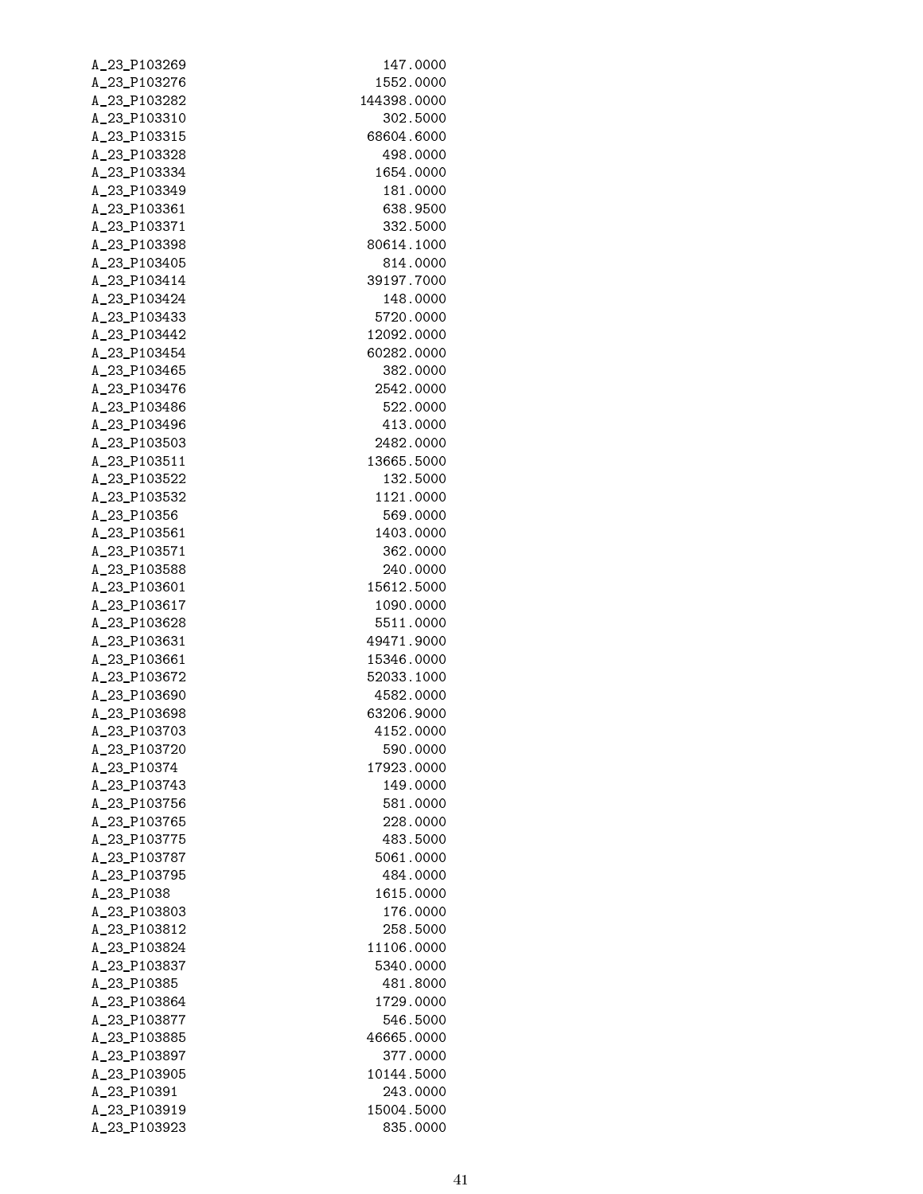| | |
|---|---|
| A_23_P103269 | 147.0000 |
| A_23_P103276 | 1552.0000 |
| A_23_P103282 | 144398.0000 |
| A_23_P103310 | 302.5000 |
| A_23_P103315 | 68604.6000 |
| A_23_P103328 | 498.0000 |
| A_23_P103334 | 1654.0000 |
| A_23_P103349 | 181.0000 |
| A_23_P103361 | 638.9500 |
| A_23_P103371 | 332.5000 |
| A_23_P103398 | 80614.1000 |
| A_23_P103405 | 814.0000 |
| A_23_P103414 | 39197.7000 |
| A_23_P103424 | 148.0000 |
| A_23_P103433 | 5720.0000 |
| A_23_P103442 | 12092.0000 |
| A_23_P103454 | 60282.0000 |
| A_23_P103465 | 382.0000 |
| A_23_P103476 | 2542.0000 |
| A_23_P103486 | 522.0000 |
| A_23_P103496 | 413.0000 |
| A_23_P103503 | 2482.0000 |
| A_23_P103511 | 13665.5000 |
| A_23_P103522 | 132.5000 |
| A_23_P103532 | 1121.0000 |
| A_23_P10356 | 569.0000 |
| A_23_P103561 | 1403.0000 |
| A_23_P103571 | 362.0000 |
| A_23_P103588 | 240.0000 |
| A_23_P103601 | 15612.5000 |
| A_23_P103617 | 1090.0000 |
| A_23_P103628 | 5511.0000 |
| A_23_P103631 | 49471.9000 |
| A_23_P103661 | 15346.0000 |
| A_23_P103672 | 52033.1000 |
| A_23_P103690 | 4582.0000 |
| A_23_P103698 | 63206.9000 |
| A_23_P103703 | 4152.0000 |
| A_23_P103720 | 590.0000 |
| A_23_P10374 | 17923.0000 |
| A_23_P103743 | 149.0000 |
| A_23_P103756 | 581.0000 |
| A_23_P103765 | 228.0000 |
| A_23_P103775 | 483.5000 |
| A_23_P103787 | 5061.0000 |
| A_23_P103795 | 484.0000 |
| A_23_P1038 | 1615.0000 |
| A_23_P103803 | 176.0000 |
| A_23_P103812 | 258.5000 |
| A_23_P103824 | 11106.0000 |
| A_23_P103837 | 5340.0000 |
| A_23_P10385 | 481.8000 |
| A_23_P103864 | 1729.0000 |
| A_23_P103877 | 546.5000 |
| A_23_P103885 | 46665.0000 |
| A_23_P103897 | 377.0000 |
| A_23_P103905 | 10144.5000 |
| A_23_P10391 | 243.0000 |
| A_23_P103919 | 15004.5000 |
| A_23_P103923 | 835.0000 |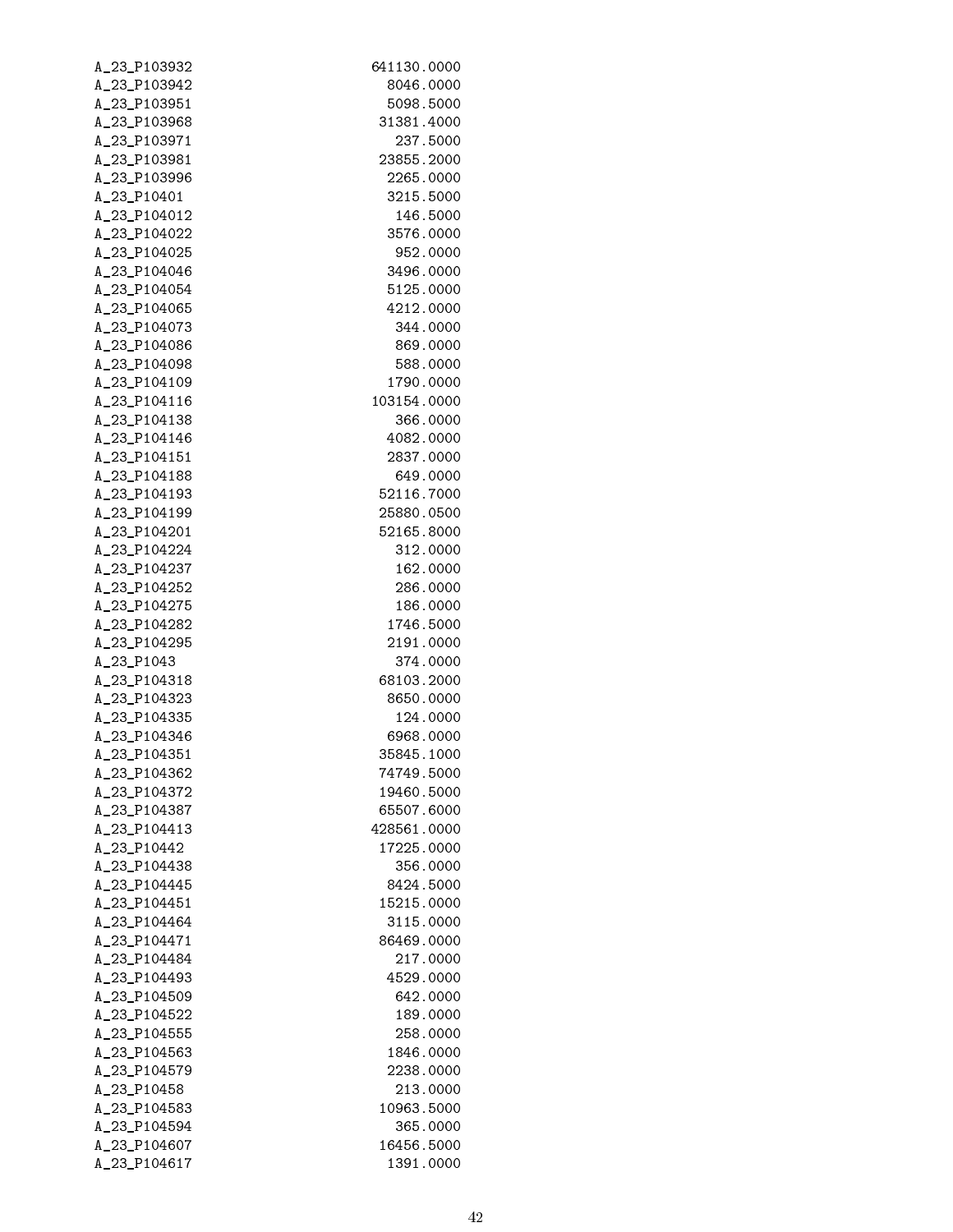| | |
|---|---|
| A_23_P103932 | 641130.0000 |
| A_23_P103942 | 8046.0000 |
| A_23_P103951 | 5098.5000 |
| A_23_P103968 | 31381.4000 |
| A_23_P103971 | 237.5000 |
| A_23_P103981 | 23855.2000 |
| A_23_P103996 | 2265.0000 |
| A_23_P10401 | 3215.5000 |
| A_23_P104012 | 146.5000 |
| A_23_P104022 | 3576.0000 |
| A_23_P104025 | 952.0000 |
| A_23_P104046 | 3496.0000 |
| A_23_P104054 | 5125.0000 |
| A_23_P104065 | 4212.0000 |
| A_23_P104073 | 344.0000 |
| A_23_P104086 | 869.0000 |
| A_23_P104098 | 588.0000 |
| A_23_P104109 | 1790.0000 |
| A_23_P104116 | 103154.0000 |
| A_23_P104138 | 366.0000 |
| A_23_P104146 | 4082.0000 |
| A_23_P104151 | 2837.0000 |
| A_23_P104188 | 649.0000 |
| A_23_P104193 | 52116.7000 |
| A_23_P104199 | 25880.0500 |
| A_23_P104201 | 52165.8000 |
| A_23_P104224 | 312.0000 |
| A_23_P104237 | 162.0000 |
| A_23_P104252 | 286.0000 |
| A_23_P104275 | 186.0000 |
| A_23_P104282 | 1746.5000 |
| A_23_P104295 | 2191.0000 |
| A_23_P1043 | 374.0000 |
| A_23_P104318 | 68103.2000 |
| A_23_P104323 | 8650.0000 |
| A_23_P104335 | 124.0000 |
| A_23_P104346 | 6968.0000 |
| A_23_P104351 | 35845.1000 |
| A_23_P104362 | 74749.5000 |
| A_23_P104372 | 19460.5000 |
| A_23_P104387 | 65507.6000 |
| A_23_P104413 | 428561.0000 |
| A_23_P10442 | 17225.0000 |
| A_23_P104438 | 356.0000 |
| A_23_P104445 | 8424.5000 |
| A_23_P104451 | 15215.0000 |
| A_23_P104464 | 3115.0000 |
| A_23_P104471 | 86469.0000 |
| A_23_P104484 | 217.0000 |
| A_23_P104493 | 4529.0000 |
| A_23_P104509 | 642.0000 |
| A_23_P104522 | 189.0000 |
| A_23_P104555 | 258.0000 |
| A_23_P104563 | 1846.0000 |
| A_23_P104579 | 2238.0000 |
| A_23_P10458 | 213.0000 |
| A_23_P104583 | 10963.5000 |
| A_23_P104594 | 365.0000 |
| A_23_P104607 | 16456.5000 |
| A_23_P104617 | 1391.0000 |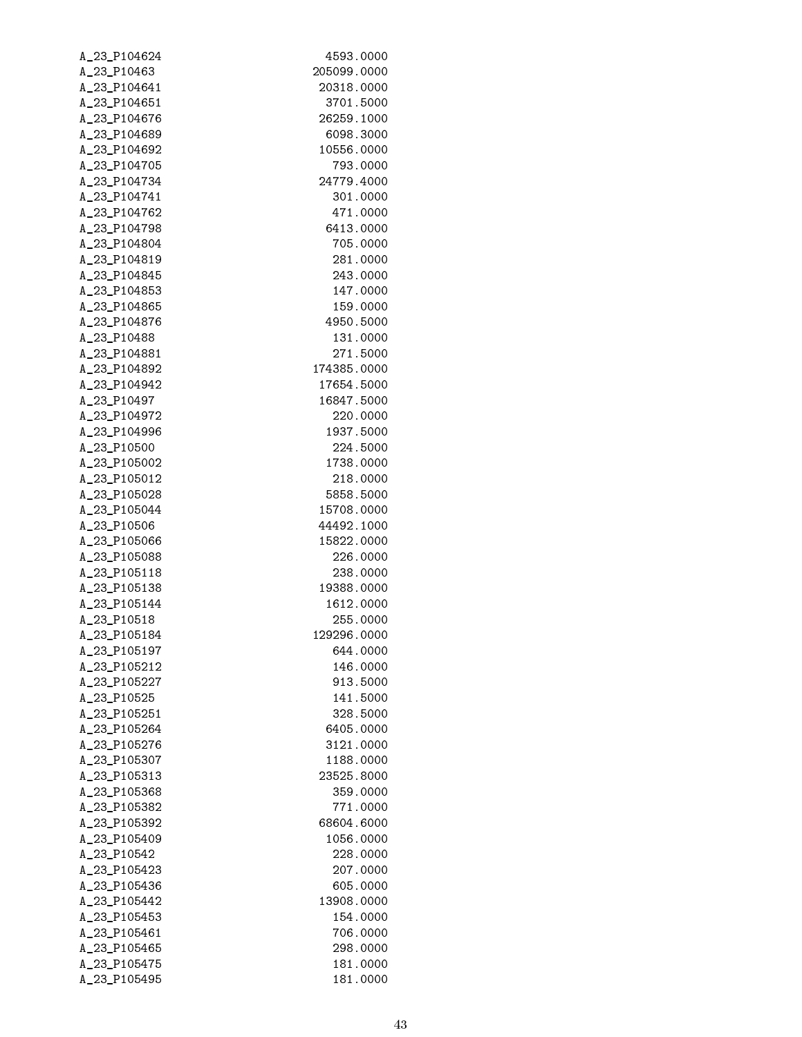| | |
|---|---|
| A_23_P104624 | 4593.0000 |
| A_23_P10463 | 205099.0000 |
| A_23_P104641 | 20318.0000 |
| A_23_P104651 | 3701.5000 |
| A_23_P104676 | 26259.1000 |
| A_23_P104689 | 6098.3000 |
| A_23_P104692 | 10556.0000 |
| A_23_P104705 | 793.0000 |
| A_23_P104734 | 24779.4000 |
| A_23_P104741 | 301.0000 |
| A_23_P104762 | 471.0000 |
| A_23_P104798 | 6413.0000 |
| A_23_P104804 | 705.0000 |
| A_23_P104819 | 281.0000 |
| A_23_P104845 | 243.0000 |
| A_23_P104853 | 147.0000 |
| A_23_P104865 | 159.0000 |
| A_23_P104876 | 4950.5000 |
| A_23_P10488 | 131.0000 |
| A_23_P104881 | 271.5000 |
| A_23_P104892 | 174385.0000 |
| A_23_P104942 | 17654.5000 |
| A_23_P10497 | 16847.5000 |
| A_23_P104972 | 220.0000 |
| A_23_P104996 | 1937.5000 |
| A_23_P10500 | 224.5000 |
| A_23_P105002 | 1738.0000 |
| A_23_P105012 | 218.0000 |
| A_23_P105028 | 5858.5000 |
| A_23_P105044 | 15708.0000 |
| A_23_P10506 | 44492.1000 |
| A_23_P105066 | 15822.0000 |
| A_23_P105088 | 226.0000 |
| A_23_P105118 | 238.0000 |
| A_23_P105138 | 19388.0000 |
| A_23_P105144 | 1612.0000 |
| A_23_P10518 | 255.0000 |
| A_23_P105184 | 129296.0000 |
| A_23_P105197 | 644.0000 |
| A_23_P105212 | 146.0000 |
| A_23_P105227 | 913.5000 |
| A_23_P10525 | 141.5000 |
| A_23_P105251 | 328.5000 |
| A_23_P105264 | 6405.0000 |
| A_23_P105276 | 3121.0000 |
| A_23_P105307 | 1188.0000 |
| A_23_P105313 | 23525.8000 |
| A_23_P105368 | 359.0000 |
| A_23_P105382 | 771.0000 |
| A_23_P105392 | 68604.6000 |
| A_23_P105409 | 1056.0000 |
| A_23_P10542 | 228.0000 |
| A_23_P105423 | 207.0000 |
| A_23_P105436 | 605.0000 |
| A_23_P105442 | 13908.0000 |
| A_23_P105453 | 154.0000 |
| A_23_P105461 | 706.0000 |
| A_23_P105465 | 298.0000 |
| A_23_P105475 | 181.0000 |
| A_23_P105495 | 181.0000 |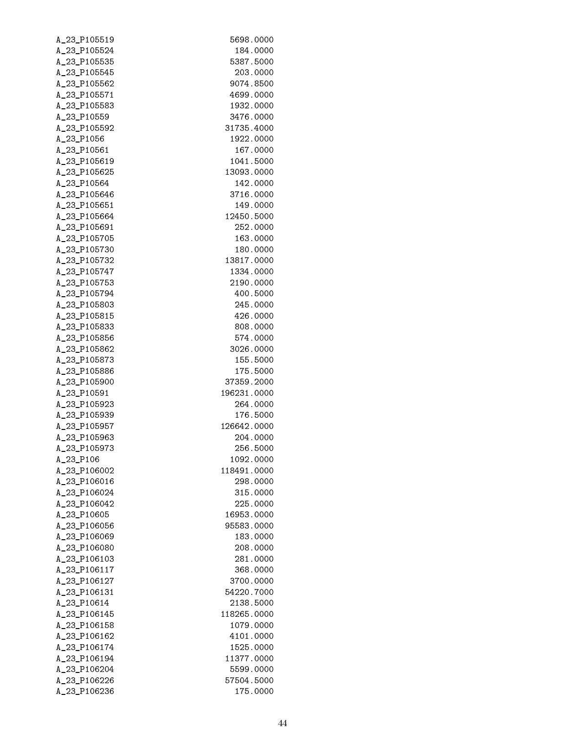```
A_23_P105519        5698.0000
A_23_P105524         184.0000
A_23_P105535        5387.5000
A_23_P105545         203.0000
A_23_P105562        9074.8500
A_23_P105571        4699.0000
A_23_P105583        1932.0000
A_23_P10559         3476.0000
A_23_P105592       31735.4000
A_23_P1056          1922.0000
A_23_P10561          167.0000
A_23_P105619        1041.5000
A_23_P105625       13093.0000
A_23_P10564          142.0000
A_23_P105646        3716.0000
A_23_P105651         149.0000
A_23_P105664       12450.5000
A_23_P105691         252.0000
A_23_P105705         163.0000
A_23_P105730         180.0000
A_23_P105732       13817.0000
A_23_P105747        1334.0000
A_23_P105753        2190.0000
A_23_P105794         400.5000
A_23_P105803         245.0000
A_23_P105815         426.0000
A_23_P105833         808.0000
A_23_P105856         574.0000
A_23_P105862        3026.0000
A_23_P105873         155.5000
A_23_P105886         175.5000
A_23_P105900       37359.2000
A_23_P10591       196231.0000
A_23_P105923         264.0000
A_23_P105939         176.5000
A_23_P105957      126642.0000
A_23_P105963         204.0000
A_23_P105973         256.5000
A_23_P106           1092.0000
A_23_P106002      118491.0000
A_23_P106016         298.0000
A_23_P106024         315.0000
A_23_P106042         225.0000
A_23_P10605        16953.0000
A_23_P106056       95583.0000
A_23_P106069         183.0000
A_23_P106080         208.0000
A_23_P106103         281.0000
A_23_P106117         368.0000
A_23_P106127        3700.0000
A_23_P106131       54220.7000
A_23_P10614         2138.5000
A_23_P106145      118265.0000
A_23_P106158        1079.0000
A_23_P106162        4101.0000
A_23_P106174        1525.0000
A_23_P106194       11377.0000
A_23_P106204        5599.0000
A_23_P106226       57504.5000
A_23_P106236         175.0000
```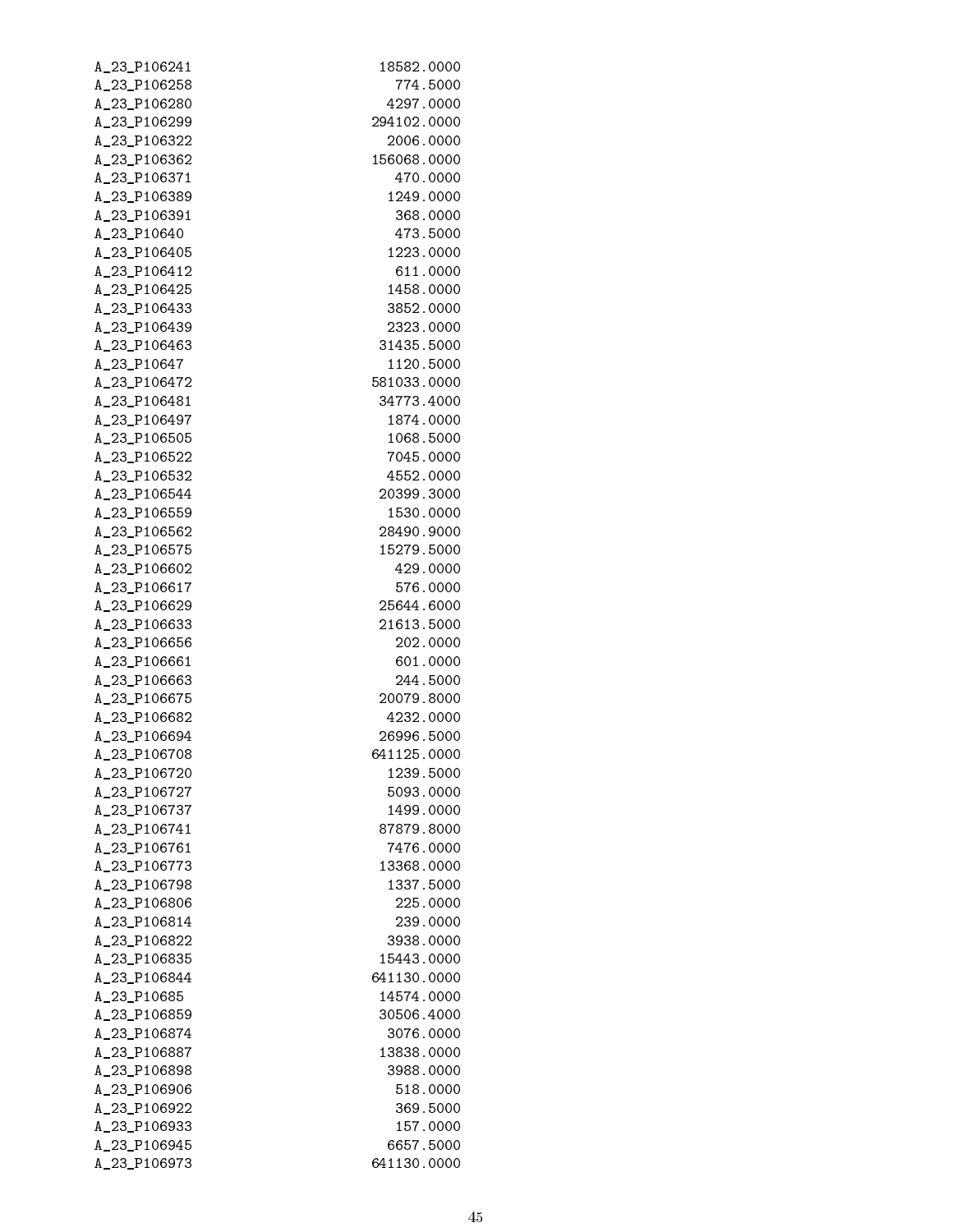```
A_23_P106241                    18582.0000
A_23_P106258                      774.5000
A_23_P106280                     4297.0000
A_23_P106299                   294102.0000
A_23_P106322                     2006.0000
A_23_P106362                   156068.0000
A_23_P106371                      470.0000
A_23_P106389                     1249.0000
A_23_P106391                      368.0000
A_23_P10640                       473.5000
A_23_P106405                     1223.0000
A_23_P106412                      611.0000
A_23_P106425                     1458.0000
A_23_P106433                     3852.0000
A_23_P106439                     2323.0000
A_23_P106463                    31435.5000
A_23_P10647                      1120.5000
A_23_P106472                   581033.0000
A_23_P106481                    34773.4000
A_23_P106497                     1874.0000
A_23_P106505                     1068.5000
A_23_P106522                     7045.0000
A_23_P106532                     4552.0000
A_23_P106544                    20399.3000
A_23_P106559                     1530.0000
A_23_P106562                    28490.9000
A_23_P106575                    15279.5000
A_23_P106602                      429.0000
A_23_P106617                      576.0000
A_23_P106629                    25644.6000
A_23_P106633                    21613.5000
A_23_P106656                      202.0000
A_23_P106661                      601.0000
A_23_P106663                      244.5000
A_23_P106675                    20079.8000
A_23_P106682                     4232.0000
A_23_P106694                    26996.5000
A_23_P106708                   641125.0000
A_23_P106720                     1239.5000
A_23_P106727                     5093.0000
A_23_P106737                     1499.0000
A_23_P106741                    87879.8000
A_23_P106761                     7476.0000
A_23_P106773                    13368.0000
A_23_P106798                     1337.5000
A_23_P106806                      225.0000
A_23_P106814                      239.0000
A_23_P106822                     3938.0000
A_23_P106835                    15443.0000
A_23_P106844                   641130.0000
A_23_P10685                     14574.0000
A_23_P106859                    30506.4000
A_23_P106874                     3076.0000
A_23_P106887                    13838.0000
A_23_P106898                     3988.0000
A_23_P106906                      518.0000
A_23_P106922                      369.5000
A_23_P106933                      157.0000
A_23_P106945                     6657.5000
A_23_P106973                   641130.0000
```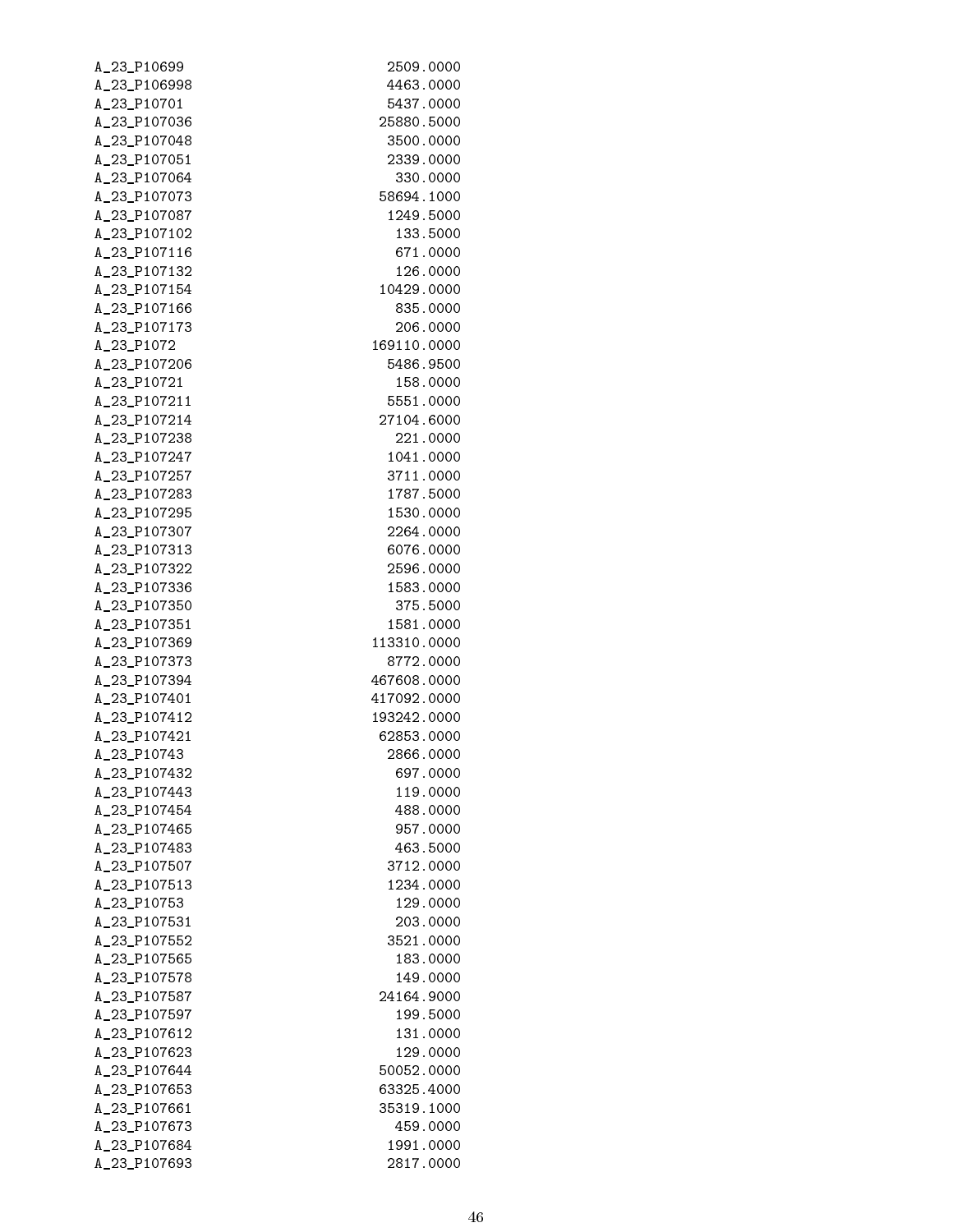| | |
|---|---|
| A_23_P10699 | 2509.0000 |
| A_23_P106998 | 4463.0000 |
| A_23_P10701 | 5437.0000 |
| A_23_P107036 | 25880.5000 |
| A_23_P107048 | 3500.0000 |
| A_23_P107051 | 2339.0000 |
| A_23_P107064 | 330.0000 |
| A_23_P107073 | 58694.1000 |
| A_23_P107087 | 1249.5000 |
| A_23_P107102 | 133.5000 |
| A_23_P107116 | 671.0000 |
| A_23_P107132 | 126.0000 |
| A_23_P107154 | 10429.0000 |
| A_23_P107166 | 835.0000 |
| A_23_P107173 | 206.0000 |
| A_23_P1072 | 169110.0000 |
| A_23_P107206 | 5486.9500 |
| A_23_P10721 | 158.0000 |
| A_23_P107211 | 5551.0000 |
| A_23_P107214 | 27104.6000 |
| A_23_P107238 | 221.0000 |
| A_23_P107247 | 1041.0000 |
| A_23_P107257 | 3711.0000 |
| A_23_P107283 | 1787.5000 |
| A_23_P107295 | 1530.0000 |
| A_23_P107307 | 2264.0000 |
| A_23_P107313 | 6076.0000 |
| A_23_P107322 | 2596.0000 |
| A_23_P107336 | 1583.0000 |
| A_23_P107350 | 375.5000 |
| A_23_P107351 | 1581.0000 |
| A_23_P107369 | 113310.0000 |
| A_23_P107373 | 8772.0000 |
| A_23_P107394 | 467608.0000 |
| A_23_P107401 | 417092.0000 |
| A_23_P107412 | 193242.0000 |
| A_23_P107421 | 62853.0000 |
| A_23_P10743 | 2866.0000 |
| A_23_P107432 | 697.0000 |
| A_23_P107443 | 119.0000 |
| A_23_P107454 | 488.0000 |
| A_23_P107465 | 957.0000 |
| A_23_P107483 | 463.5000 |
| A_23_P107507 | 3712.0000 |
| A_23_P107513 | 1234.0000 |
| A_23_P10753 | 129.0000 |
| A_23_P107531 | 203.0000 |
| A_23_P107552 | 3521.0000 |
| A_23_P107565 | 183.0000 |
| A_23_P107578 | 149.0000 |
| A_23_P107587 | 24164.9000 |
| A_23_P107597 | 199.5000 |
| A_23_P107612 | 131.0000 |
| A_23_P107623 | 129.0000 |
| A_23_P107644 | 50052.0000 |
| A_23_P107653 | 63325.4000 |
| A_23_P107661 | 35319.1000 |
| A_23_P107673 | 459.0000 |
| A_23_P107684 | 1991.0000 |
| A_23_P107693 | 2817.0000 |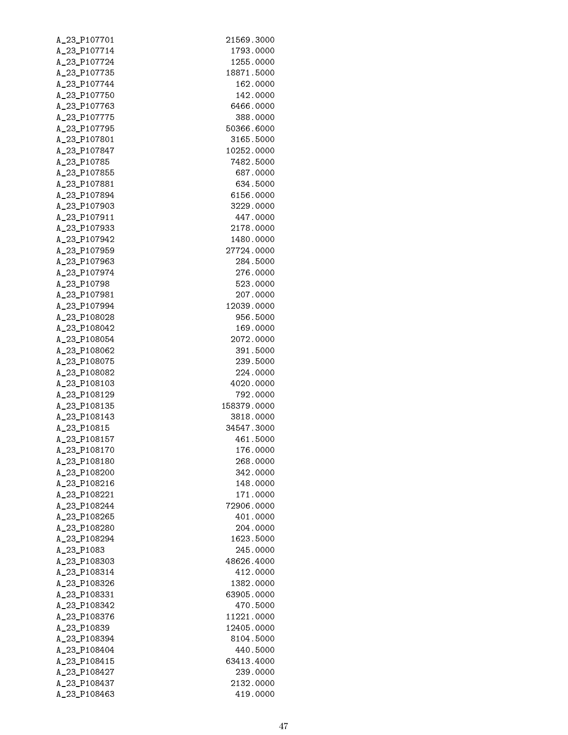```
A_23_P107701                21569.3000
A_23_P107714                 1793.0000
A_23_P107724                 1255.0000
A_23_P107735                18871.5000
A_23_P107744                  162.0000
A_23_P107750                  142.0000
A_23_P107763                 6466.0000
A_23_P107775                  388.0000
A_23_P107795                50366.6000
A_23_P107801                 3165.5000
A_23_P107847                10252.0000
A_23_P10785                  7482.5000
A_23_P107855                  687.0000
A_23_P107881                  634.5000
A_23_P107894                 6156.0000
A_23_P107903                 3229.0000
A_23_P107911                  447.0000
A_23_P107933                 2178.0000
A_23_P107942                 1480.0000
A_23_P107959                27724.0000
A_23_P107963                  284.5000
A_23_P107974                  276.0000
A_23_P10798                   523.0000
A_23_P107981                  207.0000
A_23_P107994                12039.0000
A_23_P108028                  956.5000
A_23_P108042                  169.0000
A_23_P108054                 2072.0000
A_23_P108062                  391.5000
A_23_P108075                  239.5000
A_23_P108082                  224.0000
A_23_P108103                 4020.0000
A_23_P108129                  792.0000
A_23_P108135               158379.0000
A_23_P108143                 3818.0000
A_23_P10815                 34547.3000
A_23_P108157                  461.5000
A_23_P108170                  176.0000
A_23_P108180                  268.0000
A_23_P108200                  342.0000
A_23_P108216                  148.0000
A_23_P108221                  171.0000
A_23_P108244                72906.0000
A_23_P108265                  401.0000
A_23_P108280                  204.0000
A_23_P108294                 1623.5000
A_23_P1083                    245.0000
A_23_P108303                48626.4000
A_23_P108314                  412.0000
A_23_P108326                 1382.0000
A_23_P108331                63905.0000
A_23_P108342                  470.5000
A_23_P108376                11221.0000
A_23_P10839                 12405.0000
A_23_P108394                 8104.5000
A_23_P108404                  440.5000
A_23_P108415                63413.4000
A_23_P108427                  239.0000
A_23_P108437                 2132.0000
A_23_P108463                  419.0000
```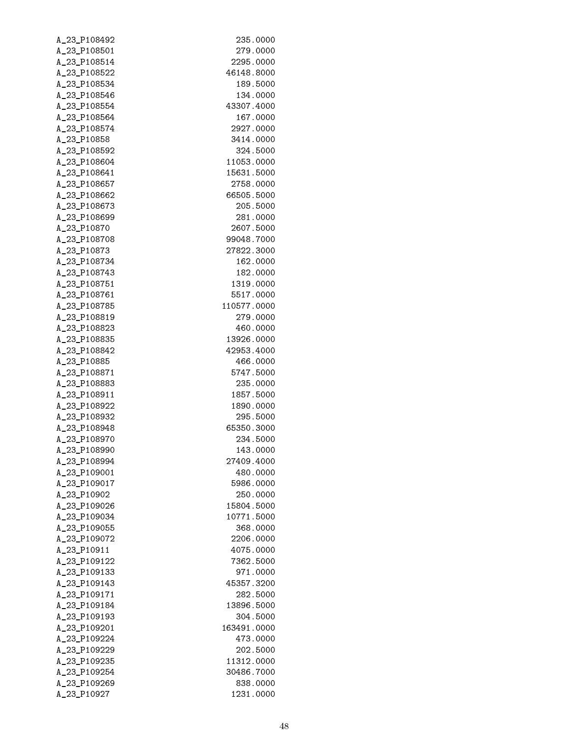```
A_23_P108492                 235.0000
A_23_P108501                 279.0000
A_23_P108514                2295.0000
A_23_P108522               46148.8000
A_23_P108534                 189.5000
A_23_P108546                 134.0000
A_23_P108554               43307.4000
A_23_P108564                 167.0000
A_23_P108574                2927.0000
A_23_P10858                 3414.0000
A_23_P108592                 324.5000
A_23_P108604               11053.0000
A_23_P108641               15631.5000
A_23_P108657                2758.0000
A_23_P108662               66505.5000
A_23_P108673                 205.5000
A_23_P108699                 281.0000
A_23_P10870                 2607.5000
A_23_P108708               99048.7000
A_23_P10873                27822.3000
A_23_P108734                 162.0000
A_23_P108743                 182.0000
A_23_P108751                1319.0000
A_23_P108761                5517.0000
A_23_P108785              110577.0000
A_23_P108819                 279.0000
A_23_P108823                 460.0000
A_23_P108835               13926.0000
A_23_P108842               42953.4000
A_23_P10885                  466.0000
A_23_P108871                5747.5000
A_23_P108883                 235.0000
A_23_P108911                1857.5000
A_23_P108922                1890.0000
A_23_P108932                 295.5000
A_23_P108948               65350.3000
A_23_P108970                 234.5000
A_23_P108990                 143.0000
A_23_P108994               27409.4000
A_23_P109001                 480.0000
A_23_P109017                5986.0000
A_23_P10902                  250.0000
A_23_P109026               15804.5000
A_23_P109034               10771.5000
A_23_P109055                 368.0000
A_23_P109072                2206.0000
A_23_P10911                 4075.0000
A_23_P109122                7362.5000
A_23_P109133                 971.0000
A_23_P109143               45357.3200
A_23_P109171                 282.5000
A_23_P109184               13896.5000
A_23_P109193                 304.5000
A_23_P109201              163491.0000
A_23_P109224                 473.0000
A_23_P109229                 202.5000
A_23_P109235               11312.0000
A_23_P109254               30486.7000
A_23_P109269                 838.0000
A_23_P10927                 1231.0000
```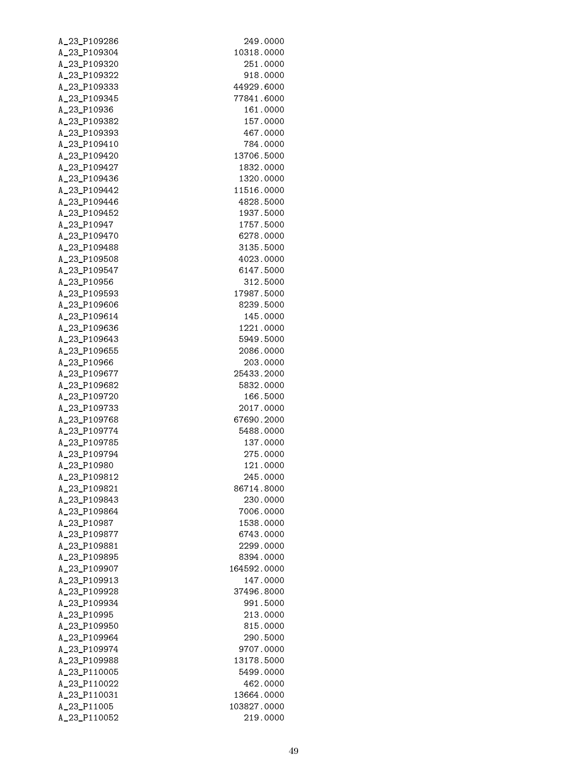| | |
|---|---|
| A_23_P109286 | 249.0000 |
| A_23_P109304 | 10318.0000 |
| A_23_P109320 | 251.0000 |
| A_23_P109322 | 918.0000 |
| A_23_P109333 | 44929.6000 |
| A_23_P109345 | 77841.6000 |
| A_23_P10936 | 161.0000 |
| A_23_P109382 | 157.0000 |
| A_23_P109393 | 467.0000 |
| A_23_P109410 | 784.0000 |
| A_23_P109420 | 13706.5000 |
| A_23_P109427 | 1832.0000 |
| A_23_P109436 | 1320.0000 |
| A_23_P109442 | 11516.0000 |
| A_23_P109446 | 4828.5000 |
| A_23_P109452 | 1937.5000 |
| A_23_P10947 | 1757.5000 |
| A_23_P109470 | 6278.0000 |
| A_23_P109488 | 3135.5000 |
| A_23_P109508 | 4023.0000 |
| A_23_P109547 | 6147.5000 |
| A_23_P10956 | 312.5000 |
| A_23_P109593 | 17987.5000 |
| A_23_P109606 | 8239.5000 |
| A_23_P109614 | 145.0000 |
| A_23_P109636 | 1221.0000 |
| A_23_P109643 | 5949.5000 |
| A_23_P109655 | 2086.0000 |
| A_23_P10966 | 203.0000 |
| A_23_P109677 | 25433.2000 |
| A_23_P109682 | 5832.0000 |
| A_23_P109720 | 166.5000 |
| A_23_P109733 | 2017.0000 |
| A_23_P109768 | 67690.2000 |
| A_23_P109774 | 5488.0000 |
| A_23_P109785 | 137.0000 |
| A_23_P109794 | 275.0000 |
| A_23_P10980 | 121.0000 |
| A_23_P109812 | 245.0000 |
| A_23_P109821 | 86714.8000 |
| A_23_P109843 | 230.0000 |
| A_23_P109864 | 7006.0000 |
| A_23_P10987 | 1538.0000 |
| A_23_P109877 | 6743.0000 |
| A_23_P109881 | 2299.0000 |
| A_23_P109895 | 8394.0000 |
| A_23_P109907 | 164592.0000 |
| A_23_P109913 | 147.0000 |
| A_23_P109928 | 37496.8000 |
| A_23_P109934 | 991.5000 |
| A_23_P10995 | 213.0000 |
| A_23_P109950 | 815.0000 |
| A_23_P109964 | 290.5000 |
| A_23_P109974 | 9707.0000 |
| A_23_P109988 | 13178.5000 |
| A_23_P110005 | 5499.0000 |
| A_23_P110022 | 462.0000 |
| A_23_P110031 | 13664.0000 |
| A_23_P11005 | 103827.0000 |
| A_23_P110052 | 219.0000 |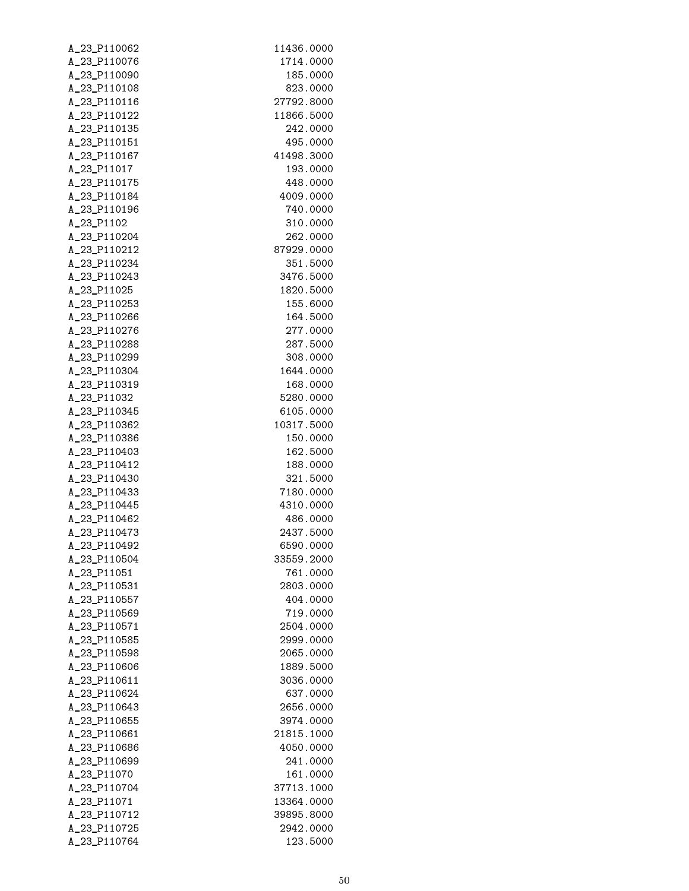| | |
|---|---|
| A_23_P110062 | 11436.0000 |
| A_23_P110076 | 1714.0000 |
| A_23_P110090 | 185.0000 |
| A_23_P110108 | 823.0000 |
| A_23_P110116 | 27792.8000 |
| A_23_P110122 | 11866.5000 |
| A_23_P110135 | 242.0000 |
| A_23_P110151 | 495.0000 |
| A_23_P110167 | 41498.3000 |
| A_23_P11017 | 193.0000 |
| A_23_P110175 | 448.0000 |
| A_23_P110184 | 4009.0000 |
| A_23_P110196 | 740.0000 |
| A_23_P1102 | 310.0000 |
| A_23_P110204 | 262.0000 |
| A_23_P110212 | 87929.0000 |
| A_23_P110234 | 351.5000 |
| A_23_P110243 | 3476.5000 |
| A_23_P11025 | 1820.5000 |
| A_23_P110253 | 155.6000 |
| A_23_P110266 | 164.5000 |
| A_23_P110276 | 277.0000 |
| A_23_P110288 | 287.5000 |
| A_23_P110299 | 308.0000 |
| A_23_P110304 | 1644.0000 |
| A_23_P110319 | 168.0000 |
| A_23_P11032 | 5280.0000 |
| A_23_P110345 | 6105.0000 |
| A_23_P110362 | 10317.5000 |
| A_23_P110386 | 150.0000 |
| A_23_P110403 | 162.5000 |
| A_23_P110412 | 188.0000 |
| A_23_P110430 | 321.5000 |
| A_23_P110433 | 7180.0000 |
| A_23_P110445 | 4310.0000 |
| A_23_P110462 | 486.0000 |
| A_23_P110473 | 2437.5000 |
| A_23_P110492 | 6590.0000 |
| A_23_P110504 | 33559.2000 |
| A_23_P11051 | 761.0000 |
| A_23_P110531 | 2803.0000 |
| A_23_P110557 | 404.0000 |
| A_23_P110569 | 719.0000 |
| A_23_P110571 | 2504.0000 |
| A_23_P110585 | 2999.0000 |
| A_23_P110598 | 2065.0000 |
| A_23_P110606 | 1889.5000 |
| A_23_P110611 | 3036.0000 |
| A_23_P110624 | 637.0000 |
| A_23_P110643 | 2656.0000 |
| A_23_P110655 | 3974.0000 |
| A_23_P110661 | 21815.1000 |
| A_23_P110686 | 4050.0000 |
| A_23_P110699 | 241.0000 |
| A_23_P11070 | 161.0000 |
| A_23_P110704 | 37713.1000 |
| A_23_P11071 | 13364.0000 |
| A_23_P110712 | 39895.8000 |
| A_23_P110725 | 2942.0000 |
| A_23_P110764 | 123.5000 |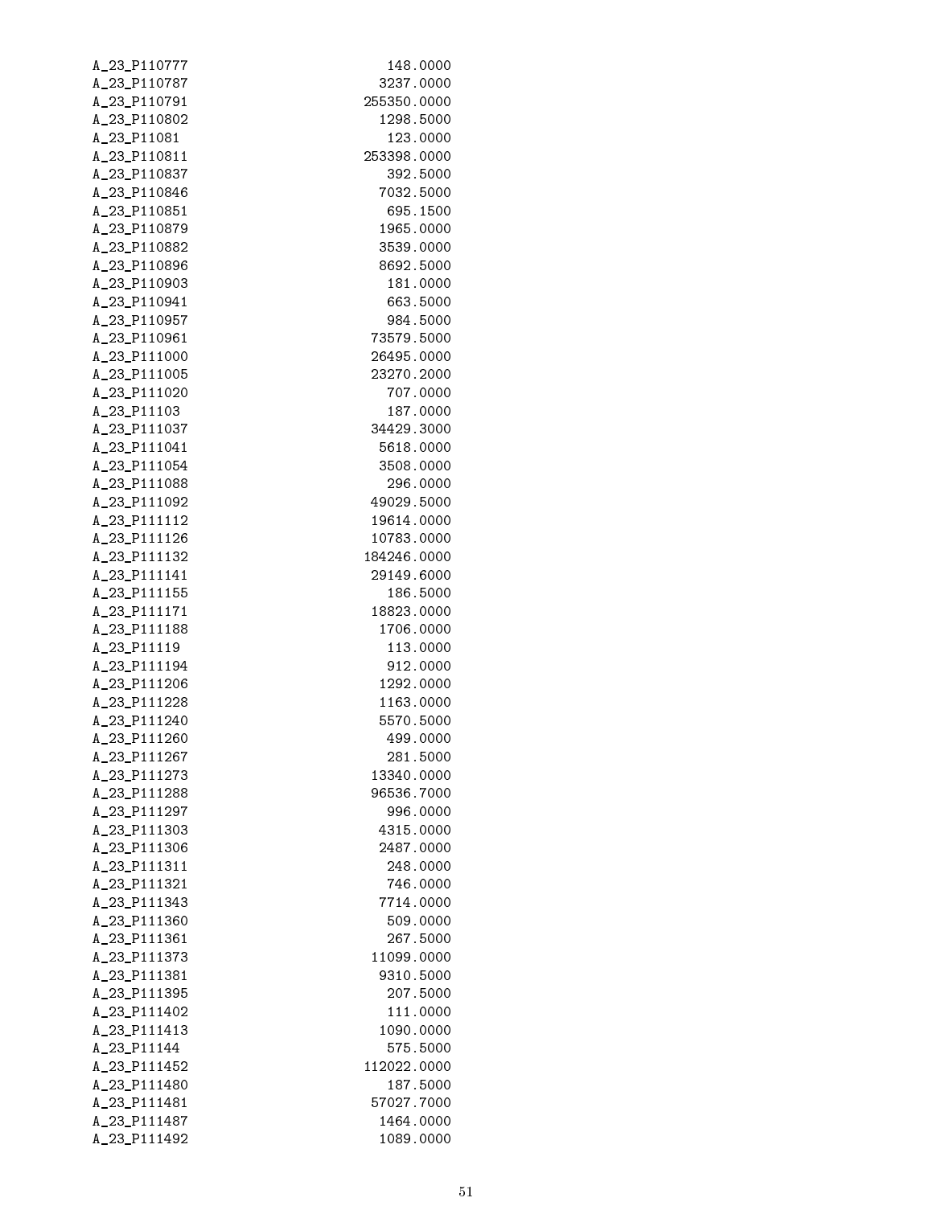| | |
|---|---|
| A_23_P110777 | 148.0000 |
| A_23_P110787 | 3237.0000 |
| A_23_P110791 | 255350.0000 |
| A_23_P110802 | 1298.5000 |
| A_23_P11081 | 123.0000 |
| A_23_P110811 | 253398.0000 |
| A_23_P110837 | 392.5000 |
| A_23_P110846 | 7032.5000 |
| A_23_P110851 | 695.1500 |
| A_23_P110879 | 1965.0000 |
| A_23_P110882 | 3539.0000 |
| A_23_P110896 | 8692.5000 |
| A_23_P110903 | 181.0000 |
| A_23_P110941 | 663.5000 |
| A_23_P110957 | 984.5000 |
| A_23_P110961 | 73579.5000 |
| A_23_P111000 | 26495.0000 |
| A_23_P111005 | 23270.2000 |
| A_23_P111020 | 707.0000 |
| A_23_P11103 | 187.0000 |
| A_23_P111037 | 34429.3000 |
| A_23_P111041 | 5618.0000 |
| A_23_P111054 | 3508.0000 |
| A_23_P111088 | 296.0000 |
| A_23_P111092 | 49029.5000 |
| A_23_P111112 | 19614.0000 |
| A_23_P111126 | 10783.0000 |
| A_23_P111132 | 184246.0000 |
| A_23_P111141 | 29149.6000 |
| A_23_P111155 | 186.5000 |
| A_23_P111171 | 18823.0000 |
| A_23_P111188 | 1706.0000 |
| A_23_P11119 | 113.0000 |
| A_23_P111194 | 912.0000 |
| A_23_P111206 | 1292.0000 |
| A_23_P111228 | 1163.0000 |
| A_23_P111240 | 5570.5000 |
| A_23_P111260 | 499.0000 |
| A_23_P111267 | 281.5000 |
| A_23_P111273 | 13340.0000 |
| A_23_P111288 | 96536.7000 |
| A_23_P111297 | 996.0000 |
| A_23_P111303 | 4315.0000 |
| A_23_P111306 | 2487.0000 |
| A_23_P111311 | 248.0000 |
| A_23_P111321 | 746.0000 |
| A_23_P111343 | 7714.0000 |
| A_23_P111360 | 509.0000 |
| A_23_P111361 | 267.5000 |
| A_23_P111373 | 11099.0000 |
| A_23_P111381 | 9310.5000 |
| A_23_P111395 | 207.5000 |
| A_23_P111402 | 111.0000 |
| A_23_P111413 | 1090.0000 |
| A_23_P11144 | 575.5000 |
| A_23_P111452 | 112022.0000 |
| A_23_P111480 | 187.5000 |
| A_23_P111481 | 57027.7000 |
| A_23_P111487 | 1464.0000 |
| A_23_P111492 | 1089.0000 |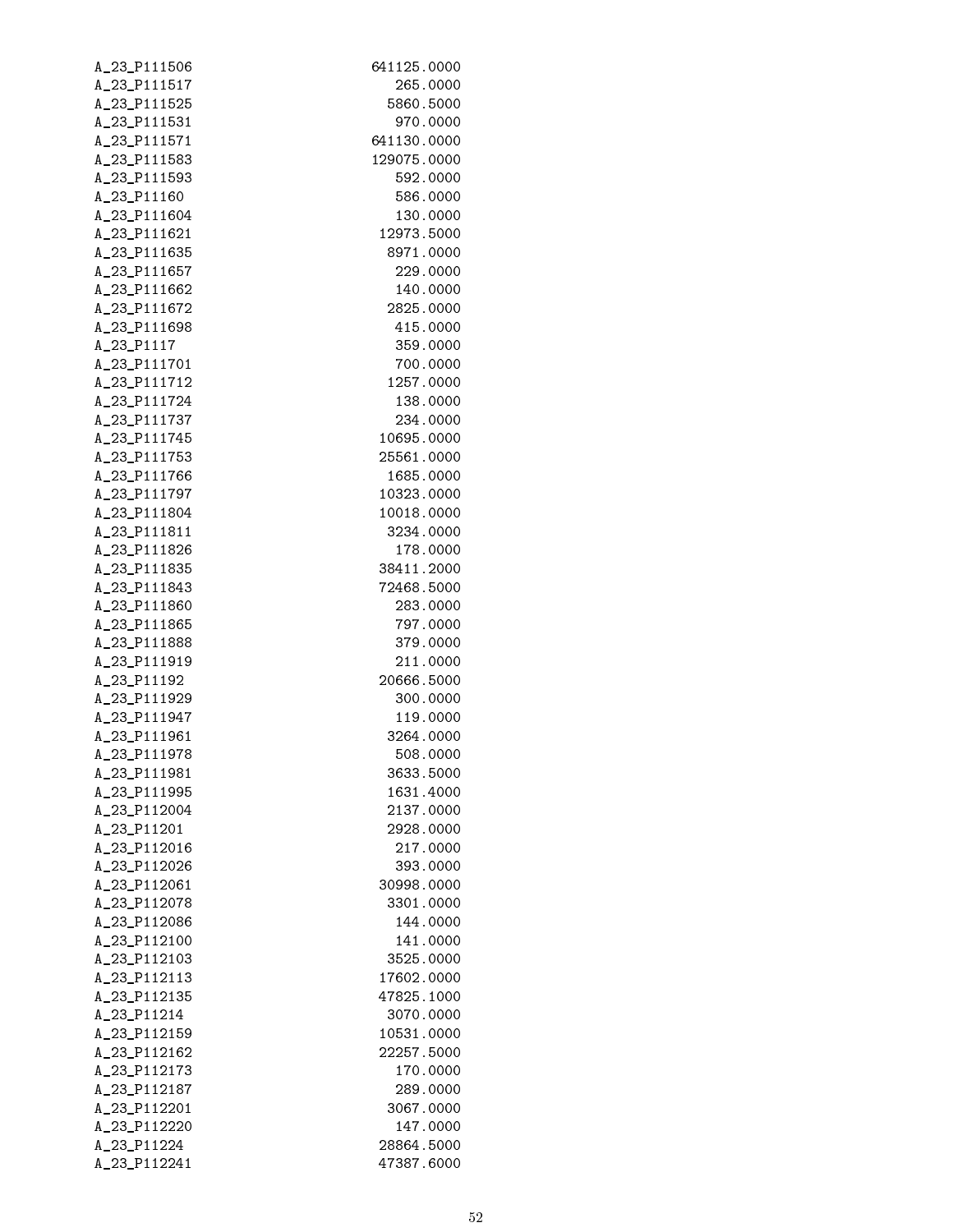| | |
|---|---|
| A_23_P111506 | 641125.0000 |
| A_23_P111517 | 265.0000 |
| A_23_P111525 | 5860.5000 |
| A_23_P111531 | 970.0000 |
| A_23_P111571 | 641130.0000 |
| A_23_P111583 | 129075.0000 |
| A_23_P111593 | 592.0000 |
| A_23_P11160 | 586.0000 |
| A_23_P111604 | 130.0000 |
| A_23_P111621 | 12973.5000 |
| A_23_P111635 | 8971.0000 |
| A_23_P111657 | 229.0000 |
| A_23_P111662 | 140.0000 |
| A_23_P111672 | 2825.0000 |
| A_23_P111698 | 415.0000 |
| A_23_P1117 | 359.0000 |
| A_23_P111701 | 700.0000 |
| A_23_P111712 | 1257.0000 |
| A_23_P111724 | 138.0000 |
| A_23_P111737 | 234.0000 |
| A_23_P111745 | 10695.0000 |
| A_23_P111753 | 25561.0000 |
| A_23_P111766 | 1685.0000 |
| A_23_P111797 | 10323.0000 |
| A_23_P111804 | 10018.0000 |
| A_23_P111811 | 3234.0000 |
| A_23_P111826 | 178.0000 |
| A_23_P111835 | 38411.2000 |
| A_23_P111843 | 72468.5000 |
| A_23_P111860 | 283.0000 |
| A_23_P111865 | 797.0000 |
| A_23_P111888 | 379.0000 |
| A_23_P111919 | 211.0000 |
| A_23_P11192 | 20666.5000 |
| A_23_P111929 | 300.0000 |
| A_23_P111947 | 119.0000 |
| A_23_P111961 | 3264.0000 |
| A_23_P111978 | 508.0000 |
| A_23_P111981 | 3633.5000 |
| A_23_P111995 | 1631.4000 |
| A_23_P112004 | 2137.0000 |
| A_23_P11201 | 2928.0000 |
| A_23_P112016 | 217.0000 |
| A_23_P112026 | 393.0000 |
| A_23_P112061 | 30998.0000 |
| A_23_P112078 | 3301.0000 |
| A_23_P112086 | 144.0000 |
| A_23_P112100 | 141.0000 |
| A_23_P112103 | 3525.0000 |
| A_23_P112113 | 17602.0000 |
| A_23_P112135 | 47825.1000 |
| A_23_P11214 | 3070.0000 |
| A_23_P112159 | 10531.0000 |
| A_23_P112162 | 22257.5000 |
| A_23_P112173 | 170.0000 |
| A_23_P112187 | 289.0000 |
| A_23_P112201 | 3067.0000 |
| A_23_P112220 | 147.0000 |
| A_23_P11224 | 28864.5000 |
| A_23_P112241 | 47387.6000 |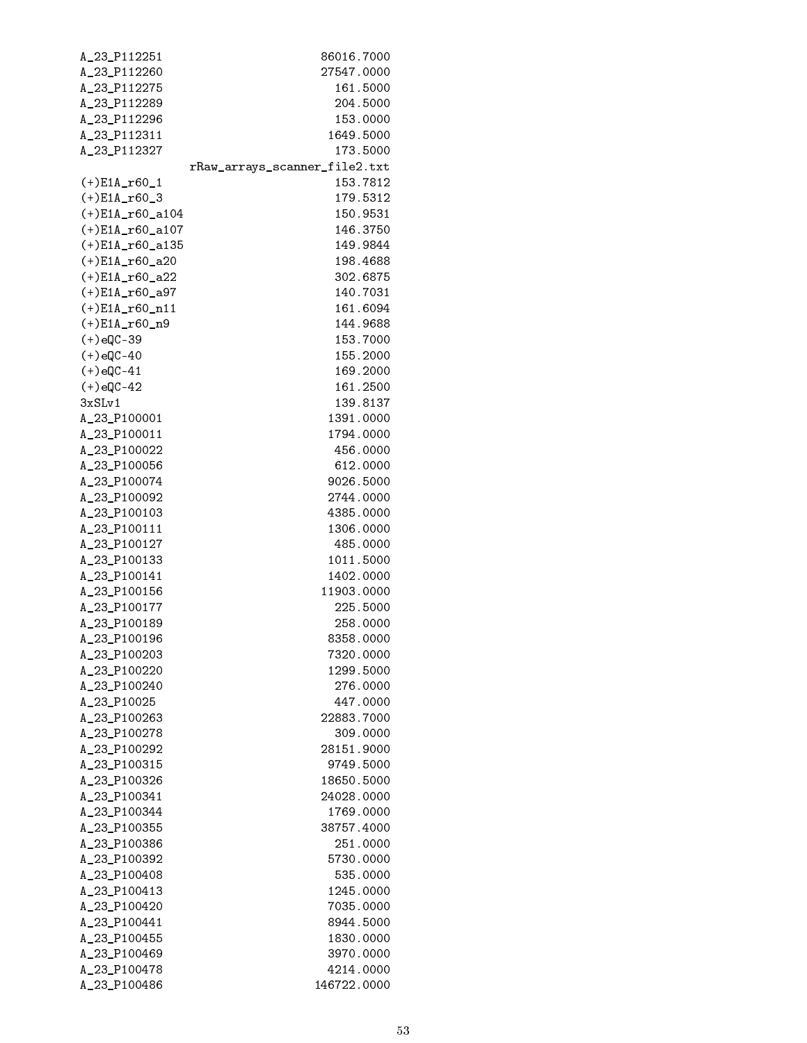```
A_23_P112251                    86016.7000
A_23_P112260                    27547.0000
A_23_P112275                      161.5000
A_23_P112289                      204.5000
A_23_P112296                      153.0000
A_23_P112311                     1649.5000
A_23_P112327                      173.5000
                rRaw_arrays_scanner_file2.txt
(+)E1A_r60_1                      153.7812
(+)E1A_r60_3                      179.5312
(+)E1A_r60_a104                   150.9531
(+)E1A_r60_a107                   146.3750
(+)E1A_r60_a135                   149.9844
(+)E1A_r60_a20                    198.4688
(+)E1A_r60_a22                    302.6875
(+)E1A_r60_a97                    140.7031
(+)E1A_r60_n11                    161.6094
(+)E1A_r60_n9                     144.9688
(+)eQC-39                         153.7000
(+)eQC-40                         155.2000
(+)eQC-41                         169.2000
(+)eQC-42                         161.2500
3xSLv1                            139.8137
A_23_P100001                     1391.0000
A_23_P100011                     1794.0000
A_23_P100022                      456.0000
A_23_P100056                      612.0000
A_23_P100074                     9026.5000
A_23_P100092                     2744.0000
A_23_P100103                     4385.0000
A_23_P100111                     1306.0000
A_23_P100127                      485.0000
A_23_P100133                     1011.5000
A_23_P100141                     1402.0000
A_23_P100156                    11903.0000
A_23_P100177                      225.5000
A_23_P100189                      258.0000
A_23_P100196                     8358.0000
A_23_P100203                     7320.0000
A_23_P100220                     1299.5000
A_23_P100240                      276.0000
A_23_P10025                       447.0000
A_23_P100263                    22883.7000
A_23_P100278                      309.0000
A_23_P100292                    28151.9000
A_23_P100315                     9749.5000
A_23_P100326                    18650.5000
A_23_P100341                    24028.0000
A_23_P100344                     1769.0000
A_23_P100355                    38757.4000
A_23_P100386                      251.0000
A_23_P100392                     5730.0000
A_23_P100408                      535.0000
A_23_P100413                     1245.0000
A_23_P100420                     7035.0000
A_23_P100441                     8944.5000
A_23_P100455                     1830.0000
A_23_P100469                     3970.0000
A_23_P100478                     4214.0000
A_23_P100486                   146722.0000
```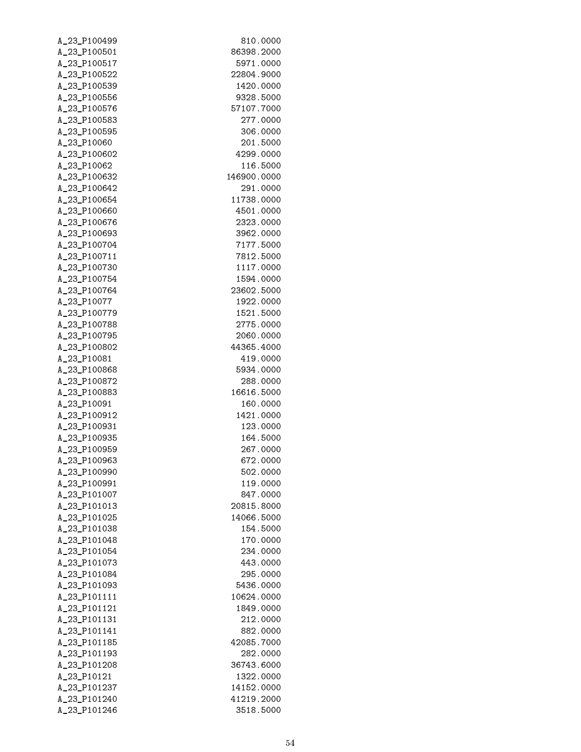| | |
|---|---|
| A_23_P100499 | 810.0000 |
| A_23_P100501 | 86398.2000 |
| A_23_P100517 | 5971.0000 |
| A_23_P100522 | 22804.9000 |
| A_23_P100539 | 1420.0000 |
| A_23_P100556 | 9328.5000 |
| A_23_P100576 | 57107.7000 |
| A_23_P100583 | 277.0000 |
| A_23_P100595 | 306.0000 |
| A_23_P10060 | 201.5000 |
| A_23_P100602 | 4299.0000 |
| A_23_P10062 | 116.5000 |
| A_23_P100632 | 146900.0000 |
| A_23_P100642 | 291.0000 |
| A_23_P100654 | 11738.0000 |
| A_23_P100660 | 4501.0000 |
| A_23_P100676 | 2323.0000 |
| A_23_P100693 | 3962.0000 |
| A_23_P100704 | 7177.5000 |
| A_23_P100711 | 7812.5000 |
| A_23_P100730 | 1117.0000 |
| A_23_P100754 | 1594.0000 |
| A_23_P100764 | 23602.5000 |
| A_23_P10077 | 1922.0000 |
| A_23_P100779 | 1521.5000 |
| A_23_P100788 | 2775.0000 |
| A_23_P100795 | 2060.0000 |
| A_23_P100802 | 44365.4000 |
| A_23_P10081 | 419.0000 |
| A_23_P100868 | 5934.0000 |
| A_23_P100872 | 288.0000 |
| A_23_P100883 | 16616.5000 |
| A_23_P10091 | 160.0000 |
| A_23_P100912 | 1421.0000 |
| A_23_P100931 | 123.0000 |
| A_23_P100935 | 164.5000 |
| A_23_P100959 | 267.0000 |
| A_23_P100963 | 672.0000 |
| A_23_P100990 | 502.0000 |
| A_23_P100991 | 119.0000 |
| A_23_P101007 | 847.0000 |
| A_23_P101013 | 20815.8000 |
| A_23_P101025 | 14066.5000 |
| A_23_P101038 | 154.5000 |
| A_23_P101048 | 170.0000 |
| A_23_P101054 | 234.0000 |
| A_23_P101073 | 443.0000 |
| A_23_P101084 | 295.0000 |
| A_23_P101093 | 5436.0000 |
| A_23_P101111 | 10624.0000 |
| A_23_P101121 | 1849.0000 |
| A_23_P101131 | 212.0000 |
| A_23_P101141 | 882.0000 |
| A_23_P101185 | 42085.7000 |
| A_23_P101193 | 282.0000 |
| A_23_P101208 | 36743.6000 |
| A_23_P10121 | 1322.0000 |
| A_23_P101237 | 14152.0000 |
| A_23_P101240 | 41219.2000 |
| A_23_P101246 | 3518.5000 |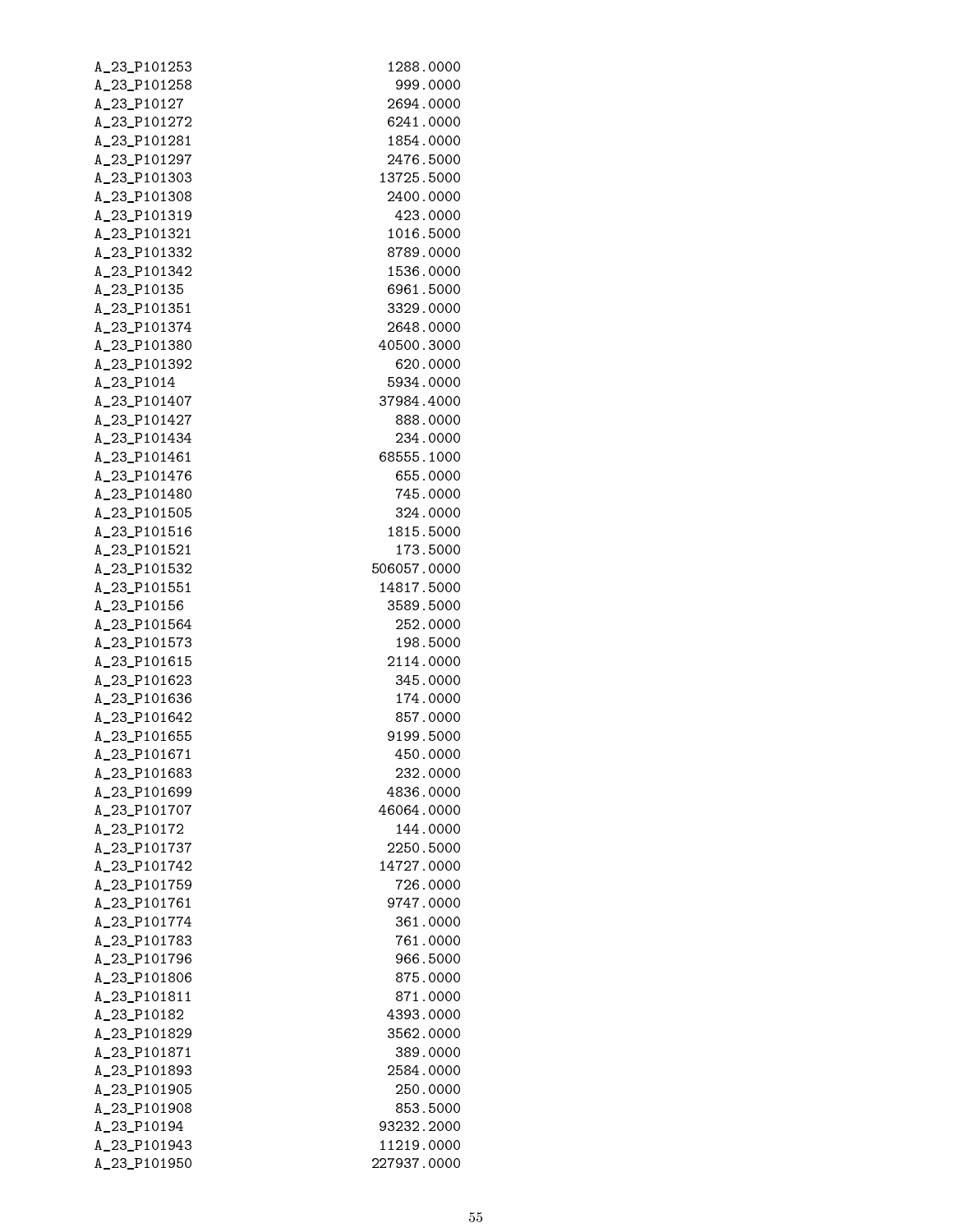| | |
|---|---|
| A_23_P101253 | 1288.0000 |
| A_23_P101258 | 999.0000 |
| A_23_P10127 | 2694.0000 |
| A_23_P101272 | 6241.0000 |
| A_23_P101281 | 1854.0000 |
| A_23_P101297 | 2476.5000 |
| A_23_P101303 | 13725.5000 |
| A_23_P101308 | 2400.0000 |
| A_23_P101319 | 423.0000 |
| A_23_P101321 | 1016.5000 |
| A_23_P101332 | 8789.0000 |
| A_23_P101342 | 1536.0000 |
| A_23_P10135 | 6961.5000 |
| A_23_P101351 | 3329.0000 |
| A_23_P101374 | 2648.0000 |
| A_23_P101380 | 40500.3000 |
| A_23_P101392 | 620.0000 |
| A_23_P1014 | 5934.0000 |
| A_23_P101407 | 37984.4000 |
| A_23_P101427 | 888.0000 |
| A_23_P101434 | 234.0000 |
| A_23_P101461 | 68555.1000 |
| A_23_P101476 | 655.0000 |
| A_23_P101480 | 745.0000 |
| A_23_P101505 | 324.0000 |
| A_23_P101516 | 1815.5000 |
| A_23_P101521 | 173.5000 |
| A_23_P101532 | 506057.0000 |
| A_23_P101551 | 14817.5000 |
| A_23_P10156 | 3589.5000 |
| A_23_P101564 | 252.0000 |
| A_23_P101573 | 198.5000 |
| A_23_P101615 | 2114.0000 |
| A_23_P101623 | 345.0000 |
| A_23_P101636 | 174.0000 |
| A_23_P101642 | 857.0000 |
| A_23_P101655 | 9199.5000 |
| A_23_P101671 | 450.0000 |
| A_23_P101683 | 232.0000 |
| A_23_P101699 | 4836.0000 |
| A_23_P101707 | 46064.0000 |
| A_23_P10172 | 144.0000 |
| A_23_P101737 | 2250.5000 |
| A_23_P101742 | 14727.0000 |
| A_23_P101759 | 726.0000 |
| A_23_P101761 | 9747.0000 |
| A_23_P101774 | 361.0000 |
| A_23_P101783 | 761.0000 |
| A_23_P101796 | 966.5000 |
| A_23_P101806 | 875.0000 |
| A_23_P101811 | 871.0000 |
| A_23_P10182 | 4393.0000 |
| A_23_P101829 | 3562.0000 |
| A_23_P101871 | 389.0000 |
| A_23_P101893 | 2584.0000 |
| A_23_P101905 | 250.0000 |
| A_23_P101908 | 853.5000 |
| A_23_P10194 | 93232.2000 |
| A_23_P101943 | 11219.0000 |
| A_23_P101950 | 227937.0000 |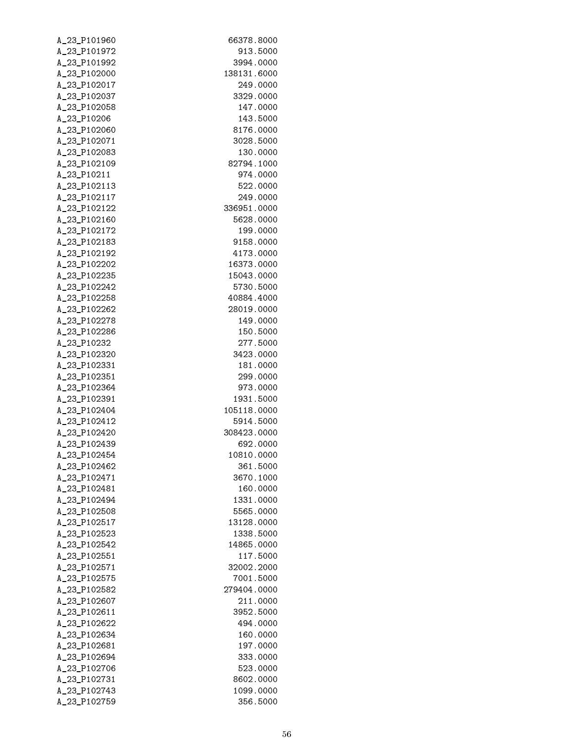| | |
|---|---|
| A_23_P101960 | 66378.8000 |
| A_23_P101972 | 913.5000 |
| A_23_P101992 | 3994.0000 |
| A_23_P102000 | 138131.6000 |
| A_23_P102017 | 249.0000 |
| A_23_P102037 | 3329.0000 |
| A_23_P102058 | 147.0000 |
| A_23_P10206 | 143.5000 |
| A_23_P102060 | 8176.0000 |
| A_23_P102071 | 3028.5000 |
| A_23_P102083 | 130.0000 |
| A_23_P102109 | 82794.1000 |
| A_23_P10211 | 974.0000 |
| A_23_P102113 | 522.0000 |
| A_23_P102117 | 249.0000 |
| A_23_P102122 | 336951.0000 |
| A_23_P102160 | 5628.0000 |
| A_23_P102172 | 199.0000 |
| A_23_P102183 | 9158.0000 |
| A_23_P102192 | 4173.0000 |
| A_23_P102202 | 16373.0000 |
| A_23_P102235 | 15043.0000 |
| A_23_P102242 | 5730.5000 |
| A_23_P102258 | 40884.4000 |
| A_23_P102262 | 28019.0000 |
| A_23_P102278 | 149.0000 |
| A_23_P102286 | 150.5000 |
| A_23_P10232 | 277.5000 |
| A_23_P102320 | 3423.0000 |
| A_23_P102331 | 181.0000 |
| A_23_P102351 | 299.0000 |
| A_23_P102364 | 973.0000 |
| A_23_P102391 | 1931.5000 |
| A_23_P102404 | 105118.0000 |
| A_23_P102412 | 5914.5000 |
| A_23_P102420 | 308423.0000 |
| A_23_P102439 | 692.0000 |
| A_23_P102454 | 10810.0000 |
| A_23_P102462 | 361.5000 |
| A_23_P102471 | 3670.1000 |
| A_23_P102481 | 160.0000 |
| A_23_P102494 | 1331.0000 |
| A_23_P102508 | 5565.0000 |
| A_23_P102517 | 13128.0000 |
| A_23_P102523 | 1338.5000 |
| A_23_P102542 | 14865.0000 |
| A_23_P102551 | 117.5000 |
| A_23_P102571 | 32002.2000 |
| A_23_P102575 | 7001.5000 |
| A_23_P102582 | 279404.0000 |
| A_23_P102607 | 211.0000 |
| A_23_P102611 | 3952.5000 |
| A_23_P102622 | 494.0000 |
| A_23_P102634 | 160.0000 |
| A_23_P102681 | 197.0000 |
| A_23_P102694 | 333.0000 |
| A_23_P102706 | 523.0000 |
| A_23_P102731 | 8602.0000 |
| A_23_P102743 | 1099.0000 |
| A_23_P102759 | 356.5000 |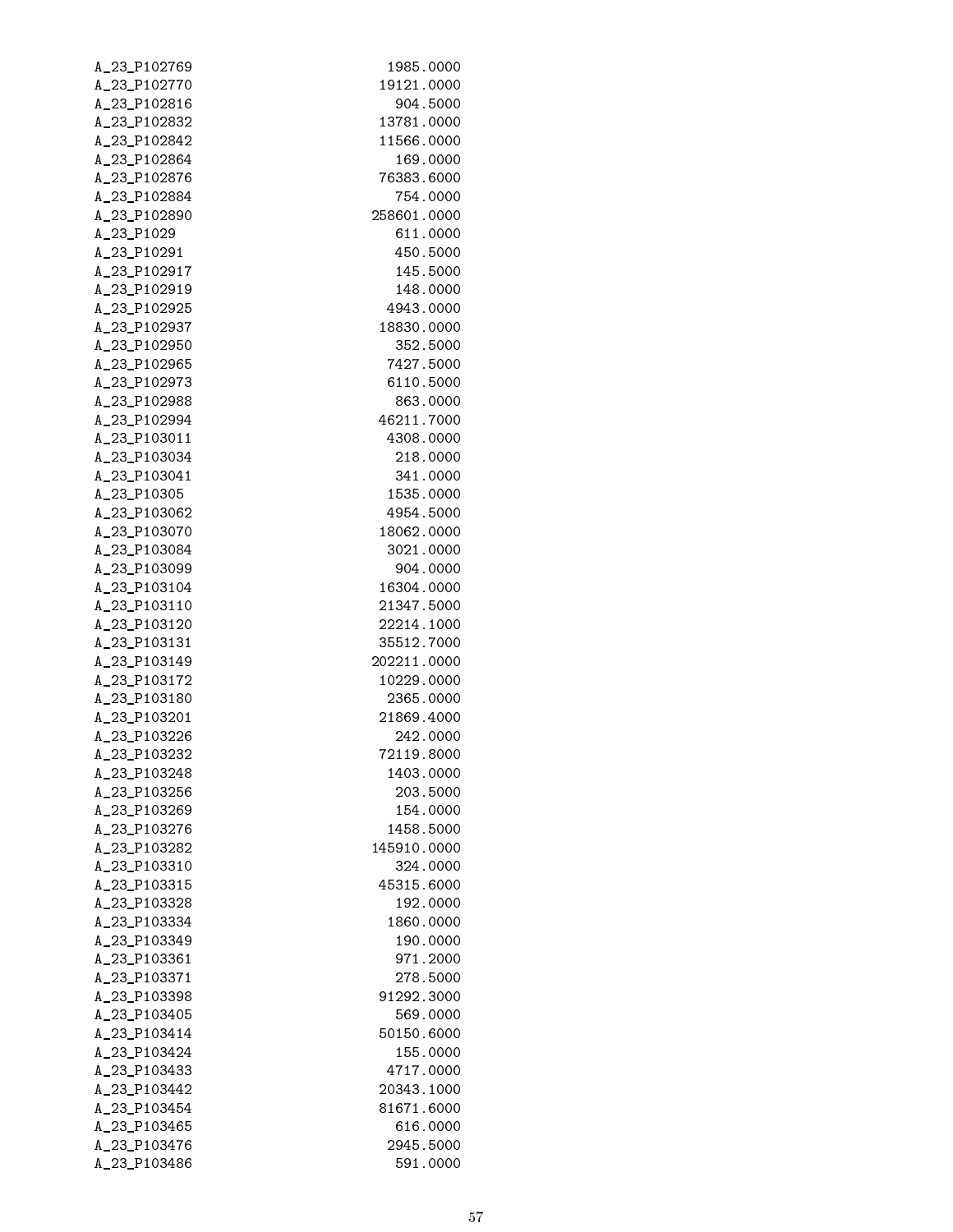```
A_23_P102769        1985.0000
A_23_P102770       19121.0000
A_23_P102816         904.5000
A_23_P102832       13781.0000
A_23_P102842       11566.0000
A_23_P102864         169.0000
A_23_P102876       76383.6000
A_23_P102884         754.0000
A_23_P102890      258601.0000
A_23_P1029           611.0000
A_23_P10291          450.5000
A_23_P102917         145.5000
A_23_P102919         148.0000
A_23_P102925        4943.0000
A_23_P102937       18830.0000
A_23_P102950         352.5000
A_23_P102965        7427.5000
A_23_P102973        6110.5000
A_23_P102988         863.0000
A_23_P102994       46211.7000
A_23_P103011        4308.0000
A_23_P103034         218.0000
A_23_P103041         341.0000
A_23_P10305         1535.0000
A_23_P103062        4954.5000
A_23_P103070       18062.0000
A_23_P103084        3021.0000
A_23_P103099         904.0000
A_23_P103104       16304.0000
A_23_P103110       21347.5000
A_23_P103120       22214.1000
A_23_P103131       35512.7000
A_23_P103149      202211.0000
A_23_P103172       10229.0000
A_23_P103180        2365.0000
A_23_P103201       21869.4000
A_23_P103226         242.0000
A_23_P103232       72119.8000
A_23_P103248        1403.0000
A_23_P103256         203.5000
A_23_P103269         154.0000
A_23_P103276        1458.5000
A_23_P103282      145910.0000
A_23_P103310         324.0000
A_23_P103315       45315.6000
A_23_P103328         192.0000
A_23_P103334        1860.0000
A_23_P103349         190.0000
A_23_P103361         971.2000
A_23_P103371         278.5000
A_23_P103398       91292.3000
A_23_P103405         569.0000
A_23_P103414       50150.6000
A_23_P103424         155.0000
A_23_P103433        4717.0000
A_23_P103442       20343.1000
A_23_P103454       81671.6000
A_23_P103465         616.0000
A_23_P103476        2945.5000
A_23_P103486         591.0000
```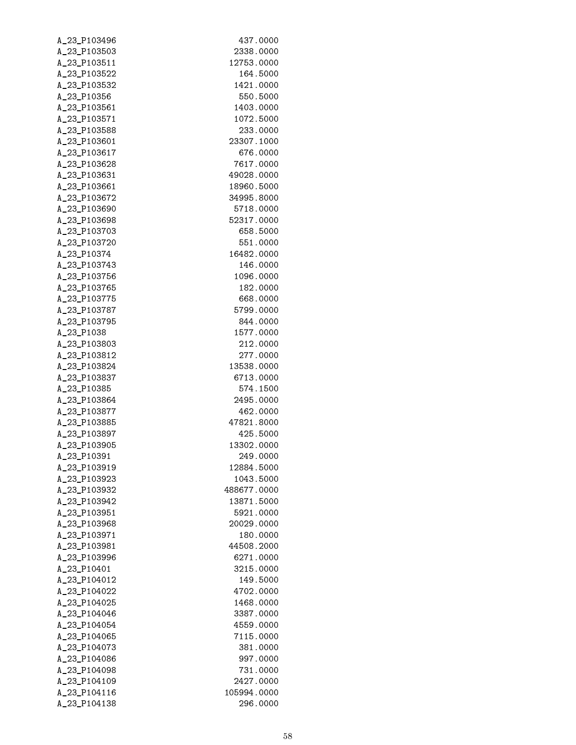| | |
|---|---|
| A_23_P103496 | 437.0000 |
| A_23_P103503 | 2338.0000 |
| A_23_P103511 | 12753.0000 |
| A_23_P103522 | 164.5000 |
| A_23_P103532 | 1421.0000 |
| A_23_P10356 | 550.5000 |
| A_23_P103561 | 1403.0000 |
| A_23_P103571 | 1072.5000 |
| A_23_P103588 | 233.0000 |
| A_23_P103601 | 23307.1000 |
| A_23_P103617 | 676.0000 |
| A_23_P103628 | 7617.0000 |
| A_23_P103631 | 49028.0000 |
| A_23_P103661 | 18960.5000 |
| A_23_P103672 | 34995.8000 |
| A_23_P103690 | 5718.0000 |
| A_23_P103698 | 52317.0000 |
| A_23_P103703 | 658.5000 |
| A_23_P103720 | 551.0000 |
| A_23_P10374 | 16482.0000 |
| A_23_P103743 | 146.0000 |
| A_23_P103756 | 1096.0000 |
| A_23_P103765 | 182.0000 |
| A_23_P103775 | 668.0000 |
| A_23_P103787 | 5799.0000 |
| A_23_P103795 | 844.0000 |
| A_23_P1038 | 1577.0000 |
| A_23_P103803 | 212.0000 |
| A_23_P103812 | 277.0000 |
| A_23_P103824 | 13538.0000 |
| A_23_P103837 | 6713.0000 |
| A_23_P10385 | 574.1500 |
| A_23_P103864 | 2495.0000 |
| A_23_P103877 | 462.0000 |
| A_23_P103885 | 47821.8000 |
| A_23_P103897 | 425.5000 |
| A_23_P103905 | 13302.0000 |
| A_23_P10391 | 249.0000 |
| A_23_P103919 | 12884.5000 |
| A_23_P103923 | 1043.5000 |
| A_23_P103932 | 488677.0000 |
| A_23_P103942 | 13871.5000 |
| A_23_P103951 | 5921.0000 |
| A_23_P103968 | 20029.0000 |
| A_23_P103971 | 180.0000 |
| A_23_P103981 | 44508.2000 |
| A_23_P103996 | 6271.0000 |
| A_23_P10401 | 3215.0000 |
| A_23_P104012 | 149.5000 |
| A_23_P104022 | 4702.0000 |
| A_23_P104025 | 1468.0000 |
| A_23_P104046 | 3387.0000 |
| A_23_P104054 | 4559.0000 |
| A_23_P104065 | 7115.0000 |
| A_23_P104073 | 381.0000 |
| A_23_P104086 | 997.0000 |
| A_23_P104098 | 731.0000 |
| A_23_P104109 | 2427.0000 |
| A_23_P104116 | 105994.0000 |
| A_23_P104138 | 296.0000 |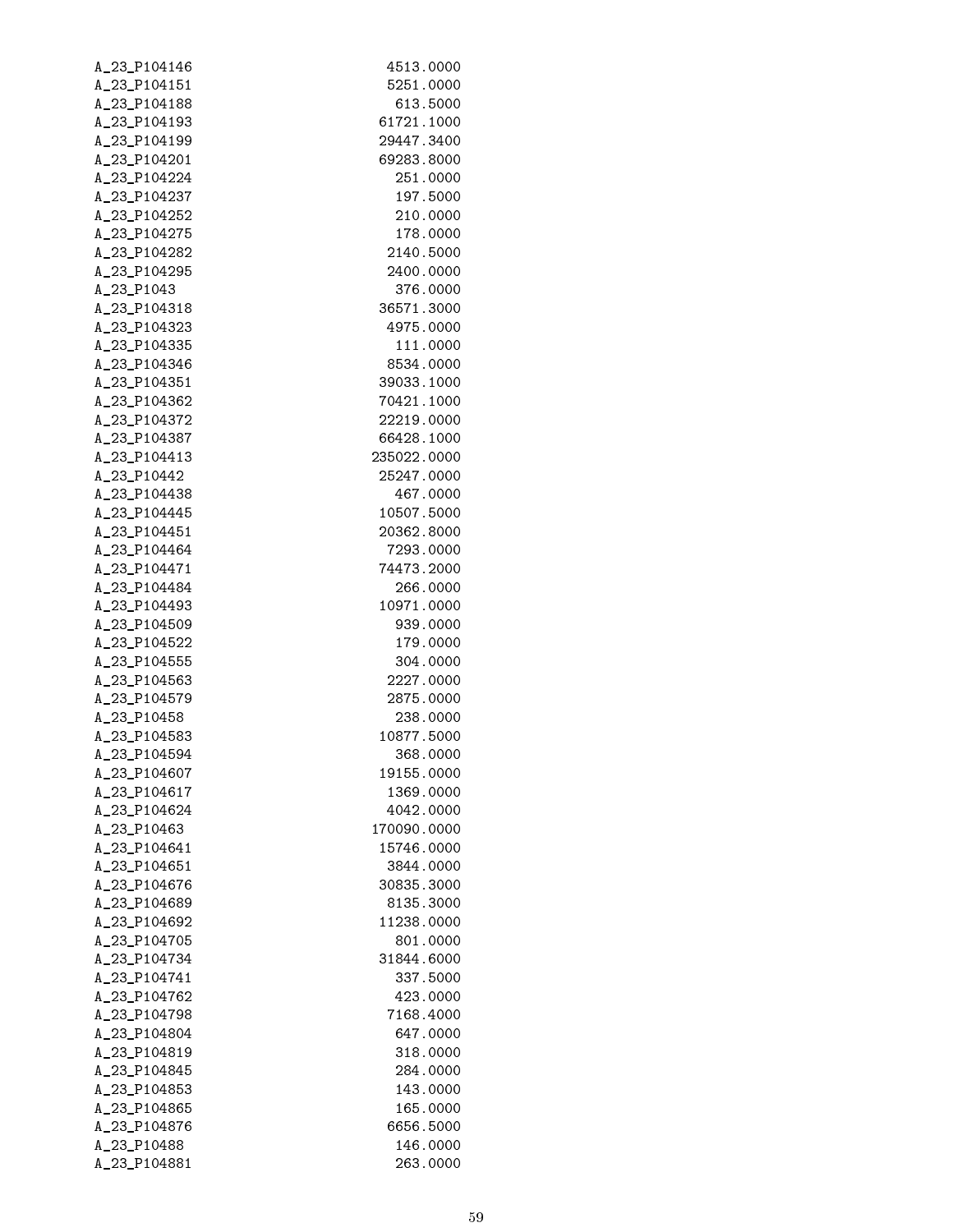| | |
|---|---|
| A_23_P104146 | 4513.0000 |
| A_23_P104151 | 5251.0000 |
| A_23_P104188 | 613.5000 |
| A_23_P104193 | 61721.1000 |
| A_23_P104199 | 29447.3400 |
| A_23_P104201 | 69283.8000 |
| A_23_P104224 | 251.0000 |
| A_23_P104237 | 197.5000 |
| A_23_P104252 | 210.0000 |
| A_23_P104275 | 178.0000 |
| A_23_P104282 | 2140.5000 |
| A_23_P104295 | 2400.0000 |
| A_23_P1043 | 376.0000 |
| A_23_P104318 | 36571.3000 |
| A_23_P104323 | 4975.0000 |
| A_23_P104335 | 111.0000 |
| A_23_P104346 | 8534.0000 |
| A_23_P104351 | 39033.1000 |
| A_23_P104362 | 70421.1000 |
| A_23_P104372 | 22219.0000 |
| A_23_P104387 | 66428.1000 |
| A_23_P104413 | 235022.0000 |
| A_23_P10442 | 25247.0000 |
| A_23_P104438 | 467.0000 |
| A_23_P104445 | 10507.5000 |
| A_23_P104451 | 20362.8000 |
| A_23_P104464 | 7293.0000 |
| A_23_P104471 | 74473.2000 |
| A_23_P104484 | 266.0000 |
| A_23_P104493 | 10971.0000 |
| A_23_P104509 | 939.0000 |
| A_23_P104522 | 179.0000 |
| A_23_P104555 | 304.0000 |
| A_23_P104563 | 2227.0000 |
| A_23_P104579 | 2875.0000 |
| A_23_P10458 | 238.0000 |
| A_23_P104583 | 10877.5000 |
| A_23_P104594 | 368.0000 |
| A_23_P104607 | 19155.0000 |
| A_23_P104617 | 1369.0000 |
| A_23_P104624 | 4042.0000 |
| A_23_P10463 | 170090.0000 |
| A_23_P104641 | 15746.0000 |
| A_23_P104651 | 3844.0000 |
| A_23_P104676 | 30835.3000 |
| A_23_P104689 | 8135.3000 |
| A_23_P104692 | 11238.0000 |
| A_23_P104705 | 801.0000 |
| A_23_P104734 | 31844.6000 |
| A_23_P104741 | 337.5000 |
| A_23_P104762 | 423.0000 |
| A_23_P104798 | 7168.4000 |
| A_23_P104804 | 647.0000 |
| A_23_P104819 | 318.0000 |
| A_23_P104845 | 284.0000 |
| A_23_P104853 | 143.0000 |
| A_23_P104865 | 165.0000 |
| A_23_P104876 | 6656.5000 |
| A_23_P10488 | 146.0000 |
| A_23_P104881 | 263.0000 |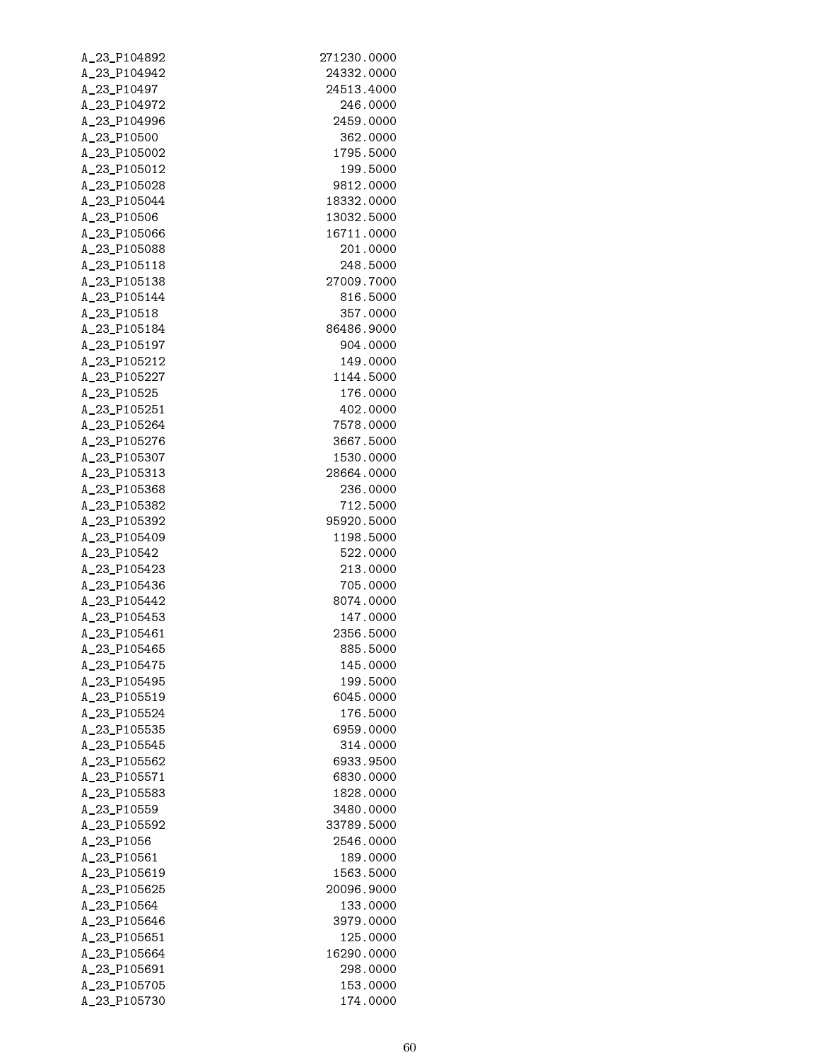| | |
|---|---|
| A_23_P104892 | 271230.0000 |
| A_23_P104942 | 24332.0000 |
| A_23_P10497 | 24513.4000 |
| A_23_P104972 | 246.0000 |
| A_23_P104996 | 2459.0000 |
| A_23_P10500 | 362.0000 |
| A_23_P105002 | 1795.5000 |
| A_23_P105012 | 199.5000 |
| A_23_P105028 | 9812.0000 |
| A_23_P105044 | 18332.0000 |
| A_23_P10506 | 13032.5000 |
| A_23_P105066 | 16711.0000 |
| A_23_P105088 | 201.0000 |
| A_23_P105118 | 248.5000 |
| A_23_P105138 | 27009.7000 |
| A_23_P105144 | 816.5000 |
| A_23_P10518 | 357.0000 |
| A_23_P105184 | 86486.9000 |
| A_23_P105197 | 904.0000 |
| A_23_P105212 | 149.0000 |
| A_23_P105227 | 1144.5000 |
| A_23_P10525 | 176.0000 |
| A_23_P105251 | 402.0000 |
| A_23_P105264 | 7578.0000 |
| A_23_P105276 | 3667.5000 |
| A_23_P105307 | 1530.0000 |
| A_23_P105313 | 28664.0000 |
| A_23_P105368 | 236.0000 |
| A_23_P105382 | 712.5000 |
| A_23_P105392 | 95920.5000 |
| A_23_P105409 | 1198.5000 |
| A_23_P10542 | 522.0000 |
| A_23_P105423 | 213.0000 |
| A_23_P105436 | 705.0000 |
| A_23_P105442 | 8074.0000 |
| A_23_P105453 | 147.0000 |
| A_23_P105461 | 2356.5000 |
| A_23_P105465 | 885.5000 |
| A_23_P105475 | 145.0000 |
| A_23_P105495 | 199.5000 |
| A_23_P105519 | 6045.0000 |
| A_23_P105524 | 176.5000 |
| A_23_P105535 | 6959.0000 |
| A_23_P105545 | 314.0000 |
| A_23_P105562 | 6933.9500 |
| A_23_P105571 | 6830.0000 |
| A_23_P105583 | 1828.0000 |
| A_23_P10559 | 3480.0000 |
| A_23_P105592 | 33789.5000 |
| A_23_P1056 | 2546.0000 |
| A_23_P10561 | 189.0000 |
| A_23_P105619 | 1563.5000 |
| A_23_P105625 | 20096.9000 |
| A_23_P10564 | 133.0000 |
| A_23_P105646 | 3979.0000 |
| A_23_P105651 | 125.0000 |
| A_23_P105664 | 16290.0000 |
| A_23_P105691 | 298.0000 |
| A_23_P105705 | 153.0000 |
| A_23_P105730 | 174.0000 |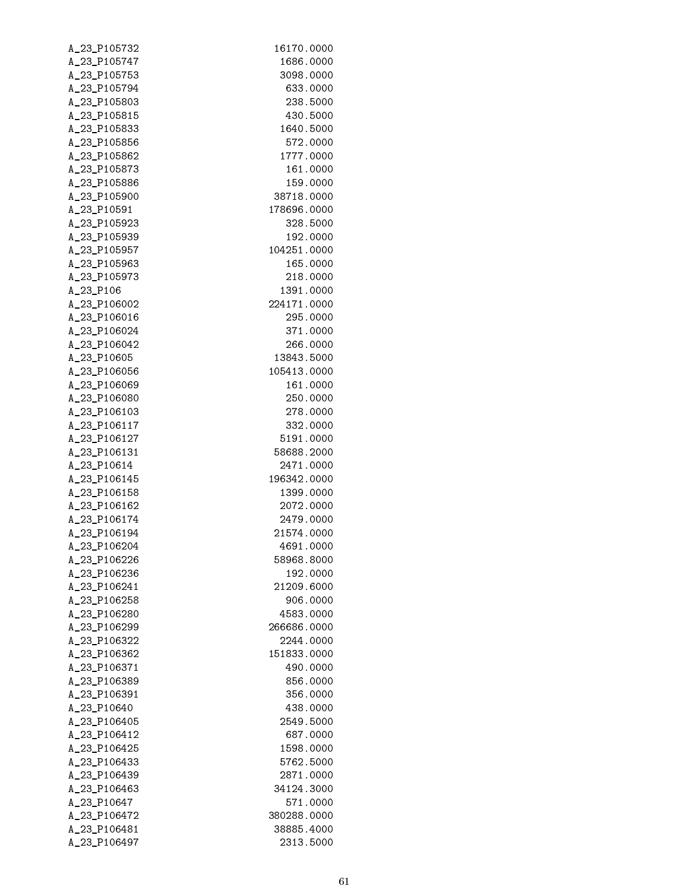| | |
|---|---|
| A_23_P105732 | 16170.0000 |
| A_23_P105747 | 1686.0000 |
| A_23_P105753 | 3098.0000 |
| A_23_P105794 | 633.0000 |
| A_23_P105803 | 238.5000 |
| A_23_P105815 | 430.5000 |
| A_23_P105833 | 1640.5000 |
| A_23_P105856 | 572.0000 |
| A_23_P105862 | 1777.0000 |
| A_23_P105873 | 161.0000 |
| A_23_P105886 | 159.0000 |
| A_23_P105900 | 38718.0000 |
| A_23_P10591 | 178696.0000 |
| A_23_P105923 | 328.5000 |
| A_23_P105939 | 192.0000 |
| A_23_P105957 | 104251.0000 |
| A_23_P105963 | 165.0000 |
| A_23_P105973 | 218.0000 |
| A_23_P106 | 1391.0000 |
| A_23_P106002 | 224171.0000 |
| A_23_P106016 | 295.0000 |
| A_23_P106024 | 371.0000 |
| A_23_P106042 | 266.0000 |
| A_23_P10605 | 13843.5000 |
| A_23_P106056 | 105413.0000 |
| A_23_P106069 | 161.0000 |
| A_23_P106080 | 250.0000 |
| A_23_P106103 | 278.0000 |
| A_23_P106117 | 332.0000 |
| A_23_P106127 | 5191.0000 |
| A_23_P106131 | 58688.2000 |
| A_23_P10614 | 2471.0000 |
| A_23_P106145 | 196342.0000 |
| A_23_P106158 | 1399.0000 |
| A_23_P106162 | 2072.0000 |
| A_23_P106174 | 2479.0000 |
| A_23_P106194 | 21574.0000 |
| A_23_P106204 | 4691.0000 |
| A_23_P106226 | 58968.8000 |
| A_23_P106236 | 192.0000 |
| A_23_P106241 | 21209.6000 |
| A_23_P106258 | 906.0000 |
| A_23_P106280 | 4583.0000 |
| A_23_P106299 | 266686.0000 |
| A_23_P106322 | 2244.0000 |
| A_23_P106362 | 151833.0000 |
| A_23_P106371 | 490.0000 |
| A_23_P106389 | 856.0000 |
| A_23_P106391 | 356.0000 |
| A_23_P10640 | 438.0000 |
| A_23_P106405 | 2549.5000 |
| A_23_P106412 | 687.0000 |
| A_23_P106425 | 1598.0000 |
| A_23_P106433 | 5762.5000 |
| A_23_P106439 | 2871.0000 |
| A_23_P106463 | 34124.3000 |
| A_23_P10647 | 571.0000 |
| A_23_P106472 | 380288.0000 |
| A_23_P106481 | 38885.4000 |
| A_23_P106497 | 2313.5000 |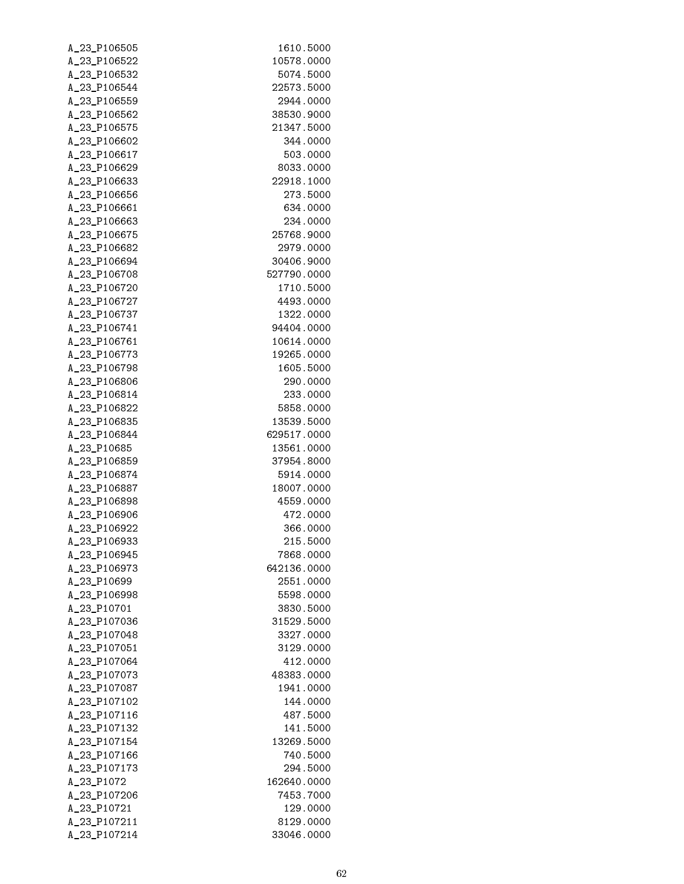| | |
|---|---|
| A_23_P106505 | 1610.5000 |
| A_23_P106522 | 10578.0000 |
| A_23_P106532 | 5074.5000 |
| A_23_P106544 | 22573.5000 |
| A_23_P106559 | 2944.0000 |
| A_23_P106562 | 38530.9000 |
| A_23_P106575 | 21347.5000 |
| A_23_P106602 | 344.0000 |
| A_23_P106617 | 503.0000 |
| A_23_P106629 | 8033.0000 |
| A_23_P106633 | 22918.1000 |
| A_23_P106656 | 273.5000 |
| A_23_P106661 | 634.0000 |
| A_23_P106663 | 234.0000 |
| A_23_P106675 | 25768.9000 |
| A_23_P106682 | 2979.0000 |
| A_23_P106694 | 30406.9000 |
| A_23_P106708 | 527790.0000 |
| A_23_P106720 | 1710.5000 |
| A_23_P106727 | 4493.0000 |
| A_23_P106737 | 1322.0000 |
| A_23_P106741 | 94404.0000 |
| A_23_P106761 | 10614.0000 |
| A_23_P106773 | 19265.0000 |
| A_23_P106798 | 1605.5000 |
| A_23_P106806 | 290.0000 |
| A_23_P106814 | 233.0000 |
| A_23_P106822 | 5858.0000 |
| A_23_P106835 | 13539.5000 |
| A_23_P106844 | 629517.0000 |
| A_23_P10685 | 13561.0000 |
| A_23_P106859 | 37954.8000 |
| A_23_P106874 | 5914.0000 |
| A_23_P106887 | 18007.0000 |
| A_23_P106898 | 4559.0000 |
| A_23_P106906 | 472.0000 |
| A_23_P106922 | 366.0000 |
| A_23_P106933 | 215.5000 |
| A_23_P106945 | 7868.0000 |
| A_23_P106973 | 642136.0000 |
| A_23_P10699 | 2551.0000 |
| A_23_P106998 | 5598.0000 |
| A_23_P10701 | 3830.5000 |
| A_23_P107036 | 31529.5000 |
| A_23_P107048 | 3327.0000 |
| A_23_P107051 | 3129.0000 |
| A_23_P107064 | 412.0000 |
| A_23_P107073 | 48383.0000 |
| A_23_P107087 | 1941.0000 |
| A_23_P107102 | 144.0000 |
| A_23_P107116 | 487.5000 |
| A_23_P107132 | 141.5000 |
| A_23_P107154 | 13269.5000 |
| A_23_P107166 | 740.5000 |
| A_23_P107173 | 294.5000 |
| A_23_P1072 | 162640.0000 |
| A_23_P107206 | 7453.7000 |
| A_23_P10721 | 129.0000 |
| A_23_P107211 | 8129.0000 |
| A_23_P107214 | 33046.0000 |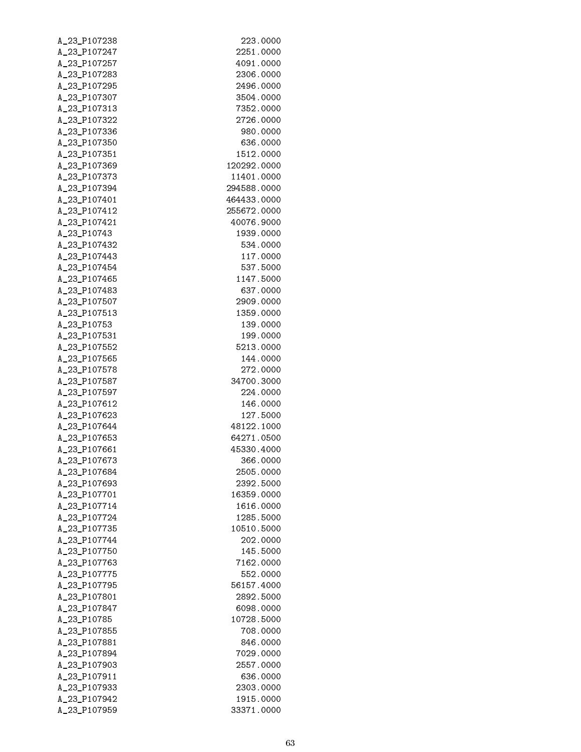| | |
|---|---|
| A_23_P107238 | 223.0000 |
| A_23_P107247 | 2251.0000 |
| A_23_P107257 | 4091.0000 |
| A_23_P107283 | 2306.0000 |
| A_23_P107295 | 2496.0000 |
| A_23_P107307 | 3504.0000 |
| A_23_P107313 | 7352.0000 |
| A_23_P107322 | 2726.0000 |
| A_23_P107336 | 980.0000 |
| A_23_P107350 | 636.0000 |
| A_23_P107351 | 1512.0000 |
| A_23_P107369 | 120292.0000 |
| A_23_P107373 | 11401.0000 |
| A_23_P107394 | 294588.0000 |
| A_23_P107401 | 464433.0000 |
| A_23_P107412 | 255672.0000 |
| A_23_P107421 | 40076.9000 |
| A_23_P10743 | 1939.0000 |
| A_23_P107432 | 534.0000 |
| A_23_P107443 | 117.0000 |
| A_23_P107454 | 537.5000 |
| A_23_P107465 | 1147.5000 |
| A_23_P107483 | 637.0000 |
| A_23_P107507 | 2909.0000 |
| A_23_P107513 | 1359.0000 |
| A_23_P10753 | 139.0000 |
| A_23_P107531 | 199.0000 |
| A_23_P107552 | 5213.0000 |
| A_23_P107565 | 144.0000 |
| A_23_P107578 | 272.0000 |
| A_23_P107587 | 34700.3000 |
| A_23_P107597 | 224.0000 |
| A_23_P107612 | 146.0000 |
| A_23_P107623 | 127.5000 |
| A_23_P107644 | 48122.1000 |
| A_23_P107653 | 64271.0500 |
| A_23_P107661 | 45330.4000 |
| A_23_P107673 | 366.0000 |
| A_23_P107684 | 2505.0000 |
| A_23_P107693 | 2392.5000 |
| A_23_P107701 | 16359.0000 |
| A_23_P107714 | 1616.0000 |
| A_23_P107724 | 1285.5000 |
| A_23_P107735 | 10510.5000 |
| A_23_P107744 | 202.0000 |
| A_23_P107750 | 145.5000 |
| A_23_P107763 | 7162.0000 |
| A_23_P107775 | 552.0000 |
| A_23_P107795 | 56157.4000 |
| A_23_P107801 | 2892.5000 |
| A_23_P107847 | 6098.0000 |
| A_23_P10785 | 10728.5000 |
| A_23_P107855 | 708.0000 |
| A_23_P107881 | 846.0000 |
| A_23_P107894 | 7029.0000 |
| A_23_P107903 | 2557.0000 |
| A_23_P107911 | 636.0000 |
| A_23_P107933 | 2303.0000 |
| A_23_P107942 | 1915.0000 |
| A_23_P107959 | 33371.0000 |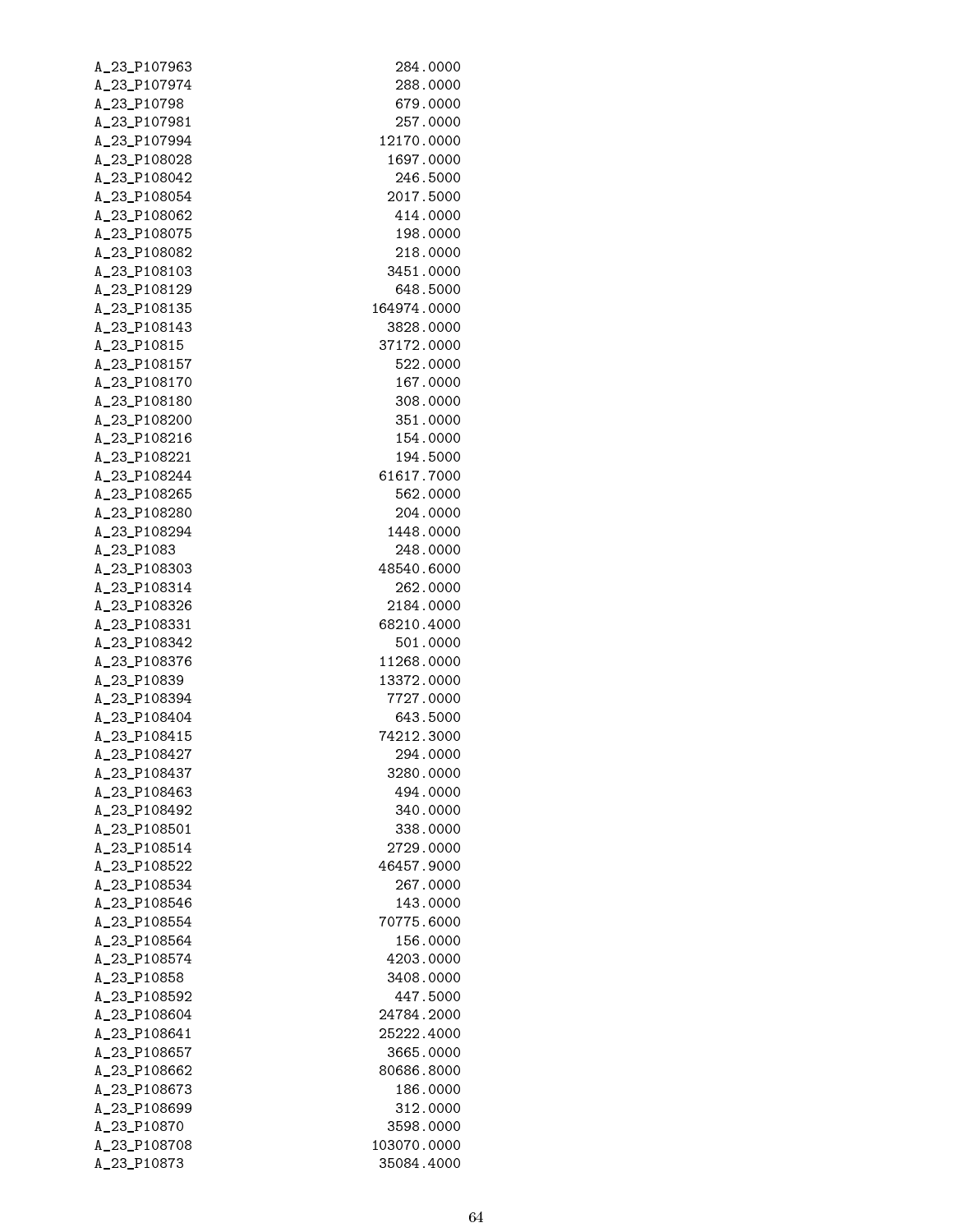| | |
|---|---|
| A_23_P107963 | 284.0000 |
| A_23_P107974 | 288.0000 |
| A_23_P10798 | 679.0000 |
| A_23_P107981 | 257.0000 |
| A_23_P107994 | 12170.0000 |
| A_23_P108028 | 1697.0000 |
| A_23_P108042 | 246.5000 |
| A_23_P108054 | 2017.5000 |
| A_23_P108062 | 414.0000 |
| A_23_P108075 | 198.0000 |
| A_23_P108082 | 218.0000 |
| A_23_P108103 | 3451.0000 |
| A_23_P108129 | 648.5000 |
| A_23_P108135 | 164974.0000 |
| A_23_P108143 | 3828.0000 |
| A_23_P10815 | 37172.0000 |
| A_23_P108157 | 522.0000 |
| A_23_P108170 | 167.0000 |
| A_23_P108180 | 308.0000 |
| A_23_P108200 | 351.0000 |
| A_23_P108216 | 154.0000 |
| A_23_P108221 | 194.5000 |
| A_23_P108244 | 61617.7000 |
| A_23_P108265 | 562.0000 |
| A_23_P108280 | 204.0000 |
| A_23_P108294 | 1448.0000 |
| A_23_P1083 | 248.0000 |
| A_23_P108303 | 48540.6000 |
| A_23_P108314 | 262.0000 |
| A_23_P108326 | 2184.0000 |
| A_23_P108331 | 68210.4000 |
| A_23_P108342 | 501.0000 |
| A_23_P108376 | 11268.0000 |
| A_23_P10839 | 13372.0000 |
| A_23_P108394 | 7727.0000 |
| A_23_P108404 | 643.5000 |
| A_23_P108415 | 74212.3000 |
| A_23_P108427 | 294.0000 |
| A_23_P108437 | 3280.0000 |
| A_23_P108463 | 494.0000 |
| A_23_P108492 | 340.0000 |
| A_23_P108501 | 338.0000 |
| A_23_P108514 | 2729.0000 |
| A_23_P108522 | 46457.9000 |
| A_23_P108534 | 267.0000 |
| A_23_P108546 | 143.0000 |
| A_23_P108554 | 70775.6000 |
| A_23_P108564 | 156.0000 |
| A_23_P108574 | 4203.0000 |
| A_23_P10858 | 3408.0000 |
| A_23_P108592 | 447.5000 |
| A_23_P108604 | 24784.2000 |
| A_23_P108641 | 25222.4000 |
| A_23_P108657 | 3665.0000 |
| A_23_P108662 | 80686.8000 |
| A_23_P108673 | 186.0000 |
| A_23_P108699 | 312.0000 |
| A_23_P10870 | 3598.0000 |
| A_23_P108708 | 103070.0000 |
| A_23_P10873 | 35084.4000 |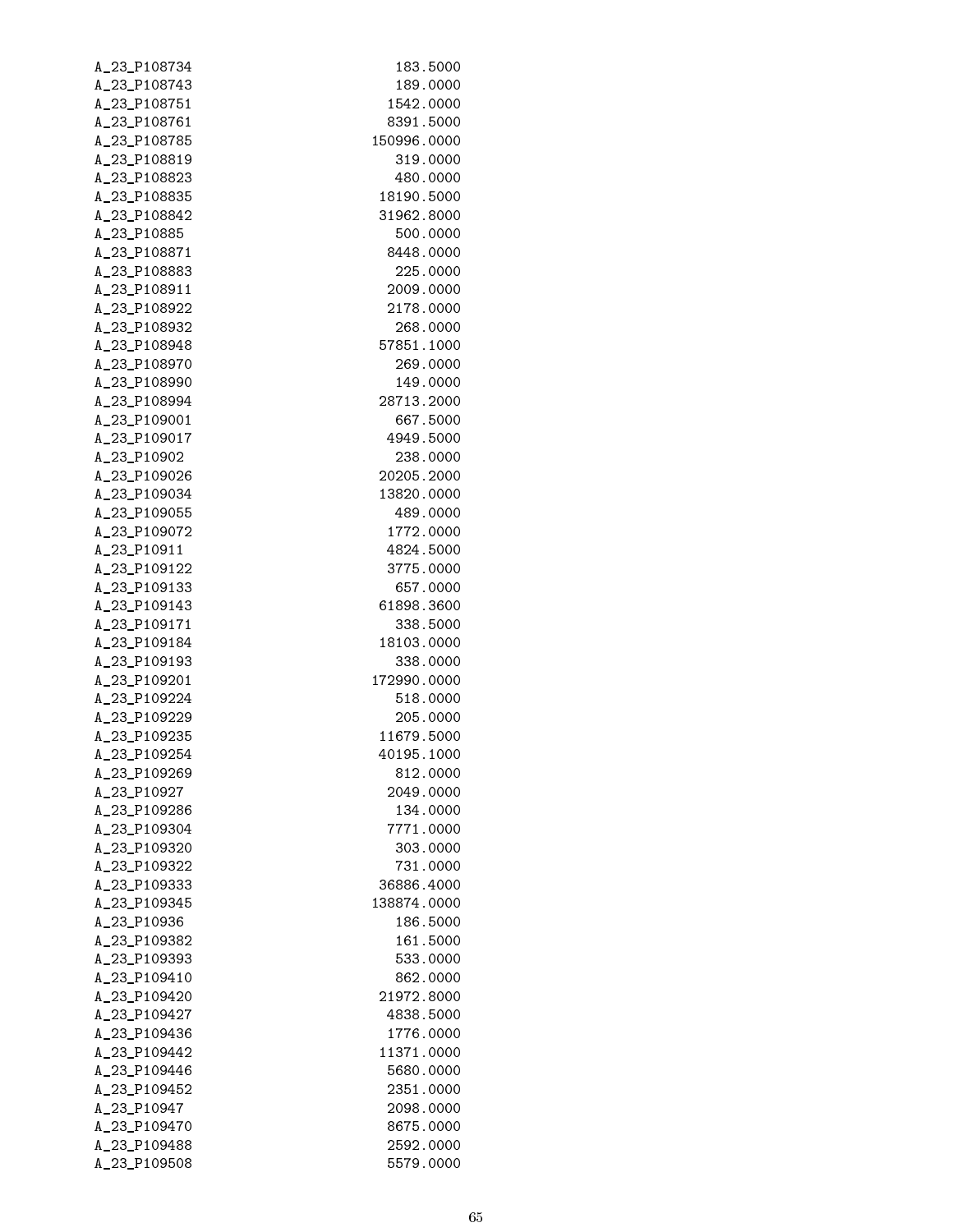| | |
|---|---|
| A_23_P108734 | 183.5000 |
| A_23_P108743 | 189.0000 |
| A_23_P108751 | 1542.0000 |
| A_23_P108761 | 8391.5000 |
| A_23_P108785 | 150996.0000 |
| A_23_P108819 | 319.0000 |
| A_23_P108823 | 480.0000 |
| A_23_P108835 | 18190.5000 |
| A_23_P108842 | 31962.8000 |
| A_23_P10885 | 500.0000 |
| A_23_P108871 | 8448.0000 |
| A_23_P108883 | 225.0000 |
| A_23_P108911 | 2009.0000 |
| A_23_P108922 | 2178.0000 |
| A_23_P108932 | 268.0000 |
| A_23_P108948 | 57851.1000 |
| A_23_P108970 | 269.0000 |
| A_23_P108990 | 149.0000 |
| A_23_P108994 | 28713.2000 |
| A_23_P109001 | 667.5000 |
| A_23_P109017 | 4949.5000 |
| A_23_P10902 | 238.0000 |
| A_23_P109026 | 20205.2000 |
| A_23_P109034 | 13820.0000 |
| A_23_P109055 | 489.0000 |
| A_23_P109072 | 1772.0000 |
| A_23_P10911 | 4824.5000 |
| A_23_P109122 | 3775.0000 |
| A_23_P109133 | 657.0000 |
| A_23_P109143 | 61898.3600 |
| A_23_P109171 | 338.5000 |
| A_23_P109184 | 18103.0000 |
| A_23_P109193 | 338.0000 |
| A_23_P109201 | 172990.0000 |
| A_23_P109224 | 518.0000 |
| A_23_P109229 | 205.0000 |
| A_23_P109235 | 11679.5000 |
| A_23_P109254 | 40195.1000 |
| A_23_P109269 | 812.0000 |
| A_23_P10927 | 2049.0000 |
| A_23_P109286 | 134.0000 |
| A_23_P109304 | 7771.0000 |
| A_23_P109320 | 303.0000 |
| A_23_P109322 | 731.0000 |
| A_23_P109333 | 36886.4000 |
| A_23_P109345 | 138874.0000 |
| A_23_P10936 | 186.5000 |
| A_23_P109382 | 161.5000 |
| A_23_P109393 | 533.0000 |
| A_23_P109410 | 862.0000 |
| A_23_P109420 | 21972.8000 |
| A_23_P109427 | 4838.5000 |
| A_23_P109436 | 1776.0000 |
| A_23_P109442 | 11371.0000 |
| A_23_P109446 | 5680.0000 |
| A_23_P109452 | 2351.0000 |
| A_23_P10947 | 2098.0000 |
| A_23_P109470 | 8675.0000 |
| A_23_P109488 | 2592.0000 |
| A_23_P109508 | 5579.0000 |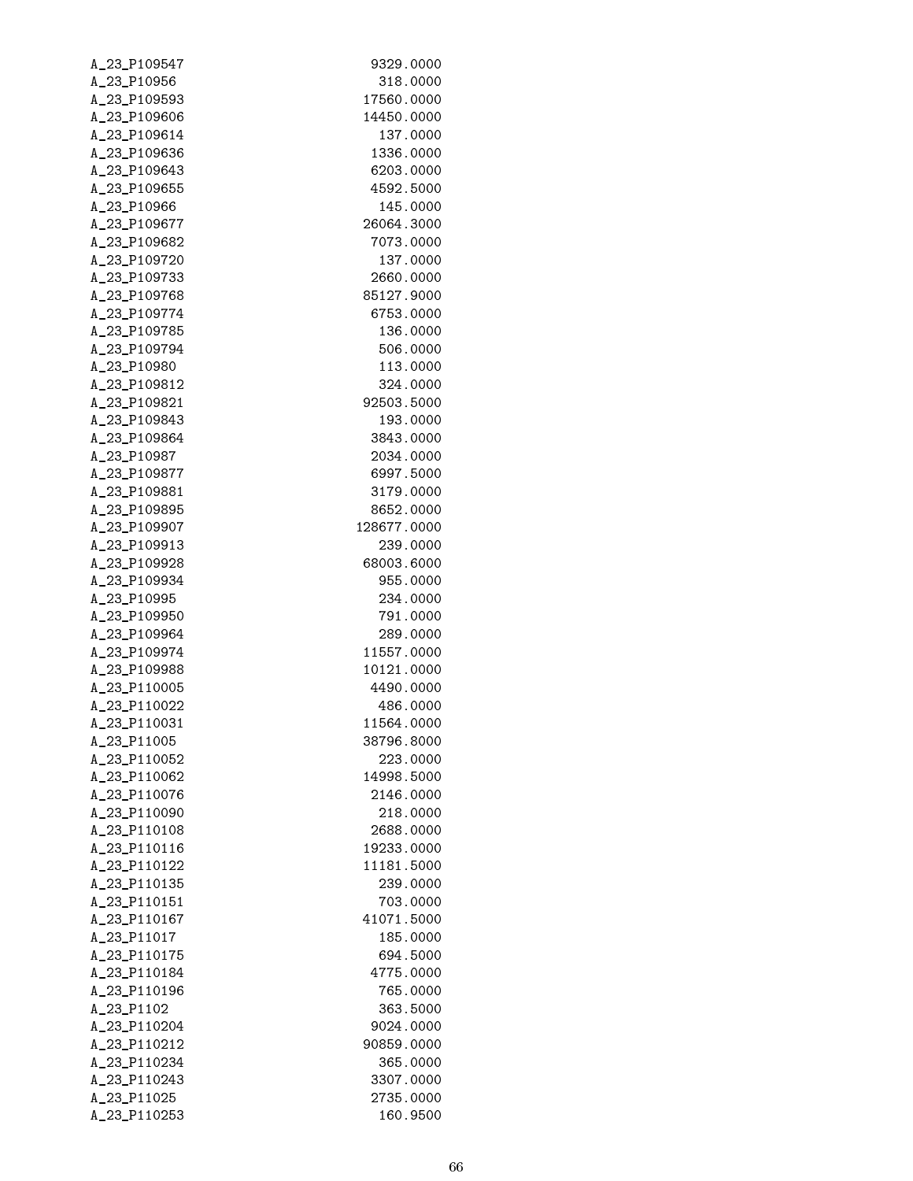```
A_23_P109547                    9329.0000
A_23_P10956                      318.0000
A_23_P109593                   17560.0000
A_23_P109606                   14450.0000
A_23_P109614                     137.0000
A_23_P109636                    1336.0000
A_23_P109643                    6203.0000
A_23_P109655                    4592.5000
A_23_P10966                      145.0000
A_23_P109677                   26064.3000
A_23_P109682                    7073.0000
A_23_P109720                     137.0000
A_23_P109733                    2660.0000
A_23_P109768                   85127.9000
A_23_P109774                    6753.0000
A_23_P109785                     136.0000
A_23_P109794                     506.0000
A_23_P10980                      113.0000
A_23_P109812                     324.0000
A_23_P109821                   92503.5000
A_23_P109843                     193.0000
A_23_P109864                    3843.0000
A_23_P10987                     2034.0000
A_23_P109877                    6997.5000
A_23_P109881                    3179.0000
A_23_P109895                    8652.0000
A_23_P109907                  128677.0000
A_23_P109913                     239.0000
A_23_P109928                   68003.6000
A_23_P109934                     955.0000
A_23_P10995                      234.0000
A_23_P109950                     791.0000
A_23_P109964                     289.0000
A_23_P109974                   11557.0000
A_23_P109988                   10121.0000
A_23_P110005                    4490.0000
A_23_P110022                     486.0000
A_23_P110031                   11564.0000
A_23_P11005                    38796.8000
A_23_P110052                     223.0000
A_23_P110062                   14998.5000
A_23_P110076                    2146.0000
A_23_P110090                     218.0000
A_23_P110108                    2688.0000
A_23_P110116                   19233.0000
A_23_P110122                   11181.5000
A_23_P110135                     239.0000
A_23_P110151                     703.0000
A_23_P110167                   41071.5000
A_23_P11017                      185.0000
A_23_P110175                     694.5000
A_23_P110184                    4775.0000
A_23_P110196                     765.0000
A_23_P1102                       363.5000
A_23_P110204                    9024.0000
A_23_P110212                   90859.0000
A_23_P110234                     365.0000
A_23_P110243                    3307.0000
A_23_P11025                     2735.0000
A_23_P110253                     160.9500
```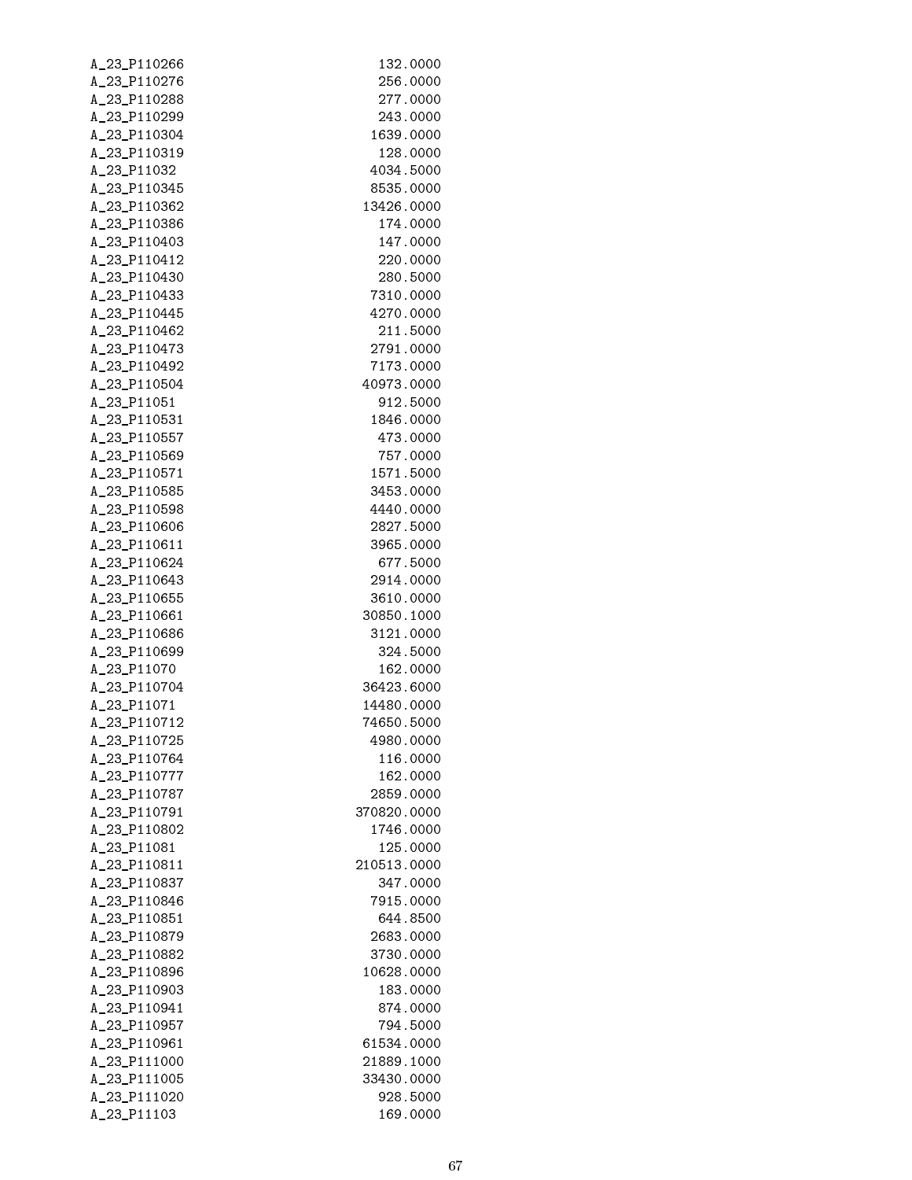| | |
|---|---|
| A_23_P110266 | 132.0000 |
| A_23_P110276 | 256.0000 |
| A_23_P110288 | 277.0000 |
| A_23_P110299 | 243.0000 |
| A_23_P110304 | 1639.0000 |
| A_23_P110319 | 128.0000 |
| A_23_P11032 | 4034.5000 |
| A_23_P110345 | 8535.0000 |
| A_23_P110362 | 13426.0000 |
| A_23_P110386 | 174.0000 |
| A_23_P110403 | 147.0000 |
| A_23_P110412 | 220.0000 |
| A_23_P110430 | 280.5000 |
| A_23_P110433 | 7310.0000 |
| A_23_P110445 | 4270.0000 |
| A_23_P110462 | 211.5000 |
| A_23_P110473 | 2791.0000 |
| A_23_P110492 | 7173.0000 |
| A_23_P110504 | 40973.0000 |
| A_23_P11051 | 912.5000 |
| A_23_P110531 | 1846.0000 |
| A_23_P110557 | 473.0000 |
| A_23_P110569 | 757.0000 |
| A_23_P110571 | 1571.5000 |
| A_23_P110585 | 3453.0000 |
| A_23_P110598 | 4440.0000 |
| A_23_P110606 | 2827.5000 |
| A_23_P110611 | 3965.0000 |
| A_23_P110624 | 677.5000 |
| A_23_P110643 | 2914.0000 |
| A_23_P110655 | 3610.0000 |
| A_23_P110661 | 30850.1000 |
| A_23_P110686 | 3121.0000 |
| A_23_P110699 | 324.5000 |
| A_23_P11070 | 162.0000 |
| A_23_P110704 | 36423.6000 |
| A_23_P11071 | 14480.0000 |
| A_23_P110712 | 74650.5000 |
| A_23_P110725 | 4980.0000 |
| A_23_P110764 | 116.0000 |
| A_23_P110777 | 162.0000 |
| A_23_P110787 | 2859.0000 |
| A_23_P110791 | 370820.0000 |
| A_23_P110802 | 1746.0000 |
| A_23_P11081 | 125.0000 |
| A_23_P110811 | 210513.0000 |
| A_23_P110837 | 347.0000 |
| A_23_P110846 | 7915.0000 |
| A_23_P110851 | 644.8500 |
| A_23_P110879 | 2683.0000 |
| A_23_P110882 | 3730.0000 |
| A_23_P110896 | 10628.0000 |
| A_23_P110903 | 183.0000 |
| A_23_P110941 | 874.0000 |
| A_23_P110957 | 794.5000 |
| A_23_P110961 | 61534.0000 |
| A_23_P111000 | 21889.1000 |
| A_23_P111005 | 33430.0000 |
| A_23_P111020 | 928.5000 |
| A_23_P11103 | 169.0000 |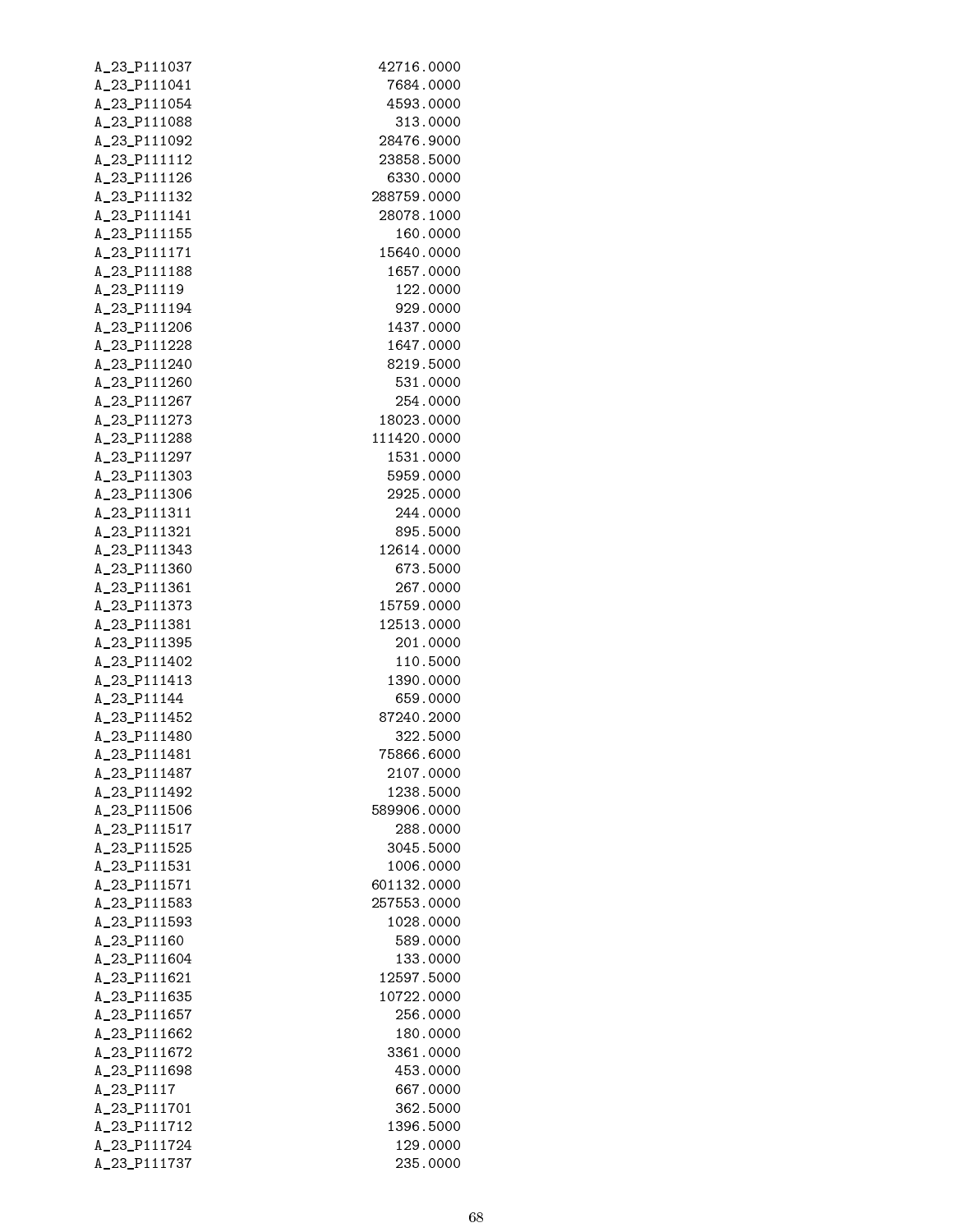| | |
|---|---|
| A_23_P111037 | 42716.0000 |
| A_23_P111041 | 7684.0000 |
| A_23_P111054 | 4593.0000 |
| A_23_P111088 | 313.0000 |
| A_23_P111092 | 28476.9000 |
| A_23_P111112 | 23858.5000 |
| A_23_P111126 | 6330.0000 |
| A_23_P111132 | 288759.0000 |
| A_23_P111141 | 28078.1000 |
| A_23_P111155 | 160.0000 |
| A_23_P111171 | 15640.0000 |
| A_23_P111188 | 1657.0000 |
| A_23_P11119 | 122.0000 |
| A_23_P111194 | 929.0000 |
| A_23_P111206 | 1437.0000 |
| A_23_P111228 | 1647.0000 |
| A_23_P111240 | 8219.5000 |
| A_23_P111260 | 531.0000 |
| A_23_P111267 | 254.0000 |
| A_23_P111273 | 18023.0000 |
| A_23_P111288 | 111420.0000 |
| A_23_P111297 | 1531.0000 |
| A_23_P111303 | 5959.0000 |
| A_23_P111306 | 2925.0000 |
| A_23_P111311 | 244.0000 |
| A_23_P111321 | 895.5000 |
| A_23_P111343 | 12614.0000 |
| A_23_P111360 | 673.5000 |
| A_23_P111361 | 267.0000 |
| A_23_P111373 | 15759.0000 |
| A_23_P111381 | 12513.0000 |
| A_23_P111395 | 201.0000 |
| A_23_P111402 | 110.5000 |
| A_23_P111413 | 1390.0000 |
| A_23_P11144 | 659.0000 |
| A_23_P111452 | 87240.2000 |
| A_23_P111480 | 322.5000 |
| A_23_P111481 | 75866.6000 |
| A_23_P111487 | 2107.0000 |
| A_23_P111492 | 1238.5000 |
| A_23_P111506 | 589906.0000 |
| A_23_P111517 | 288.0000 |
| A_23_P111525 | 3045.5000 |
| A_23_P111531 | 1006.0000 |
| A_23_P111571 | 601132.0000 |
| A_23_P111583 | 257553.0000 |
| A_23_P111593 | 1028.0000 |
| A_23_P11160 | 589.0000 |
| A_23_P111604 | 133.0000 |
| A_23_P111621 | 12597.5000 |
| A_23_P111635 | 10722.0000 |
| A_23_P111657 | 256.0000 |
| A_23_P111662 | 180.0000 |
| A_23_P111672 | 3361.0000 |
| A_23_P111698 | 453.0000 |
| A_23_P1117 | 667.0000 |
| A_23_P111701 | 362.5000 |
| A_23_P111712 | 1396.5000 |
| A_23_P111724 | 129.0000 |
| A_23_P111737 | 235.0000 |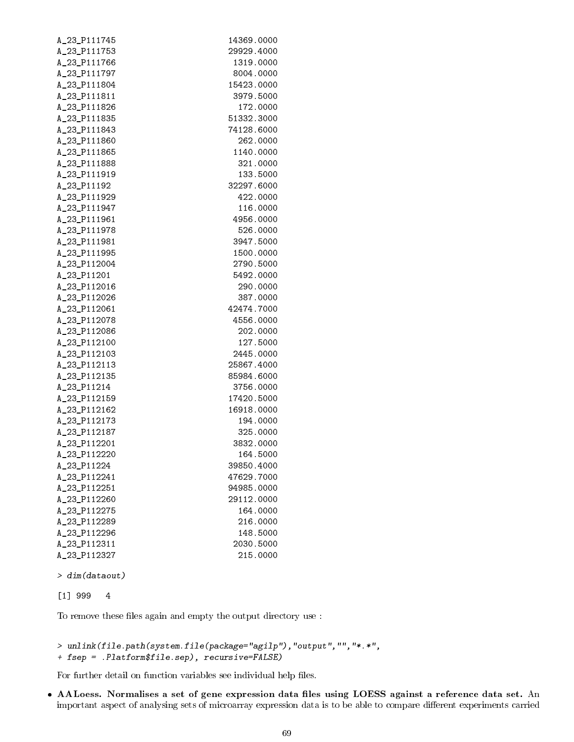```
A_23_P111745                        14369.0000
A_23_P111753                        29929.4000
A_23_P111766                         1319.0000
A_23_P111797                         8004.0000
A_23_P111804                        15423.0000
A_23_P111811                         3979.5000
A_23_P111826                          172.0000
A_23_P111835                        51332.3000
A_23_P111843                        74128.6000
A_23_P111860                          262.0000
A_23_P111865                         1140.0000
A_23_P111888                          321.0000
A_23_P111919                          133.5000
A_23_P11192                         32297.6000
A_23_P111929                          422.0000
A_23_P111947                          116.0000
A_23_P111961                         4956.0000
A_23_P111978                          526.0000
A_23_P111981                         3947.5000
A_23_P111995                         1500.0000
A_23_P112004                         2790.5000
A_23_P11201                          5492.0000
A_23_P112016                          290.0000
A_23_P112026                          387.0000
A_23_P112061                        42474.7000
A_23_P112078                         4556.0000
A_23_P112086                          202.0000
A_23_P112100                          127.5000
A_23_P112103                         2445.0000
A_23_P112113                        25867.4000
A_23_P112135                        85984.6000
A_23_P11214                          3756.0000
A_23_P112159                        17420.5000
A_23_P112162                        16918.0000
A_23_P112173                          194.0000
A_23_P112187                          325.0000
A_23_P112201                         3832.0000
A_23_P112220                          164.5000
A_23_P11224                         39850.4000
A_23_P112241                        47629.7000
A_23_P112251                        94985.0000
A_23_P112260                        29112.0000
A_23_P112275                          164.0000
A_23_P112289                          216.0000
A_23_P112296                          148.5000
A_23_P112311                         2030.5000
A_23_P112327                          215.0000
```

```
> dim(dataout)
```

```
[1] 999   4
```

To remove these files again and empty the output directory use :

```
> unlink(file.path(system.file(package="agilp"),"output","","*.*",
+ fsep = .Platform$file.sep), recursive=FALSE)
```

For further detail on function variables see individual help files.

- **AALoess. Normalises a set of gene expression data files using LOESS against a reference data set.** An important aspect of analysing sets of microarray expression data is to be able to compare different experiments carried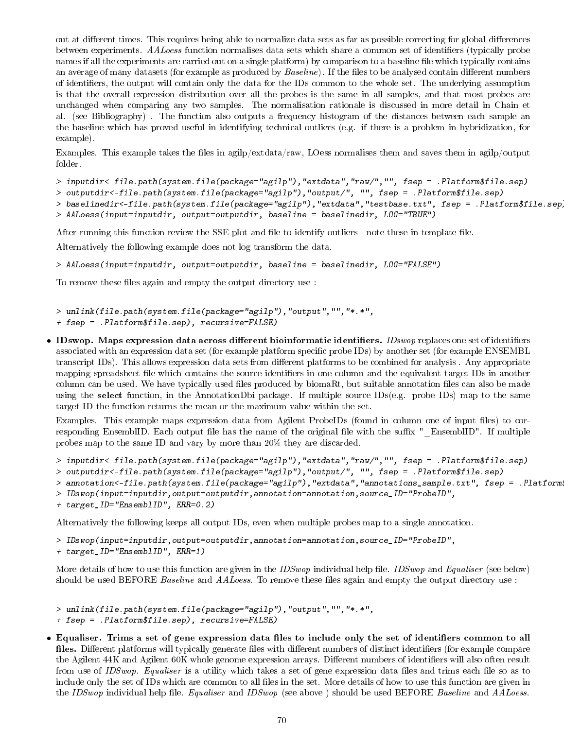out at different times. This requires being able to normalize data sets as far as possible correcting for global differences between experiments. *AALoess* function normalises data sets which share a common set of identifiers (typically probe names if all the experiments are carried out on a single platform) by comparison to a baseline file which typically contains an average of many datasets (for example as produced by *Baseline*). If the files to be analysed contain different numbers of identifiers, the output will contain only the data for the IDs common to the whole set. The underlying assumption is that the overall expression distribution over all the probes is the same in all samples, and that most probes are unchanged when comparing any two samples. The normalisation rationale is discussed in more detail in Chain et al. (see Bibliography) . The function also outputs a frequency histogram of the distances between each sample an the baseline which has proved useful in identifying technical outliers (e.g. if there is a problem in hybridization, for example).

Examples. This example takes the files in agilp/extdata/raw, LOess normalises them and saves them in agilp/output folder.

```
> inputdir<-file.path(system.file(package="agilp"),"extdata","raw/","", fsep = .Platform$file.sep)
> outputdir<-file.path(system.file(package="agilp"),"output/", "", fsep = .Platform$file.sep)
> baselinedir<-file.path(system.file(package="agilp"),"extdata","testbase.txt", fsep = .Platform$file.sep)
> AALoess(input=inputdir, output=outputdir, baseline = baselinedir, LOG="TRUE")
```

After running this function review the SSE plot and file to identify outliers - note these in template file.

Alternatively the following example does not log transform the data.

```
> AALoess(input=inputdir, output=outputdir, baseline = baselinedir, LOG="FALSE")
```

To remove these files again and empty the output directory use :

```
> unlink(file.path(system.file(package="agilp"),"output","","*.*",
+ fsep = .Platform$file.sep), recursive=FALSE)
```

- **IDswop. Maps expression data across different bioinformatic identifiers.** *IDswop* replaces one set of identifiers associated with an expression data set (for example platform specific probe IDs) by another set (for example ENSEMBL transcript IDs). This allows expression data sets from different platforms to be combined for analysis . Any appropriate mapping spreadsheet file which contains the source identifiers in one column and the equivalent target IDs in another column can be used. We have typically used files produced by biomaRt, but suitable annotation files can also be made using the **select** function, in the AnnotationDbi package. If multiple source IDs(e.g. probe IDs) map to the same target ID the function returns the mean or the maximum value within the set.

  Examples. This example maps expression data from Agilent ProbeIDs (found in column one of input files) to corresponding EnsemblID. Each output file has the name of the original file with the suffix "_EnsemblID". If multiple probes map to the same ID and vary by more than 20% they are discarded.

```
> inputdir<-file.path(system.file(package="agilp"),"extdata","raw/","", fsep = .Platform$file.sep)
> outputdir<-file.path(system.file(package="agilp"),"output/", "", fsep = .Platform$file.sep)
> annotation<-file.path(system.file(package="agilp"),"extdata","annotations_sample.txt", fsep = .Platform$
> IDswop(input=inputdir,output=outputdir,annotation=annotation,source_ID="ProbeID",
+ target_ID="EnsemblID", ERR=0.2)
```

  Alternatively the following keeps all output IDs, even when multiple probes map to a single annotation.

```
> IDswop(input=inputdir,output=outputdir,annotation=annotation,source_ID="ProbeID",
+ target_ID="EnsemblID", ERR=1)
```

  More details of how to use this function are given in the *IDSwop* individual help file. *IDSwop* and *Equaliser* (see below) should be used BEFORE *Baseline* and *AALoess*. To remove these files again and empty the output directory use :

```
> unlink(file.path(system.file(package="agilp"),"output","","*.*",
+ fsep = .Platform$file.sep), recursive=FALSE)
```

- **Equaliser. Trims a set of gene expression data files to include only the set of identifiers common to all files.** Different platforms will typically generate files with different numbers of distinct identifiers (for example compare the Agilent 44K and Agilent 60K whole genome expression arrays. Different numbers of identifiers will also often result from use of *IDSwop*. *Equaliser* is a utility which takes a set of gene expression data files and trims each file so as to include only the set of IDs which are common to all files in the set. More details of how to use this function are given in the *IDSwop* individual help file. *Equaliser* and *IDSwop* (see above ) should be used BEFORE *Baseline* and *AALoess*.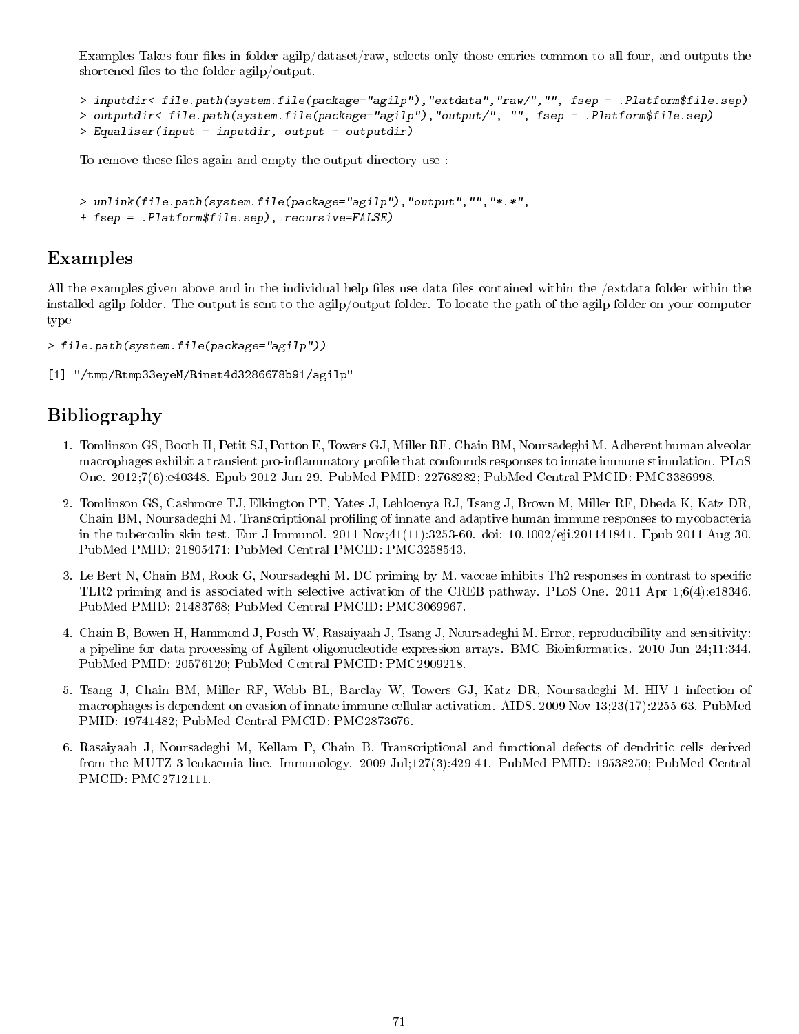Examples Takes four files in folder agilp/dataset/raw, selects only those entries common to all four, and outputs the shortened files to the folder agilp/output.

```
> inputdir<-file.path(system.file(package="agilp"),"extdata","raw/","", fsep = .Platform$file.sep)
> outputdir<-file.path(system.file(package="agilp"),"output/", "", fsep = .Platform$file.sep)
> Equaliser(input = inputdir, output = outputdir)
```

To remove these files again and empty the output directory use :

```
> unlink(file.path(system.file(package="agilp"),"output","","*.*",
+ fsep = .Platform$file.sep), recursive=FALSE)
```

## Examples

All the examples given above and in the individual help files use data files contained within the /extdata folder within the installed agilp folder. The output is sent to the agilp/output folder. To locate the path of the agilp folder on your computer type

```
> file.path(system.file(package="agilp"))
```

```
[1] "/tmp/Rtmp33eyeM/Rinst4d3286678b91/agilp"
```

## Bibliography

1. Tomlinson GS, Booth H, Petit SJ, Potton E, Towers GJ, Miller RF, Chain BM, Noursadeghi M. Adherent human alveolar macrophages exhibit a transient pro-inflammatory profile that confounds responses to innate immune stimulation. PLoS One. 2012;7(6):e40348. Epub 2012 Jun 29. PubMed PMID: 22768282; PubMed Central PMCID: PMC3386998.

2. Tomlinson GS, Cashmore TJ, Elkington PT, Yates J, Lehloenya RJ, Tsang J, Brown M, Miller RF, Dheda K, Katz DR, Chain BM, Noursadeghi M. Transcriptional profiling of innate and adaptive human immune responses to mycobacteria in the tuberculin skin test. Eur J Immunol. 2011 Nov;41(11):3253-60. doi: 10.1002/eji.201141841. Epub 2011 Aug 30. PubMed PMID: 21805471; PubMed Central PMCID: PMC3258543.

3. Le Bert N, Chain BM, Rook G, Noursadeghi M. DC priming by M. vaccae inhibits Th2 responses in contrast to specific TLR2 priming and is associated with selective activation of the CREB pathway. PLoS One. 2011 Apr 1;6(4):e18346. PubMed PMID: 21483768; PubMed Central PMCID: PMC3069967.

4. Chain B, Bowen H, Hammond J, Posch W, Rasaiyaah J, Tsang J, Noursadeghi M. Error, reproducibility and sensitivity: a pipeline for data processing of Agilent oligonucleotide expression arrays. BMC Bioinformatics. 2010 Jun 24;11:344. PubMed PMID: 20576120; PubMed Central PMCID: PMC2909218.

5. Tsang J, Chain BM, Miller RF, Webb BL, Barclay W, Towers GJ, Katz DR, Noursadeghi M. HIV-1 infection of macrophages is dependent on evasion of innate immune cellular activation. AIDS. 2009 Nov 13;23(17):2255-63. PubMed PMID: 19741482; PubMed Central PMCID: PMC2873676.

6. Rasaiyaah J, Noursadeghi M, Kellam P, Chain B. Transcriptional and functional defects of dendritic cells derived from the MUTZ-3 leukaemia line. Immunology. 2009 Jul;127(3):429-41. PubMed PMID: 19538250; PubMed Central PMCID: PMC2712111.